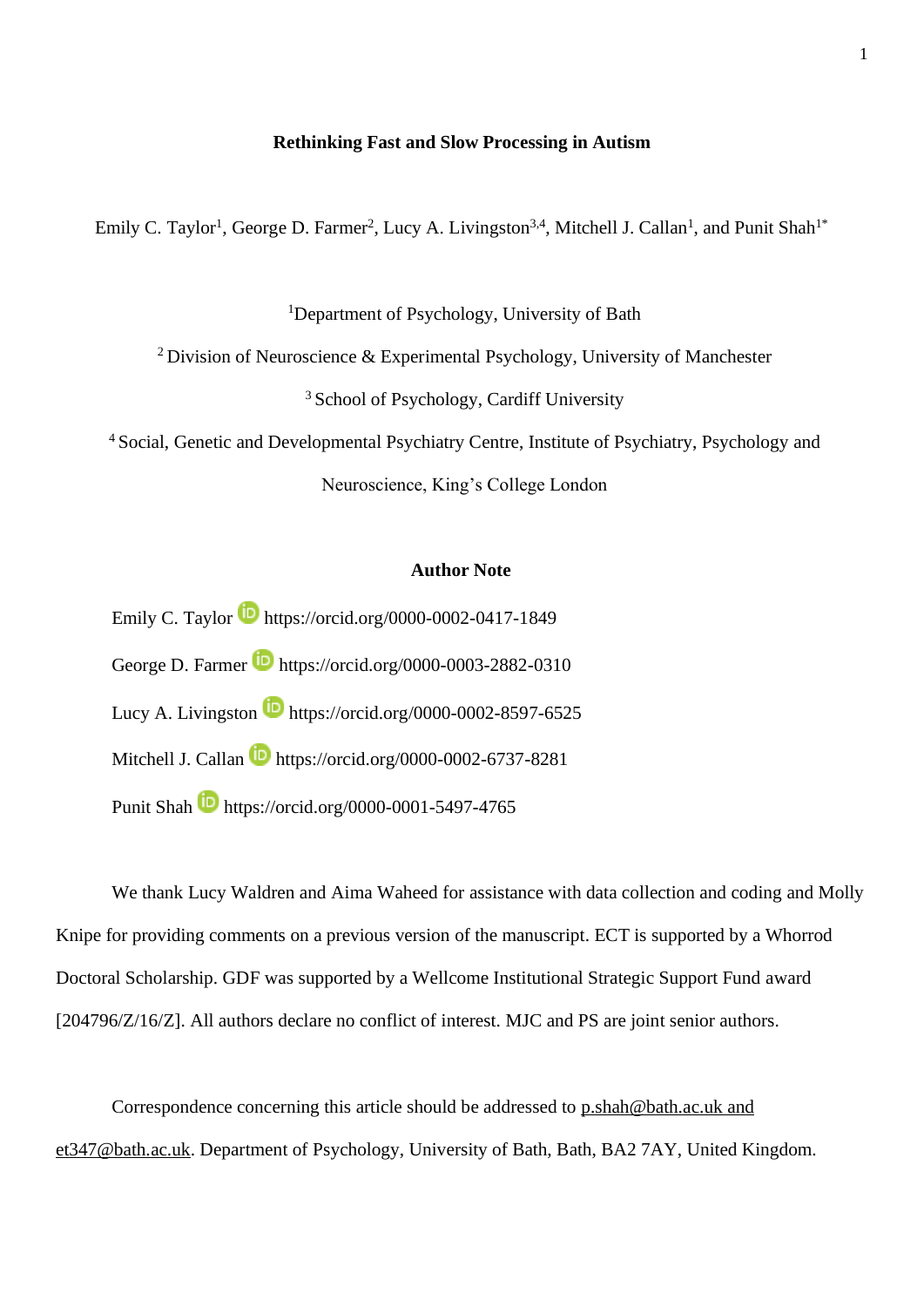# Rethinking Fast and Slow Processing in Autism

Emily C. Taylor[1], George D. Farmer[2], Lucy A. Livingston[3,4], Mitchell J. Callan[1], and Punit Shah[1*]

[1]Department of Psychology, University of Bath

[2] Division of Neuroscience & Experimental Psychology, University of Manchester

[3] School of Psychology, Cardiff University

[4] Social, Genetic and Developmental Psychiatry Centre, Institute of Psychiatry, Psychology and Neuroscience, King's College London

## Author Note

Emily C. Taylor https://orcid.org/0000-0002-0417-1849

George D. Farmer https://orcid.org/0000-0003-2882-0310

Lucy A. Livingston https://orcid.org/0000-0002-8597-6525

Mitchell J. Callan https://orcid.org/0000-0002-6737-8281

Punit Shah https://orcid.org/0000-0001-5497-4765

We thank Lucy Waldren and Aima Waheed for assistance with data collection and coding and Molly Knipe for providing comments on a previous version of the manuscript. ECT is supported by a Whorrod Doctoral Scholarship. GDF was supported by a Wellcome Institutional Strategic Support Fund award [204796/Z/16/Z]. All authors declare no conflict of interest. MJC and PS are joint senior authors.

Correspondence concerning this article should be addressed to p.shah@bath.ac.uk and et347@bath.ac.uk. Department of Psychology, University of Bath, Bath, BA2 7AY, United Kingdom.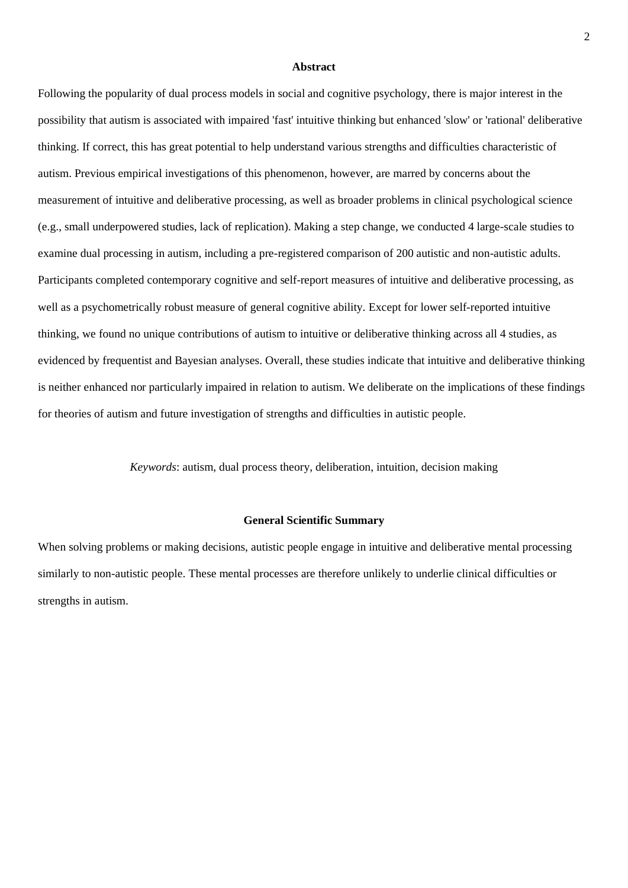## Abstract

Following the popularity of dual process models in social and cognitive psychology, there is major interest in the possibility that autism is associated with impaired 'fast' intuitive thinking but enhanced 'slow' or 'rational' deliberative thinking. If correct, this has great potential to help understand various strengths and difficulties characteristic of autism. Previous empirical investigations of this phenomenon, however, are marred by concerns about the measurement of intuitive and deliberative processing, as well as broader problems in clinical psychological science (e.g., small underpowered studies, lack of replication). Making a step change, we conducted 4 large-scale studies to examine dual processing in autism, including a pre-registered comparison of 200 autistic and non-autistic adults. Participants completed contemporary cognitive and self-report measures of intuitive and deliberative processing, as well as a psychometrically robust measure of general cognitive ability. Except for lower self-reported intuitive thinking, we found no unique contributions of autism to intuitive or deliberative thinking across all 4 studies, as evidenced by frequentist and Bayesian analyses. Overall, these studies indicate that intuitive and deliberative thinking is neither enhanced nor particularly impaired in relation to autism. We deliberate on the implications of these findings for theories of autism and future investigation of strengths and difficulties in autistic people.

*Keywords*: autism, dual process theory, deliberation, intuition, decision making

## General Scientific Summary

When solving problems or making decisions, autistic people engage in intuitive and deliberative mental processing similarly to non-autistic people. These mental processes are therefore unlikely to underlie clinical difficulties or strengths in autism.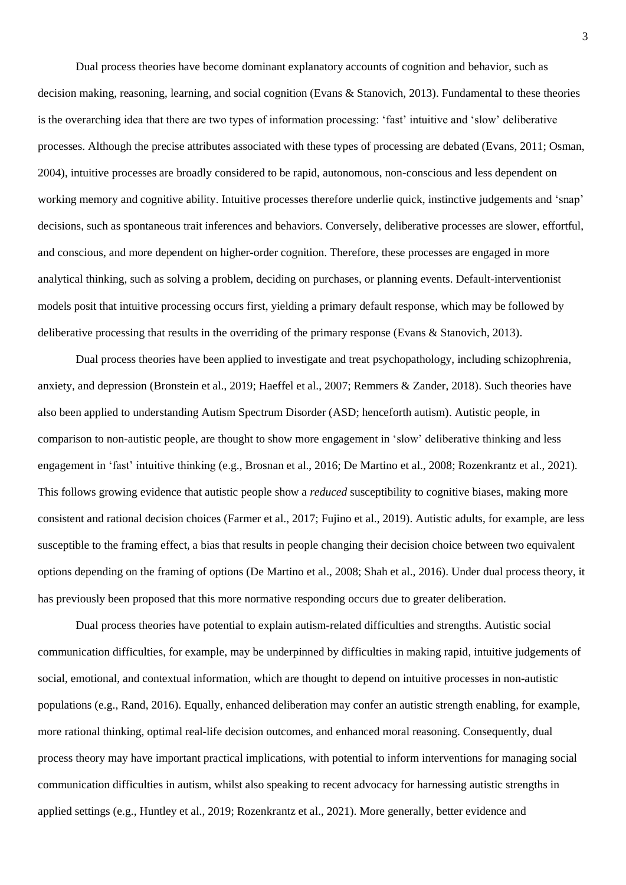Dual process theories have become dominant explanatory accounts of cognition and behavior, such as decision making, reasoning, learning, and social cognition (Evans & Stanovich, 2013). Fundamental to these theories is the overarching idea that there are two types of information processing: 'fast' intuitive and 'slow' deliberative processes. Although the precise attributes associated with these types of processing are debated (Evans, 2011; Osman, 2004), intuitive processes are broadly considered to be rapid, autonomous, non-conscious and less dependent on working memory and cognitive ability. Intuitive processes therefore underlie quick, instinctive judgements and 'snap' decisions, such as spontaneous trait inferences and behaviors. Conversely, deliberative processes are slower, effortful, and conscious, and more dependent on higher-order cognition. Therefore, these processes are engaged in more analytical thinking, such as solving a problem, deciding on purchases, or planning events. Default-interventionist models posit that intuitive processing occurs first, yielding a primary default response, which may be followed by deliberative processing that results in the overriding of the primary response (Evans & Stanovich, 2013).

Dual process theories have been applied to investigate and treat psychopathology, including schizophrenia, anxiety, and depression (Bronstein et al., 2019; Haeffel et al., 2007; Remmers & Zander, 2018). Such theories have also been applied to understanding Autism Spectrum Disorder (ASD; henceforth autism). Autistic people, in comparison to non-autistic people, are thought to show more engagement in 'slow' deliberative thinking and less engagement in 'fast' intuitive thinking (e.g., Brosnan et al., 2016; De Martino et al., 2008; Rozenkrantz et al., 2021). This follows growing evidence that autistic people show a *reduced* susceptibility to cognitive biases, making more consistent and rational decision choices (Farmer et al., 2017; Fujino et al., 2019). Autistic adults, for example, are less susceptible to the framing effect, a bias that results in people changing their decision choice between two equivalent options depending on the framing of options (De Martino et al., 2008; Shah et al., 2016). Under dual process theory, it has previously been proposed that this more normative responding occurs due to greater deliberation.

Dual process theories have potential to explain autism-related difficulties and strengths. Autistic social communication difficulties, for example, may be underpinned by difficulties in making rapid, intuitive judgements of social, emotional, and contextual information, which are thought to depend on intuitive processes in non-autistic populations (e.g., Rand, 2016). Equally, enhanced deliberation may confer an autistic strength enabling, for example, more rational thinking, optimal real-life decision outcomes, and enhanced moral reasoning. Consequently, dual process theory may have important practical implications, with potential to inform interventions for managing social communication difficulties in autism, whilst also speaking to recent advocacy for harnessing autistic strengths in applied settings (e.g., Huntley et al., 2019; Rozenkrantz et al., 2021). More generally, better evidence and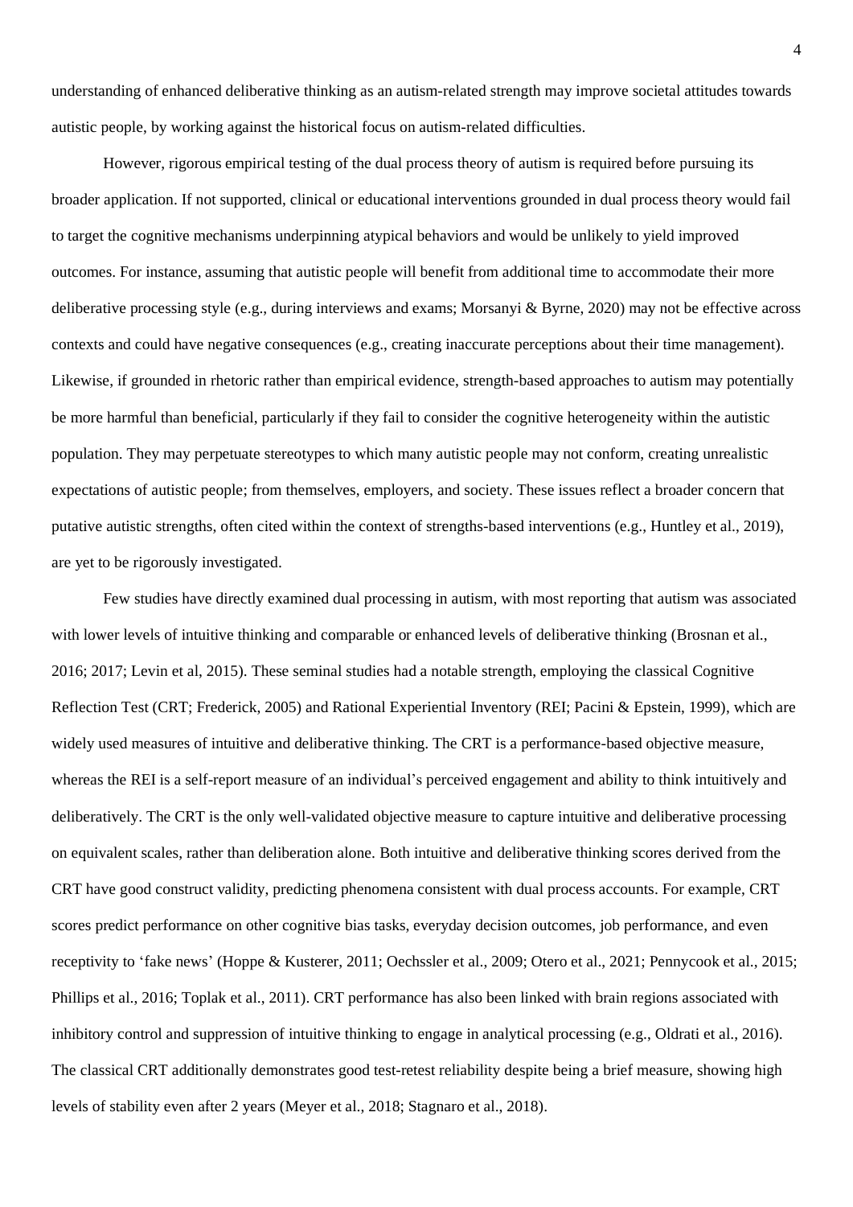understanding of enhanced deliberative thinking as an autism-related strength may improve societal attitudes towards autistic people, by working against the historical focus on autism-related difficulties.

However, rigorous empirical testing of the dual process theory of autism is required before pursuing its broader application. If not supported, clinical or educational interventions grounded in dual process theory would fail to target the cognitive mechanisms underpinning atypical behaviors and would be unlikely to yield improved outcomes. For instance, assuming that autistic people will benefit from additional time to accommodate their more deliberative processing style (e.g., during interviews and exams; Morsanyi & Byrne, 2020) may not be effective across contexts and could have negative consequences (e.g., creating inaccurate perceptions about their time management). Likewise, if grounded in rhetoric rather than empirical evidence, strength-based approaches to autism may potentially be more harmful than beneficial, particularly if they fail to consider the cognitive heterogeneity within the autistic population. They may perpetuate stereotypes to which many autistic people may not conform, creating unrealistic expectations of autistic people; from themselves, employers, and society. These issues reflect a broader concern that putative autistic strengths, often cited within the context of strengths-based interventions (e.g., Huntley et al., 2019), are yet to be rigorously investigated.

Few studies have directly examined dual processing in autism, with most reporting that autism was associated with lower levels of intuitive thinking and comparable or enhanced levels of deliberative thinking (Brosnan et al., 2016; 2017; Levin et al, 2015). These seminal studies had a notable strength, employing the classical Cognitive Reflection Test (CRT; Frederick, 2005) and Rational Experiential Inventory (REI; Pacini & Epstein, 1999), which are widely used measures of intuitive and deliberative thinking. The CRT is a performance-based objective measure, whereas the REI is a self-report measure of an individual's perceived engagement and ability to think intuitively and deliberatively. The CRT is the only well-validated objective measure to capture intuitive and deliberative processing on equivalent scales, rather than deliberation alone. Both intuitive and deliberative thinking scores derived from the CRT have good construct validity, predicting phenomena consistent with dual process accounts. For example, CRT scores predict performance on other cognitive bias tasks, everyday decision outcomes, job performance, and even receptivity to 'fake news' (Hoppe & Kusterer, 2011; Oechssler et al., 2009; Otero et al., 2021; Pennycook et al., 2015; Phillips et al., 2016; Toplak et al., 2011). CRT performance has also been linked with brain regions associated with inhibitory control and suppression of intuitive thinking to engage in analytical processing (e.g., Oldrati et al., 2016). The classical CRT additionally demonstrates good test-retest reliability despite being a brief measure, showing high levels of stability even after 2 years (Meyer et al., 2018; Stagnaro et al., 2018).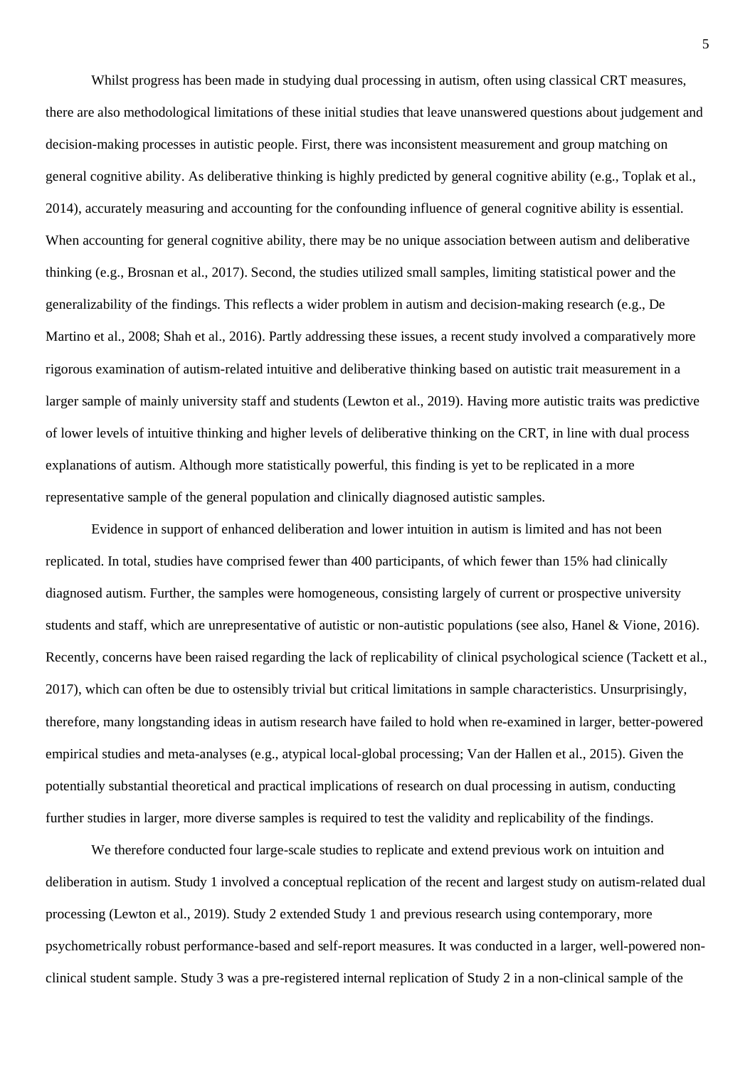Whilst progress has been made in studying dual processing in autism, often using classical CRT measures, there are also methodological limitations of these initial studies that leave unanswered questions about judgement and decision-making processes in autistic people. First, there was inconsistent measurement and group matching on general cognitive ability. As deliberative thinking is highly predicted by general cognitive ability (e.g., Toplak et al., 2014), accurately measuring and accounting for the confounding influence of general cognitive ability is essential. When accounting for general cognitive ability, there may be no unique association between autism and deliberative thinking (e.g., Brosnan et al., 2017). Second, the studies utilized small samples, limiting statistical power and the generalizability of the findings. This reflects a wider problem in autism and decision-making research (e.g., De Martino et al., 2008; Shah et al., 2016). Partly addressing these issues, a recent study involved a comparatively more rigorous examination of autism-related intuitive and deliberative thinking based on autistic trait measurement in a larger sample of mainly university staff and students (Lewton et al., 2019). Having more autistic traits was predictive of lower levels of intuitive thinking and higher levels of deliberative thinking on the CRT, in line with dual process explanations of autism. Although more statistically powerful, this finding is yet to be replicated in a more representative sample of the general population and clinically diagnosed autistic samples.

Evidence in support of enhanced deliberation and lower intuition in autism is limited and has not been replicated. In total, studies have comprised fewer than 400 participants, of which fewer than 15% had clinically diagnosed autism. Further, the samples were homogeneous, consisting largely of current or prospective university students and staff, which are unrepresentative of autistic or non-autistic populations (see also, Hanel & Vione, 2016). Recently, concerns have been raised regarding the lack of replicability of clinical psychological science (Tackett et al., 2017), which can often be due to ostensibly trivial but critical limitations in sample characteristics. Unsurprisingly, therefore, many longstanding ideas in autism research have failed to hold when re-examined in larger, better-powered empirical studies and meta-analyses (e.g., atypical local-global processing; Van der Hallen et al., 2015). Given the potentially substantial theoretical and practical implications of research on dual processing in autism, conducting further studies in larger, more diverse samples is required to test the validity and replicability of the findings.

We therefore conducted four large-scale studies to replicate and extend previous work on intuition and deliberation in autism. Study 1 involved a conceptual replication of the recent and largest study on autism-related dual processing (Lewton et al., 2019). Study 2 extended Study 1 and previous research using contemporary, more psychometrically robust performance-based and self-report measures. It was conducted in a larger, well-powered non-clinical student sample. Study 3 was a pre-registered internal replication of Study 2 in a non-clinical sample of the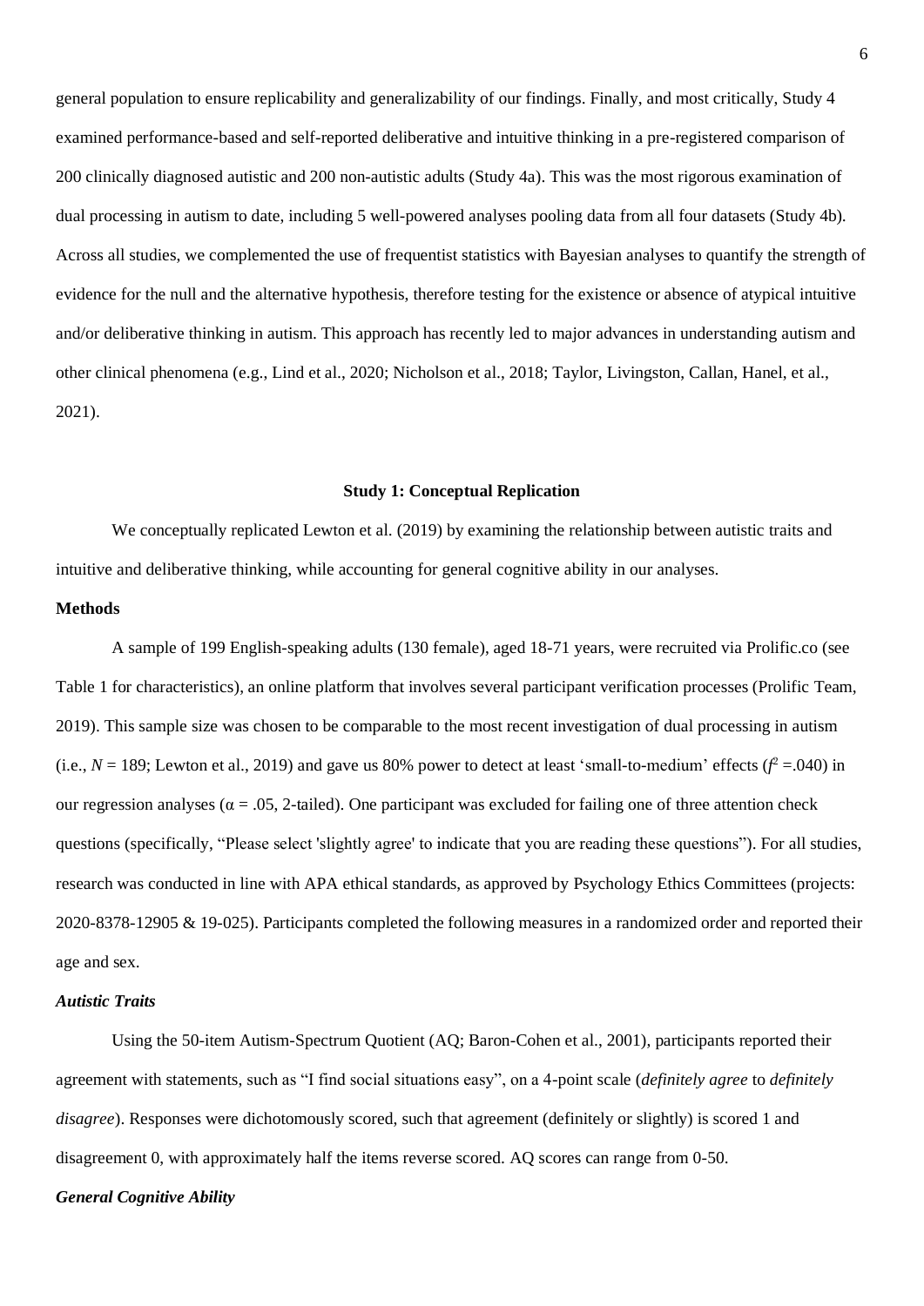general population to ensure replicability and generalizability of our findings. Finally, and most critically, Study 4 examined performance-based and self-reported deliberative and intuitive thinking in a pre-registered comparison of 200 clinically diagnosed autistic and 200 non-autistic adults (Study 4a). This was the most rigorous examination of dual processing in autism to date, including 5 well-powered analyses pooling data from all four datasets (Study 4b). Across all studies, we complemented the use of frequentist statistics with Bayesian analyses to quantify the strength of evidence for the null and the alternative hypothesis, therefore testing for the existence or absence of atypical intuitive and/or deliberative thinking in autism. This approach has recently led to major advances in understanding autism and other clinical phenomena (e.g., Lind et al., 2020; Nicholson et al., 2018; Taylor, Livingston, Callan, Hanel, et al., 2021).

## Study 1: Conceptual Replication

We conceptually replicated Lewton et al. (2019) by examining the relationship between autistic traits and intuitive and deliberative thinking, while accounting for general cognitive ability in our analyses.

### Methods

A sample of 199 English-speaking adults (130 female), aged 18-71 years, were recruited via Prolific.co (see Table 1 for characteristics), an online platform that involves several participant verification processes (Prolific Team, 2019). This sample size was chosen to be comparable to the most recent investigation of dual processing in autism (i.e., $N$ = 189; Lewton et al., 2019) and gave us 80% power to detect at least 'small-to-medium' effects ($f^2$ =.040) in our regression analyses ($\alpha$ = .05, 2-tailed). One participant was excluded for failing one of three attention check questions (specifically, "Please select 'slightly agree' to indicate that you are reading these questions"). For all studies, research was conducted in line with APA ethical standards, as approved by Psychology Ethics Committees (projects: 2020-8378-12905 & 19-025). Participants completed the following measures in a randomized order and reported their age and sex.

#### *Autistic Traits*

Using the 50-item Autism-Spectrum Quotient (AQ; Baron-Cohen et al., 2001), participants reported their agreement with statements, such as "I find social situations easy", on a 4-point scale (*definitely agree* to *definitely disagree*). Responses were dichotomously scored, such that agreement (definitely or slightly) is scored 1 and disagreement 0, with approximately half the items reverse scored. AQ scores can range from 0-50.

#### *General Cognitive Ability*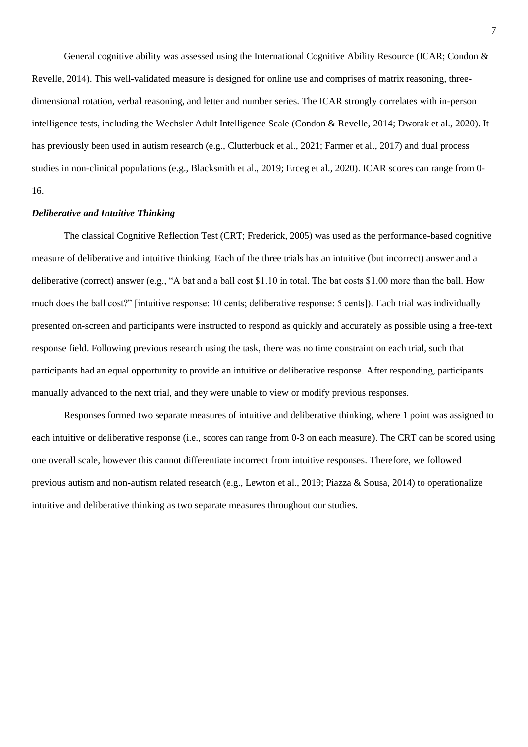General cognitive ability was assessed using the International Cognitive Ability Resource (ICAR; Condon & Revelle, 2014). This well-validated measure is designed for online use and comprises of matrix reasoning, three-dimensional rotation, verbal reasoning, and letter and number series. The ICAR strongly correlates with in-person intelligence tests, including the Wechsler Adult Intelligence Scale (Condon & Revelle, 2014; Dworak et al., 2020). It has previously been used in autism research (e.g., Clutterbuck et al., 2021; Farmer et al., 2017) and dual process studies in non-clinical populations (e.g., Blacksmith et al., 2019; Erceg et al., 2020). ICAR scores can range from 0-16.

### *Deliberative and Intuitive Thinking*

The classical Cognitive Reflection Test (CRT; Frederick, 2005) was used as the performance-based cognitive measure of deliberative and intuitive thinking. Each of the three trials has an intuitive (but incorrect) answer and a deliberative (correct) answer (e.g., "A bat and a ball cost $1.10 in total. The bat costs $1.00 more than the ball. How much does the ball cost?" [intuitive response: 10 cents; deliberative response: 5 cents]). Each trial was individually presented on-screen and participants were instructed to respond as quickly and accurately as possible using a free-text response field. Following previous research using the task, there was no time constraint on each trial, such that participants had an equal opportunity to provide an intuitive or deliberative response. After responding, participants manually advanced to the next trial, and they were unable to view or modify previous responses.

Responses formed two separate measures of intuitive and deliberative thinking, where 1 point was assigned to each intuitive or deliberative response (i.e., scores can range from 0-3 on each measure). The CRT can be scored using one overall scale, however this cannot differentiate incorrect from intuitive responses. Therefore, we followed previous autism and non-autism related research (e.g., Lewton et al., 2019; Piazza & Sousa, 2014) to operationalize intuitive and deliberative thinking as two separate measures throughout our studies.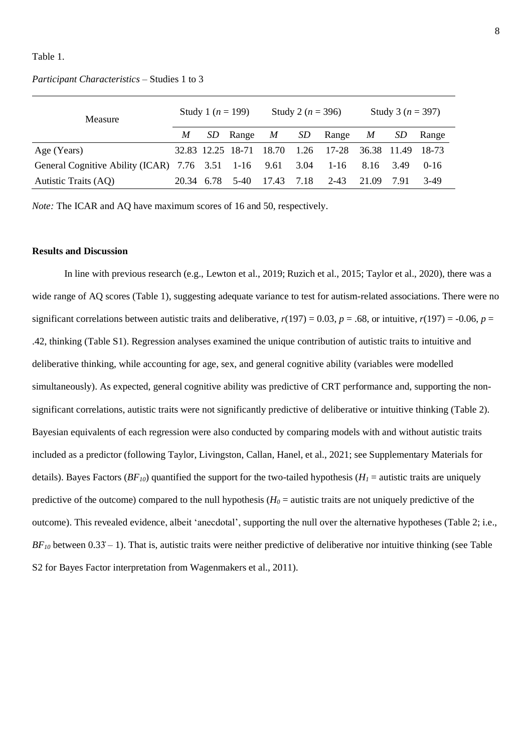Table 1.

*Participant Characteristics* – Studies 1 to 3

| Measure | Study 1 (*n* = 199) | | | Study 2 (*n* = 396) | | | Study 3 (*n* = 397) | | |
|---|---|---|---|---|---|---|---|---|---|
| | *M* | *SD* | Range | *M* | *SD* | Range | *M* | *SD* | Range |
| Age (Years) | 32.83 | 12.25 | 18-71 | 18.70 | 1.26 | 17-28 | 36.38 | 11.49 | 18-73 |
| General Cognitive Ability (ICAR) | 7.76 | 3.51 | 1-16 | 9.61 | 3.04 | 1-16 | 8.16 | 3.49 | 0-16 |
| Autistic Traits (AQ) | 20.34 | 6.78 | 5-40 | 17.43 | 7.18 | 2-43 | 21.09 | 7.91 | 3-49 |

*Note:* The ICAR and AQ have maximum scores of 16 and 50, respectively.

**Results and Discussion**

In line with previous research (e.g., Lewton et al., 2019; Ruzich et al., 2015; Taylor et al., 2020), there was a wide range of AQ scores (Table 1), suggesting adequate variance to test for autism-related associations. There were no significant correlations between autistic traits and deliberative, $r(197) = 0.03$, $p = .68$, or intuitive, $r(197) = -0.06$, $p = .42$, thinking (Table S1). Regression analyses examined the unique contribution of autistic traits to intuitive and deliberative thinking, while accounting for age, sex, and general cognitive ability (variables were modelled simultaneously). As expected, general cognitive ability was predictive of CRT performance and, supporting the non-significant correlations, autistic traits were not significantly predictive of deliberative or intuitive thinking (Table 2). Bayesian equivalents of each regression were also conducted by comparing models with and without autistic traits included as a predictor (following Taylor, Livingston, Callan, Hanel, et al., 2021; see Supplementary Materials for details). Bayes Factors ($BF_{10}$) quantified the support for the two-tailed hypothesis ($H_1$ = autistic traits are uniquely predictive of the outcome) compared to the null hypothesis ($H_0$ = autistic traits are not uniquely predictive of the outcome). This revealed evidence, albeit 'anecdotal', supporting the null over the alternative hypotheses (Table 2; i.e., $BF_{10}$ between $0.3\dot{3} – 1$). That is, autistic traits were neither predictive of deliberative nor intuitive thinking (see Table S2 for Bayes Factor interpretation from Wagenmakers et al., 2011).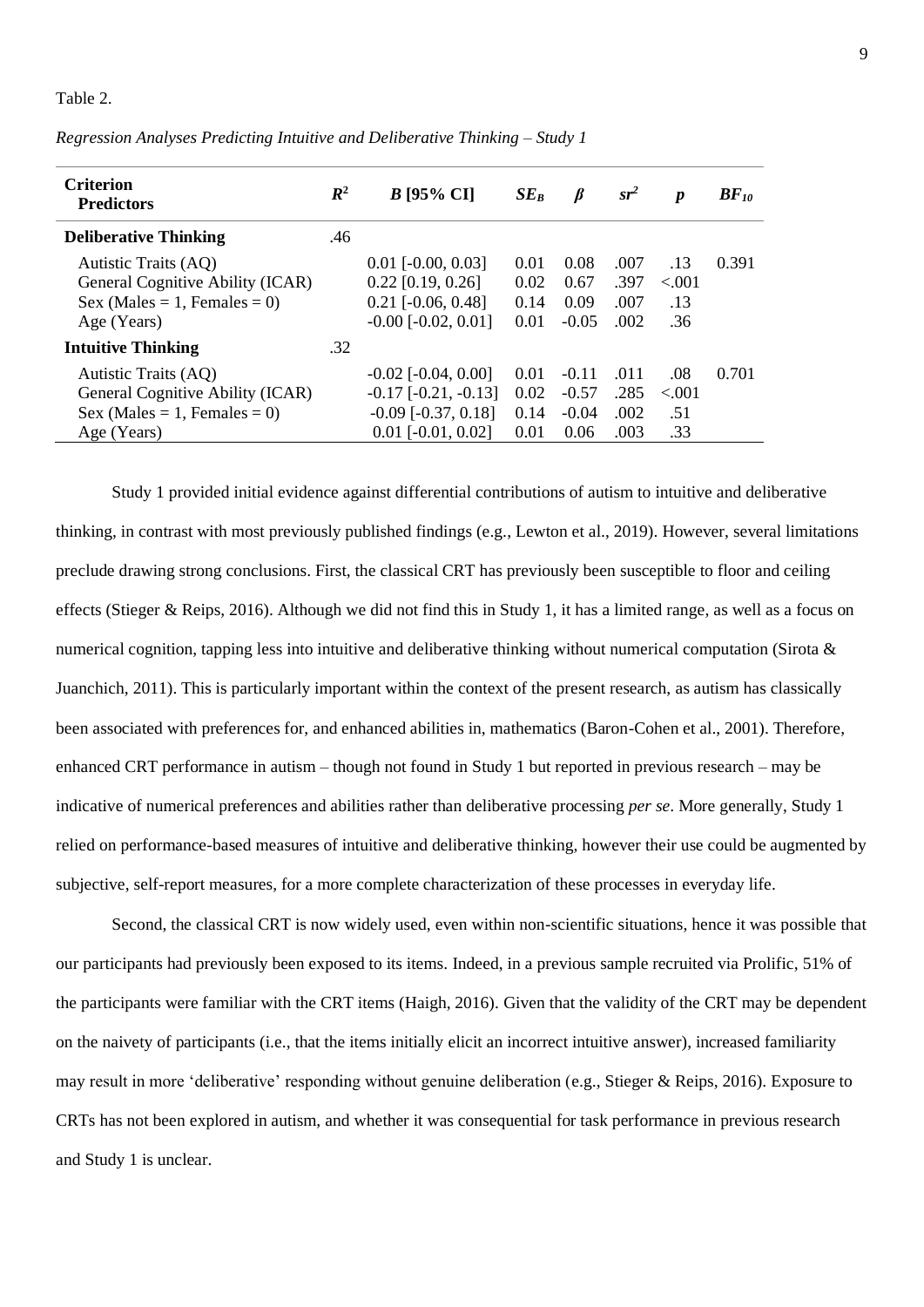Table 2.

*Regression Analyses Predicting Intuitive and Deliberative Thinking – Study 1*

| Criterion<br>Predictors | $R^2$ | $B$ [95% CI] | $SE_B$ | $\beta$ | $sr^2$ | $p$ | $BF_{10}$ |
|---|---|---|---|---|---|---|---|
| **Deliberative Thinking** | .46 | | | | | | |
| Autistic Traits (AQ) | | 0.01 [-0.00, 0.03] | 0.01 | 0.08 | .007 | .13 | 0.391 |
| General Cognitive Ability (ICAR) | | 0.22 [0.19, 0.26] | 0.02 | 0.67 | .397 | <.001 | |
| Sex (Males = 1, Females = 0) | | 0.21 [-0.06, 0.48] | 0.14 | 0.09 | .007 | .13 | |
| Age (Years) | | -0.00 [-0.02, 0.01] | 0.01 | -0.05 | .002 | .36 | |
| **Intuitive Thinking** | .32 | | | | | | |
| Autistic Traits (AQ) | | -0.02 [-0.04, 0.00] | 0.01 | -0.11 | .011 | .08 | 0.701 |
| General Cognitive Ability (ICAR) | | -0.17 [-0.21, -0.13] | 0.02 | -0.57 | .285 | <.001 | |
| Sex (Males = 1, Females = 0) | | -0.09 [-0.37, 0.18] | 0.14 | -0.04 | .002 | .51 | |
| Age (Years) | | 0.01 [-0.01, 0.02] | 0.01 | 0.06 | .003 | .33 | |

Study 1 provided initial evidence against differential contributions of autism to intuitive and deliberative thinking, in contrast with most previously published findings (e.g., Lewton et al., 2019). However, several limitations preclude drawing strong conclusions. First, the classical CRT has previously been susceptible to floor and ceiling effects (Stieger & Reips, 2016). Although we did not find this in Study 1, it has a limited range, as well as a focus on numerical cognition, tapping less into intuitive and deliberative thinking without numerical computation (Sirota & Juanchich, 2011). This is particularly important within the context of the present research, as autism has classically been associated with preferences for, and enhanced abilities in, mathematics (Baron-Cohen et al., 2001). Therefore, enhanced CRT performance in autism – though not found in Study 1 but reported in previous research – may be indicative of numerical preferences and abilities rather than deliberative processing *per se*. More generally, Study 1 relied on performance-based measures of intuitive and deliberative thinking, however their use could be augmented by subjective, self-report measures, for a more complete characterization of these processes in everyday life.

Second, the classical CRT is now widely used, even within non-scientific situations, hence it was possible that our participants had previously been exposed to its items. Indeed, in a previous sample recruited via Prolific, 51% of the participants were familiar with the CRT items (Haigh, 2016). Given that the validity of the CRT may be dependent on the naivety of participants (i.e., that the items initially elicit an incorrect intuitive answer), increased familiarity may result in more 'deliberative' responding without genuine deliberation (e.g., Stieger & Reips, 2016). Exposure to CRTs has not been explored in autism, and whether it was consequential for task performance in previous research and Study 1 is unclear.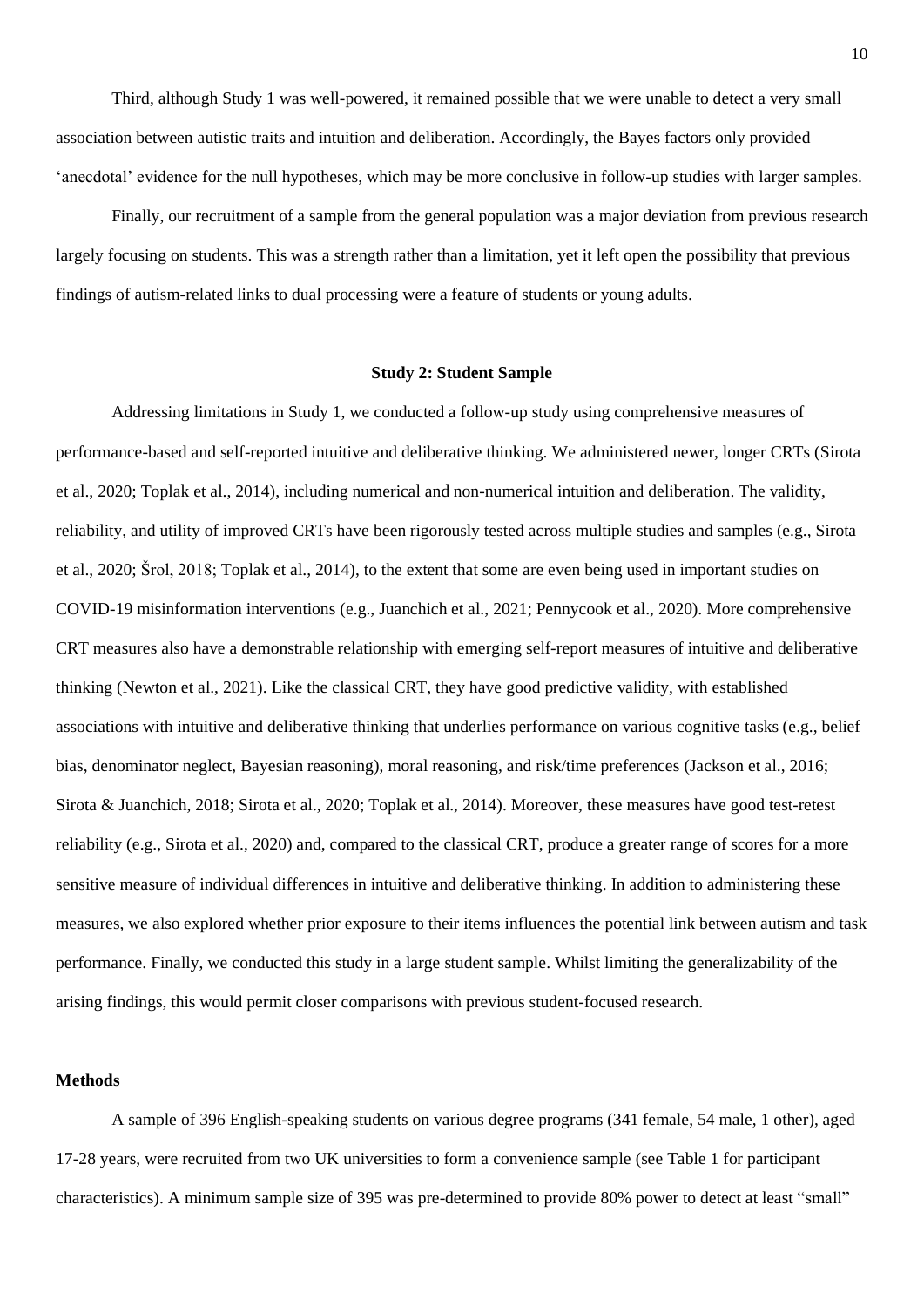Third, although Study 1 was well-powered, it remained possible that we were unable to detect a very small association between autistic traits and intuition and deliberation. Accordingly, the Bayes factors only provided 'anecdotal' evidence for the null hypotheses, which may be more conclusive in follow-up studies with larger samples.

Finally, our recruitment of a sample from the general population was a major deviation from previous research largely focusing on students. This was a strength rather than a limitation, yet it left open the possibility that previous findings of autism-related links to dual processing were a feature of students or young adults.

## Study 2: Student Sample

Addressing limitations in Study 1, we conducted a follow-up study using comprehensive measures of performance-based and self-reported intuitive and deliberative thinking. We administered newer, longer CRTs (Sirota et al., 2020; Toplak et al., 2014), including numerical and non-numerical intuition and deliberation. The validity, reliability, and utility of improved CRTs have been rigorously tested across multiple studies and samples (e.g., Sirota et al., 2020; Šrol, 2018; Toplak et al., 2014), to the extent that some are even being used in important studies on COVID-19 misinformation interventions (e.g., Juanchich et al., 2021; Pennycook et al., 2020). More comprehensive CRT measures also have a demonstrable relationship with emerging self-report measures of intuitive and deliberative thinking (Newton et al., 2021). Like the classical CRT, they have good predictive validity, with established associations with intuitive and deliberative thinking that underlies performance on various cognitive tasks (e.g., belief bias, denominator neglect, Bayesian reasoning), moral reasoning, and risk/time preferences (Jackson et al., 2016; Sirota & Juanchich, 2018; Sirota et al., 2020; Toplak et al., 2014). Moreover, these measures have good test-retest reliability (e.g., Sirota et al., 2020) and, compared to the classical CRT, produce a greater range of scores for a more sensitive measure of individual differences in intuitive and deliberative thinking. In addition to administering these measures, we also explored whether prior exposure to their items influences the potential link between autism and task performance. Finally, we conducted this study in a large student sample. Whilst limiting the generalizability of the arising findings, this would permit closer comparisons with previous student-focused research.

### Methods

A sample of 396 English-speaking students on various degree programs (341 female, 54 male, 1 other), aged 17-28 years, were recruited from two UK universities to form a convenience sample (see Table 1 for participant characteristics). A minimum sample size of 395 was pre-determined to provide 80% power to detect at least "small"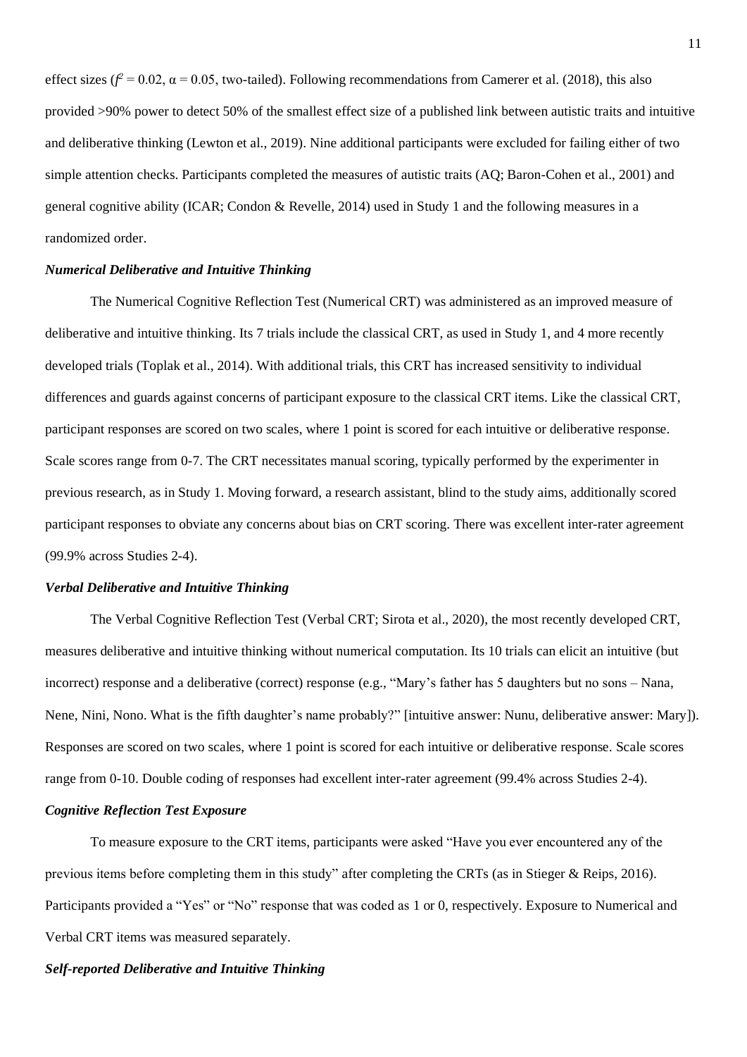effect sizes ($f^2 = 0.02$, $\alpha = 0.05$, two-tailed). Following recommendations from Camerer et al. (2018), this also provided >90% power to detect 50% of the smallest effect size of a published link between autistic traits and intuitive and deliberative thinking (Lewton et al., 2019). Nine additional participants were excluded for failing either of two simple attention checks. Participants completed the measures of autistic traits (AQ; Baron-Cohen et al., 2001) and general cognitive ability (ICAR; Condon & Revelle, 2014) used in Study 1 and the following measures in a randomized order.

### *Numerical Deliberative and Intuitive Thinking*

The Numerical Cognitive Reflection Test (Numerical CRT) was administered as an improved measure of deliberative and intuitive thinking. Its 7 trials include the classical CRT, as used in Study 1, and 4 more recently developed trials (Toplak et al., 2014). With additional trials, this CRT has increased sensitivity to individual differences and guards against concerns of participant exposure to the classical CRT items. Like the classical CRT, participant responses are scored on two scales, where 1 point is scored for each intuitive or deliberative response. Scale scores range from 0-7. The CRT necessitates manual scoring, typically performed by the experimenter in previous research, as in Study 1. Moving forward, a research assistant, blind to the study aims, additionally scored participant responses to obviate any concerns about bias on CRT scoring. There was excellent inter-rater agreement (99.9% across Studies 2-4).

### *Verbal Deliberative and Intuitive Thinking*

The Verbal Cognitive Reflection Test (Verbal CRT; Sirota et al., 2020), the most recently developed CRT, measures deliberative and intuitive thinking without numerical computation. Its 10 trials can elicit an intuitive (but incorrect) response and a deliberative (correct) response (e.g., "Mary's father has 5 daughters but no sons – Nana, Nene, Nini, Nono. What is the fifth daughter's name probably?" [intuitive answer: Nunu, deliberative answer: Mary]). Responses are scored on two scales, where 1 point is scored for each intuitive or deliberative response. Scale scores range from 0-10. Double coding of responses had excellent inter-rater agreement (99.4% across Studies 2-4).

### *Cognitive Reflection Test Exposure*

To measure exposure to the CRT items, participants were asked "Have you ever encountered any of the previous items before completing them in this study" after completing the CRTs (as in Stieger & Reips, 2016). Participants provided a "Yes" or "No" response that was coded as 1 or 0, respectively. Exposure to Numerical and Verbal CRT items was measured separately.

### *Self-reported Deliberative and Intuitive Thinking*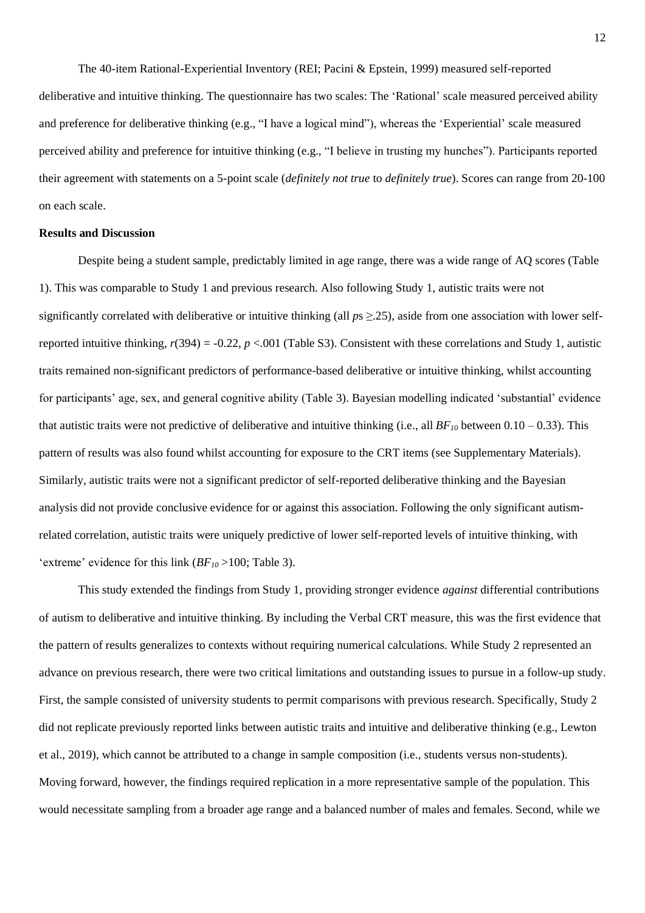The 40-item Rational-Experiential Inventory (REI; Pacini & Epstein, 1999) measured self-reported deliberative and intuitive thinking. The questionnaire has two scales: The 'Rational' scale measured perceived ability and preference for deliberative thinking (e.g., "I have a logical mind"), whereas the 'Experiential' scale measured perceived ability and preference for intuitive thinking (e.g., "I believe in trusting my hunches"). Participants reported their agreement with statements on a 5-point scale (*definitely not true* to *definitely true*). Scores can range from 20-100 on each scale.

### Results and Discussion

Despite being a student sample, predictably limited in age range, there was a wide range of AQ scores (Table 1). This was comparable to Study 1 and previous research. Also following Study 1, autistic traits were not significantly correlated with deliberative or intuitive thinking (all *p*s $\geq$.25), aside from one association with lower self-reported intuitive thinking, $r(394) = -0.22$, $p < .001$ (Table S3). Consistent with these correlations and Study 1, autistic traits remained non-significant predictors of performance-based deliberative or intuitive thinking, whilst accounting for participants' age, sex, and general cognitive ability (Table 3). Bayesian modelling indicated 'substantial' evidence that autistic traits were not predictive of deliberative and intuitive thinking (i.e., all $BF_{10}$ between 0.10 – 0.33). This pattern of results was also found whilst accounting for exposure to the CRT items (see Supplementary Materials). Similarly, autistic traits were not a significant predictor of self-reported deliberative thinking and the Bayesian analysis did not provide conclusive evidence for or against this association. Following the only significant autism-related correlation, autistic traits were uniquely predictive of lower self-reported levels of intuitive thinking, with 'extreme' evidence for this link ($BF_{10} > 100$; Table 3).

This study extended the findings from Study 1, providing stronger evidence *against* differential contributions of autism to deliberative and intuitive thinking. By including the Verbal CRT measure, this was the first evidence that the pattern of results generalizes to contexts without requiring numerical calculations. While Study 2 represented an advance on previous research, there were two critical limitations and outstanding issues to pursue in a follow-up study. First, the sample consisted of university students to permit comparisons with previous research. Specifically, Study 2 did not replicate previously reported links between autistic traits and intuitive and deliberative thinking (e.g., Lewton et al., 2019), which cannot be attributed to a change in sample composition (i.e., students versus non-students). Moving forward, however, the findings required replication in a more representative sample of the population. This would necessitate sampling from a broader age range and a balanced number of males and females. Second, while we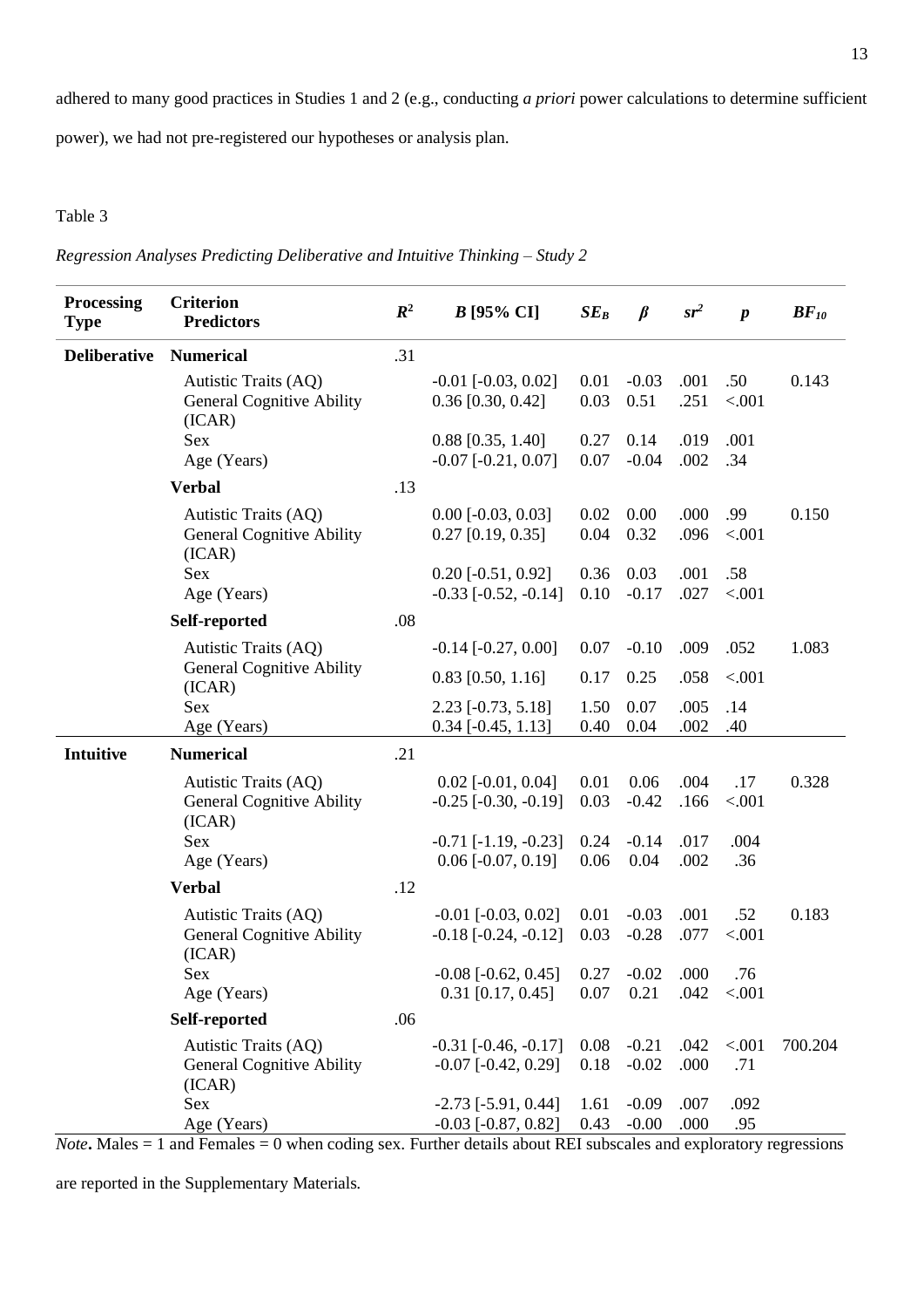adhered to many good practices in Studies 1 and 2 (e.g., conducting *a priori* power calculations to determine sufficient power), we had not pre-registered our hypotheses or analysis plan.

Table 3

*Regression Analyses Predicting Deliberative and Intuitive Thinking – Study 2*

| **Processing Type** | **Criterion Predictors** | $R^2$ | ***B* [95% CI]** | $SE_B$ | $\beta$ | $sr^2$ | $p$ | $BF_{10}$ |
|---|---|---|---|---|---|---|---|---|
| **Deliberative** | **Numerical** | .31 | | | | | | |
| | Autistic Traits (AQ) | | -0.01 [-0.03, 0.02] | 0.01 | -0.03 | .001 | .50 | 0.143 |
| | General Cognitive Ability (ICAR) | | 0.36 [0.30, 0.42] | 0.03 | 0.51 | .251 | <.001 | |
| | Sex | | 0.88 [0.35, 1.40] | 0.27 | 0.14 | .019 | .001 | |
| | Age (Years) | | -0.07 [-0.21, 0.07] | 0.07 | -0.04 | .002 | .34 | |
| | **Verbal** | .13 | | | | | | |
| | Autistic Traits (AQ) | | 0.00 [-0.03, 0.03] | 0.02 | 0.00 | .000 | .99 | 0.150 |
| | General Cognitive Ability (ICAR) | | 0.27 [0.19, 0.35] | 0.04 | 0.32 | .096 | <.001 | |
| | Sex | | 0.20 [-0.51, 0.92] | 0.36 | 0.03 | .001 | .58 | |
| | Age (Years) | | -0.33 [-0.52, -0.14] | 0.10 | -0.17 | .027 | <.001 | |
| | **Self-reported** | .08 | | | | | | |
| | Autistic Traits (AQ) | | -0.14 [-0.27, 0.00] | 0.07 | -0.10 | .009 | .052 | 1.083 |
| | General Cognitive Ability (ICAR) | | 0.83 [0.50, 1.16] | 0.17 | 0.25 | .058 | <.001 | |
| | Sex | | 2.23 [-0.73, 5.18] | 1.50 | 0.07 | .005 | .14 | |
| | Age (Years) | | 0.34 [-0.45, 1.13] | 0.40 | 0.04 | .002 | .40 | |
| **Intuitive** | **Numerical** | .21 | | | | | | |
| | Autistic Traits (AQ) | | 0.02 [-0.01, 0.04] | 0.01 | 0.06 | .004 | .17 | 0.328 |
| | General Cognitive Ability (ICAR) | | -0.25 [-0.30, -0.19] | 0.03 | -0.42 | .166 | <.001 | |
| | Sex | | -0.71 [-1.19, -0.23] | 0.24 | -0.14 | .017 | .004 | |
| | Age (Years) | | 0.06 [-0.07, 0.19] | 0.06 | 0.04 | .002 | .36 | |
| | **Verbal** | .12 | | | | | | |
| | Autistic Traits (AQ) | | -0.01 [-0.03, 0.02] | 0.01 | -0.03 | .001 | .52 | 0.183 |
| | General Cognitive Ability (ICAR) | | -0.18 [-0.24, -0.12] | 0.03 | -0.28 | .077 | <.001 | |
| | Sex | | -0.08 [-0.62, 0.45] | 0.27 | -0.02 | .000 | .76 | |
| | Age (Years) | | 0.31 [0.17, 0.45] | 0.07 | 0.21 | .042 | <.001 | |
| | **Self-reported** | .06 | | | | | | |
| | Autistic Traits (AQ) | | -0.31 [-0.46, -0.17] | 0.08 | -0.21 | .042 | <.001 | 700.204 |
| | General Cognitive Ability (ICAR) | | -0.07 [-0.42, 0.29] | 0.18 | -0.02 | .000 | .71 | |
| | Sex | | -2.73 [-5.91, 0.44] | 1.61 | -0.09 | .007 | .092 | |
| | Age (Years) | | -0.03 [-0.87, 0.82] | 0.43 | -0.00 | .000 | .95 | |

*Note***.** Males = 1 and Females = 0 when coding sex. Further details about REI subscales and exploratory regressions are reported in the Supplementary Materials.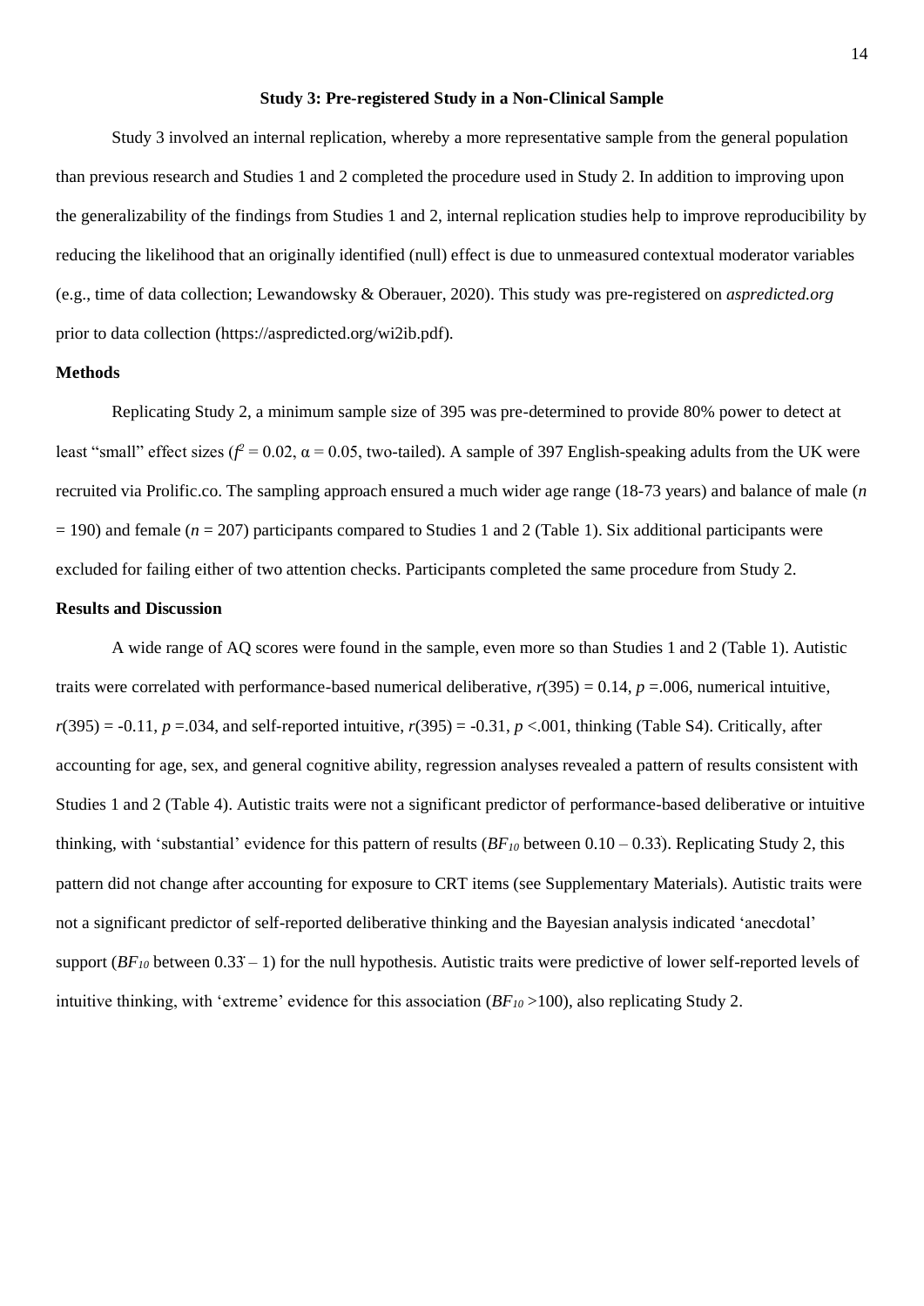**Study 3: Pre-registered Study in a Non-Clinical Sample**

Study 3 involved an internal replication, whereby a more representative sample from the general population than previous research and Studies 1 and 2 completed the procedure used in Study 2. In addition to improving upon the generalizability of the findings from Studies 1 and 2, internal replication studies help to improve reproducibility by reducing the likelihood that an originally identified (null) effect is due to unmeasured contextual moderator variables (e.g., time of data collection; Lewandowsky & Oberauer, 2020). This study was pre-registered on *aspredicted.org* prior to data collection (https://aspredicted.org/wi2ib.pdf).

**Methods**

Replicating Study 2, a minimum sample size of 395 was pre-determined to provide 80% power to detect at least "small" effect sizes ($f^2 = 0.02$, $\alpha = 0.05$, two-tailed). A sample of 397 English-speaking adults from the UK were recruited via Prolific.co. The sampling approach ensured a much wider age range (18-73 years) and balance of male ($n = 190$) and female ($n = 207$) participants compared to Studies 1 and 2 (Table 1). Six additional participants were excluded for failing either of two attention checks. Participants completed the same procedure from Study 2.

**Results and Discussion**

A wide range of AQ scores were found in the sample, even more so than Studies 1 and 2 (Table 1). Autistic traits were correlated with performance-based numerical deliberative, $r(395) = 0.14$, $p = .006$, numerical intuitive, $r(395) = -0.11$, $p = .034$, and self-reported intuitive, $r(395) = -0.31$, $p < .001$, thinking (Table S4). Critically, after accounting for age, sex, and general cognitive ability, regression analyses revealed a pattern of results consistent with Studies 1 and 2 (Table 4). Autistic traits were not a significant predictor of performance-based deliberative or intuitive thinking, with 'substantial' evidence for this pattern of results ($BF_{10}$ between 0.10 – 0.33). Replicating Study 2, this pattern did not change after accounting for exposure to CRT items (see Supplementary Materials). Autistic traits were not a significant predictor of self-reported deliberative thinking and the Bayesian analysis indicated 'anecdotal' support ($BF_{10}$ between 0.33 – 1) for the null hypothesis. Autistic traits were predictive of lower self-reported levels of intuitive thinking, with 'extreme' evidence for this association ($BF_{10} > 100$), also replicating Study 2.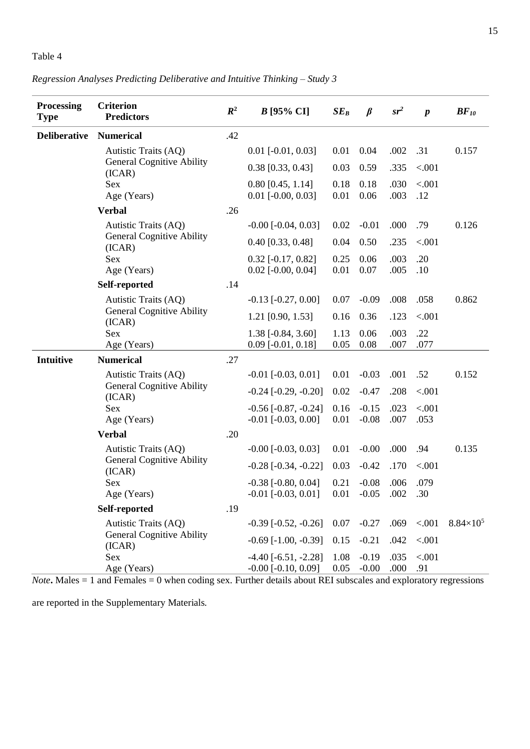Table 4

*Regression Analyses Predicting Deliberative and Intuitive Thinking – Study 3*

| Processing Type | Criterion Predictors | $R^2$ | $B$ [95% CI] | $SE_B$ | $\beta$ | $sr^2$ | $p$ | $BF_{10}$ |
|---|---|---|---|---|---|---|---|---|
| **Deliberative** | **Numerical** | .42 | | | | | | |
| | Autistic Traits (AQ) | | 0.01 [-0.01, 0.03] | 0.01 | 0.04 | .002 | .31 | 0.157 |
| | General Cognitive Ability (ICAR) | | 0.38 [0.33, 0.43] | 0.03 | 0.59 | .335 | <.001 | |
| | Sex | | 0.80 [0.45, 1.14] | 0.18 | 0.18 | .030 | <.001 | |
| | Age (Years) | | 0.01 [-0.00, 0.03] | 0.01 | 0.06 | .003 | .12 | |
| | **Verbal** | .26 | | | | | | |
| | Autistic Traits (AQ) | | -0.00 [-0.04, 0.03] | 0.02 | -0.01 | .000 | .79 | 0.126 |
| | General Cognitive Ability (ICAR) | | 0.40 [0.33, 0.48] | 0.04 | 0.50 | .235 | <.001 | |
| | Sex | | 0.32 [-0.17, 0.82] | 0.25 | 0.06 | .003 | .20 | |
| | Age (Years) | | 0.02 [-0.00, 0.04] | 0.01 | 0.07 | .005 | .10 | |
| | **Self-reported** | .14 | | | | | | |
| | Autistic Traits (AQ) | | -0.13 [-0.27, 0.00] | 0.07 | -0.09 | .008 | .058 | 0.862 |
| | General Cognitive Ability (ICAR) | | 1.21 [0.90, 1.53] | 0.16 | 0.36 | .123 | <.001 | |
| | Sex | | 1.38 [-0.84, 3.60] | 1.13 | 0.06 | .003 | .22 | |
| | Age (Years) | | 0.09 [-0.01, 0.18] | 0.05 | 0.08 | .007 | .077 | |
| **Intuitive** | **Numerical** | .27 | | | | | | |
| | Autistic Traits (AQ) | | -0.01 [-0.03, 0.01] | 0.01 | -0.03 | .001 | .52 | 0.152 |
| | General Cognitive Ability (ICAR) | | -0.24 [-0.29, -0.20] | 0.02 | -0.47 | .208 | <.001 | |
| | Sex | | -0.56 [-0.87, -0.24] | 0.16 | -0.15 | .023 | <.001 | |
| | Age (Years) | | -0.01 [-0.03, 0.00] | 0.01 | -0.08 | .007 | .053 | |
| | **Verbal** | .20 | | | | | | |
| | Autistic Traits (AQ) | | -0.00 [-0.03, 0.03] | 0.01 | -0.00 | .000 | .94 | 0.135 |
| | General Cognitive Ability (ICAR) | | -0.28 [-0.34, -0.22] | 0.03 | -0.42 | .170 | <.001 | |
| | Sex | | -0.38 [-0.80, 0.04] | 0.21 | -0.08 | .006 | .079 | |
| | Age (Years) | | -0.01 [-0.03, 0.01] | 0.01 | -0.05 | .002 | .30 | |
| | **Self-reported** | .19 | | | | | | |
| | Autistic Traits (AQ) | | -0.39 [-0.52, -0.26] | 0.07 | -0.27 | .069 | <.001 | $8.84 \times 10^5$ |
| | General Cognitive Ability (ICAR) | | -0.69 [-1.00, -0.39] | 0.15 | -0.21 | .042 | <.001 | |
| | Sex | | -4.40 [-6.51, -2.28] | 1.08 | -0.19 | .035 | <.001 | |
| | Age (Years) | | -0.00 [-0.10, 0.09] | 0.05 | -0.00 | .000 | .91 | |

*Note***.** Males = 1 and Females = 0 when coding sex. Further details about REI subscales and exploratory regressions are reported in the Supplementary Materials.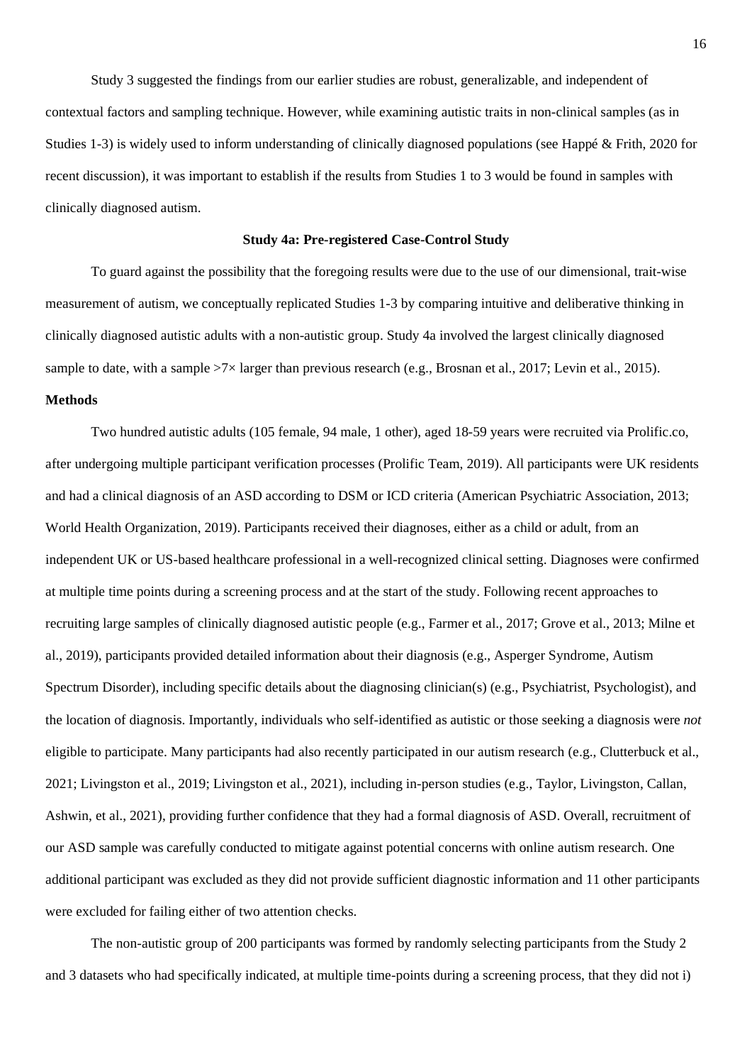Study 3 suggested the findings from our earlier studies are robust, generalizable, and independent of contextual factors and sampling technique. However, while examining autistic traits in non-clinical samples (as in Studies 1-3) is widely used to inform understanding of clinically diagnosed populations (see Happé & Frith, 2020 for recent discussion), it was important to establish if the results from Studies 1 to 3 would be found in samples with clinically diagnosed autism.

## Study 4a: Pre-registered Case-Control Study

To guard against the possibility that the foregoing results were due to the use of our dimensional, trait-wise measurement of autism, we conceptually replicated Studies 1-3 by comparing intuitive and deliberative thinking in clinically diagnosed autistic adults with a non-autistic group. Study 4a involved the largest clinically diagnosed sample to date, with a sample >7× larger than previous research (e.g., Brosnan et al., 2017; Levin et al., 2015).

### Methods

Two hundred autistic adults (105 female, 94 male, 1 other), aged 18-59 years were recruited via Prolific.co, after undergoing multiple participant verification processes (Prolific Team, 2019). All participants were UK residents and had a clinical diagnosis of an ASD according to DSM or ICD criteria (American Psychiatric Association, 2013; World Health Organization, 2019). Participants received their diagnoses, either as a child or adult, from an independent UK or US-based healthcare professional in a well-recognized clinical setting. Diagnoses were confirmed at multiple time points during a screening process and at the start of the study. Following recent approaches to recruiting large samples of clinically diagnosed autistic people (e.g., Farmer et al., 2017; Grove et al., 2013; Milne et al., 2019), participants provided detailed information about their diagnosis (e.g., Asperger Syndrome, Autism Spectrum Disorder), including specific details about the diagnosing clinician(s) (e.g., Psychiatrist, Psychologist), and the location of diagnosis. Importantly, individuals who self-identified as autistic or those seeking a diagnosis were *not* eligible to participate. Many participants had also recently participated in our autism research (e.g., Clutterbuck et al., 2021; Livingston et al., 2019; Livingston et al., 2021), including in-person studies (e.g., Taylor, Livingston, Callan, Ashwin, et al., 2021), providing further confidence that they had a formal diagnosis of ASD. Overall, recruitment of our ASD sample was carefully conducted to mitigate against potential concerns with online autism research. One additional participant was excluded as they did not provide sufficient diagnostic information and 11 other participants were excluded for failing either of two attention checks.

The non-autistic group of 200 participants was formed by randomly selecting participants from the Study 2 and 3 datasets who had specifically indicated, at multiple time-points during a screening process, that they did not i)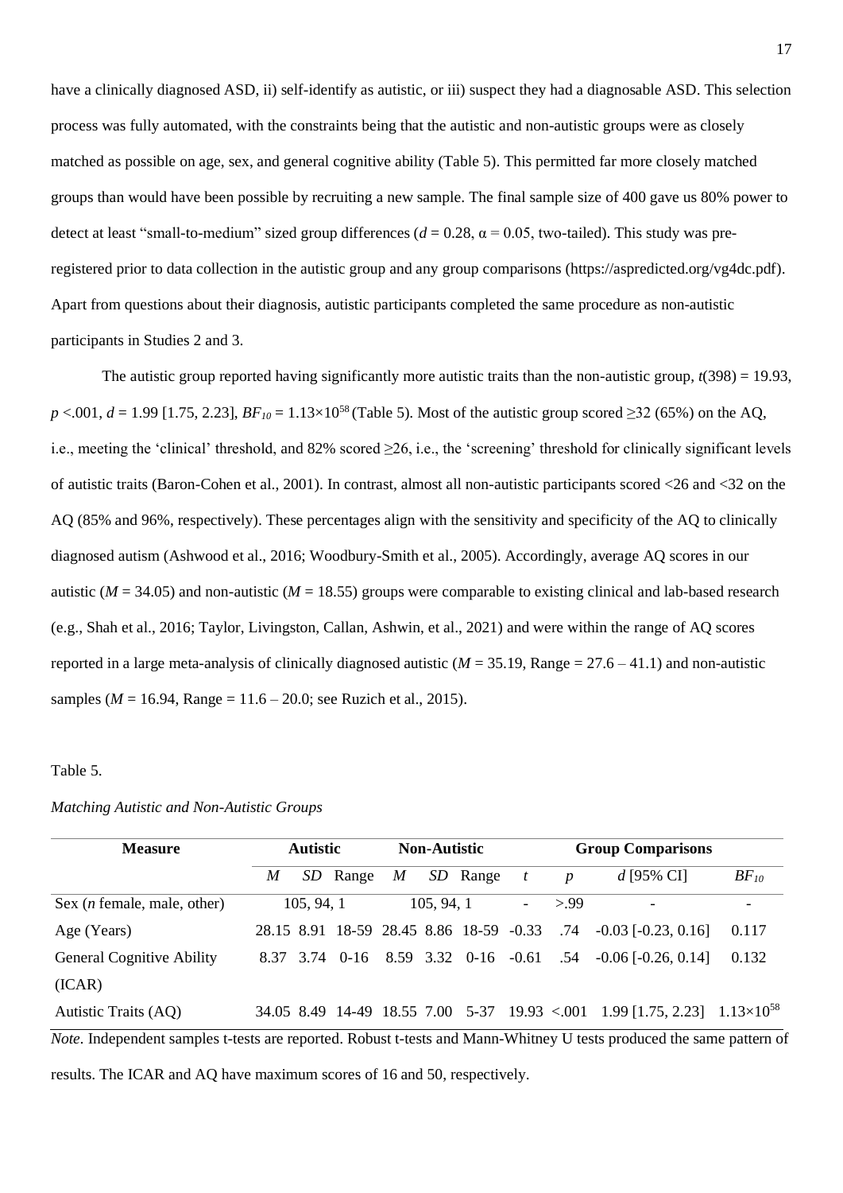have a clinically diagnosed ASD, ii) self-identify as autistic, or iii) suspect they had a diagnosable ASD. This selection process was fully automated, with the constraints being that the autistic and non-autistic groups were as closely matched as possible on age, sex, and general cognitive ability (Table 5). This permitted far more closely matched groups than would have been possible by recruiting a new sample. The final sample size of 400 gave us 80% power to detect at least "small-to-medium" sized group differences ($d = 0.28$, $\alpha = 0.05$, two-tailed). This study was pre-registered prior to data collection in the autistic group and any group comparisons (https://aspredicted.org/vg4dc.pdf). Apart from questions about their diagnosis, autistic participants completed the same procedure as non-autistic participants in Studies 2 and 3.

The autistic group reported having significantly more autistic traits than the non-autistic group, $t(398) = 19.93$, $p < .001$, $d = 1.99$ [1.75, 2.23], $BF_{10} = 1.13 \times 10^{58}$ (Table 5). Most of the autistic group scored ≥32 (65%) on the AQ, i.e., meeting the 'clinical' threshold, and 82% scored ≥26, i.e., the 'screening' threshold for clinically significant levels of autistic traits (Baron-Cohen et al., 2001). In contrast, almost all non-autistic participants scored <26 and <32 on the AQ (85% and 96%, respectively). These percentages align with the sensitivity and specificity of the AQ to clinically diagnosed autism (Ashwood et al., 2016; Woodbury-Smith et al., 2005). Accordingly, average AQ scores in our autistic ($M = 34.05$) and non-autistic ($M = 18.55$) groups were comparable to existing clinical and lab-based research (e.g., Shah et al., 2016; Taylor, Livingston, Callan, Ashwin, et al., 2021) and were within the range of AQ scores reported in a large meta-analysis of clinically diagnosed autistic ($M = 35.19$, Range = 27.6 – 41.1) and non-autistic samples ($M = 16.94$, Range = 11.6 – 20.0; see Ruzich et al., 2015).

Table 5.

*Matching Autistic and Non-Autistic Groups*

| Measure | Autistic | | | Non-Autistic | | | Group Comparisons | | | |
|---|---|---|---|---|---|---|---|---|---|---|
| | *M* | *SD* | Range | *M* | *SD* | Range | *t* | *p* | *d* [95% CI] | $BF_{10}$ |
| Sex (*n* female, male, other) | 105, 94, 1 | | | 105, 94, 1 | | | - | >.99 | - | - |
| Age (Years) | 28.15 | 8.91 | 18-59 | 28.45 | 8.86 | 18-59 | -0.33 | .74 | -0.03 [-0.23, 0.16] | 0.117 |
| General Cognitive Ability (ICAR) | 8.37 | 3.74 | 0-16 | 8.59 | 3.32 | 0-16 | -0.61 | .54 | -0.06 [-0.26, 0.14] | 0.132 |
| Autistic Traits (AQ) | 34.05 | 8.49 | 14-49 | 18.55 | 7.00 | 5-37 | 19.93 | <.001 | 1.99 [1.75, 2.23] | $1.13 \times 10^{58}$ |

*Note.* Independent samples t-tests are reported. Robust t-tests and Mann-Whitney U tests produced the same pattern of results. The ICAR and AQ have maximum scores of 16 and 50, respectively.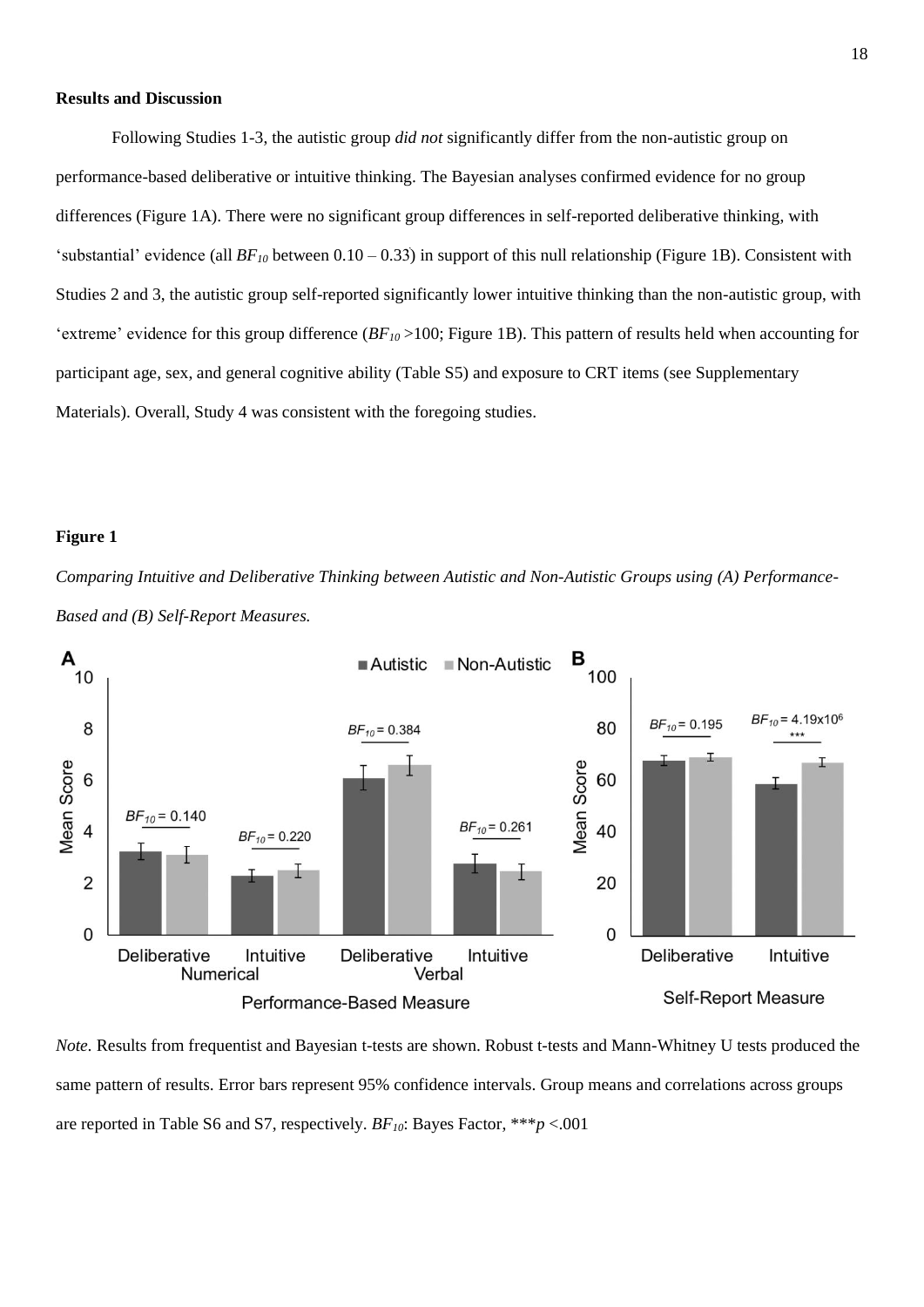**Results and Discussion**

Following Studies 1-3, the autistic group *did not* significantly differ from the non-autistic group on performance-based deliberative or intuitive thinking. The Bayesian analyses confirmed evidence for no group differences (Figure 1A). There were no significant group differences in self-reported deliberative thinking, with 'substantial' evidence (all $BF_{10}$ between 0.10 – 0.33) in support of this null relationship (Figure 1B). Consistent with Studies 2 and 3, the autistic group self-reported significantly lower intuitive thinking than the non-autistic group, with 'extreme' evidence for this group difference ($BF_{10}$ >100; Figure 1B). This pattern of results held when accounting for participant age, sex, and general cognitive ability (Table S5) and exposure to CRT items (see Supplementary Materials). Overall, Study 4 was consistent with the foregoing studies.

**Figure 1**

*Comparing Intuitive and Deliberative Thinking between Autistic and Non-Autistic Groups using (A) Performance-Based and (B) Self-Report Measures.*

*Note.* Results from frequentist and Bayesian t-tests are shown. Robust t-tests and Mann-Whitney U tests produced the same pattern of results. Error bars represent 95% confidence intervals. Group means and correlations across groups are reported in Table S6 and S7, respectively. $BF_{10}$: Bayes Factor, \*\*\**p* <.001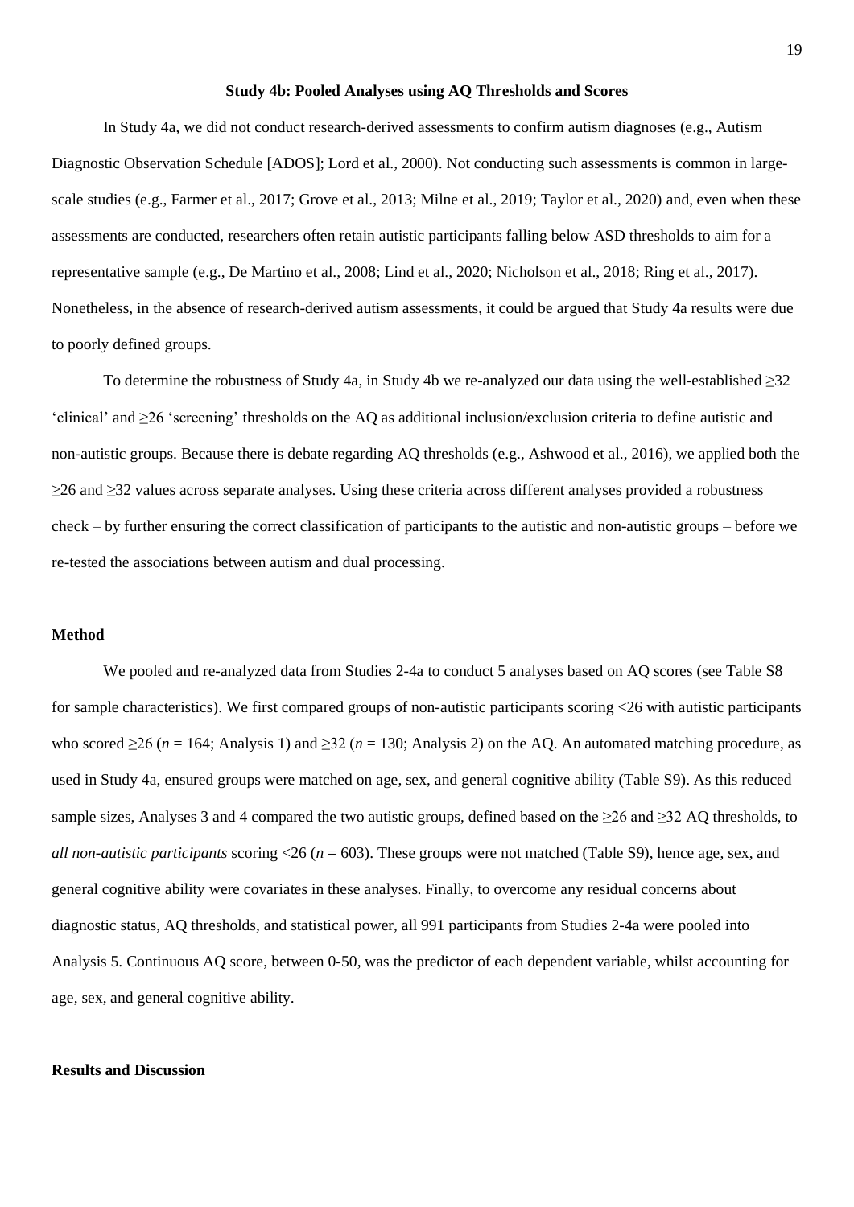## Study 4b: Pooled Analyses using AQ Thresholds and Scores

In Study 4a, we did not conduct research-derived assessments to confirm autism diagnoses (e.g., Autism Diagnostic Observation Schedule [ADOS]; Lord et al., 2000). Not conducting such assessments is common in large-scale studies (e.g., Farmer et al., 2017; Grove et al., 2013; Milne et al., 2019; Taylor et al., 2020) and, even when these assessments are conducted, researchers often retain autistic participants falling below ASD thresholds to aim for a representative sample (e.g., De Martino et al., 2008; Lind et al., 2020; Nicholson et al., 2018; Ring et al., 2017). Nonetheless, in the absence of research-derived autism assessments, it could be argued that Study 4a results were due to poorly defined groups.

To determine the robustness of Study 4a, in Study 4b we re-analyzed our data using the well-established ≥32 'clinical' and ≥26 'screening' thresholds on the AQ as additional inclusion/exclusion criteria to define autistic and non-autistic groups. Because there is debate regarding AQ thresholds (e.g., Ashwood et al., 2016), we applied both the ≥26 and ≥32 values across separate analyses. Using these criteria across different analyses provided a robustness check – by further ensuring the correct classification of participants to the autistic and non-autistic groups – before we re-tested the associations between autism and dual processing.

### Method

We pooled and re-analyzed data from Studies 2-4a to conduct 5 analyses based on AQ scores (see Table S8 for sample characteristics). We first compared groups of non-autistic participants scoring <26 with autistic participants who scored ≥26 ($n$ = 164; Analysis 1) and ≥32 ($n$ = 130; Analysis 2) on the AQ. An automated matching procedure, as used in Study 4a, ensured groups were matched on age, sex, and general cognitive ability (Table S9). As this reduced sample sizes, Analyses 3 and 4 compared the two autistic groups, defined based on the ≥26 and ≥32 AQ thresholds, to *all non-autistic participants* scoring <26 ($n$ = 603). These groups were not matched (Table S9), hence age, sex, and general cognitive ability were covariates in these analyses. Finally, to overcome any residual concerns about diagnostic status, AQ thresholds, and statistical power, all 991 participants from Studies 2-4a were pooled into Analysis 5. Continuous AQ score, between 0-50, was the predictor of each dependent variable, whilst accounting for age, sex, and general cognitive ability.

### Results and Discussion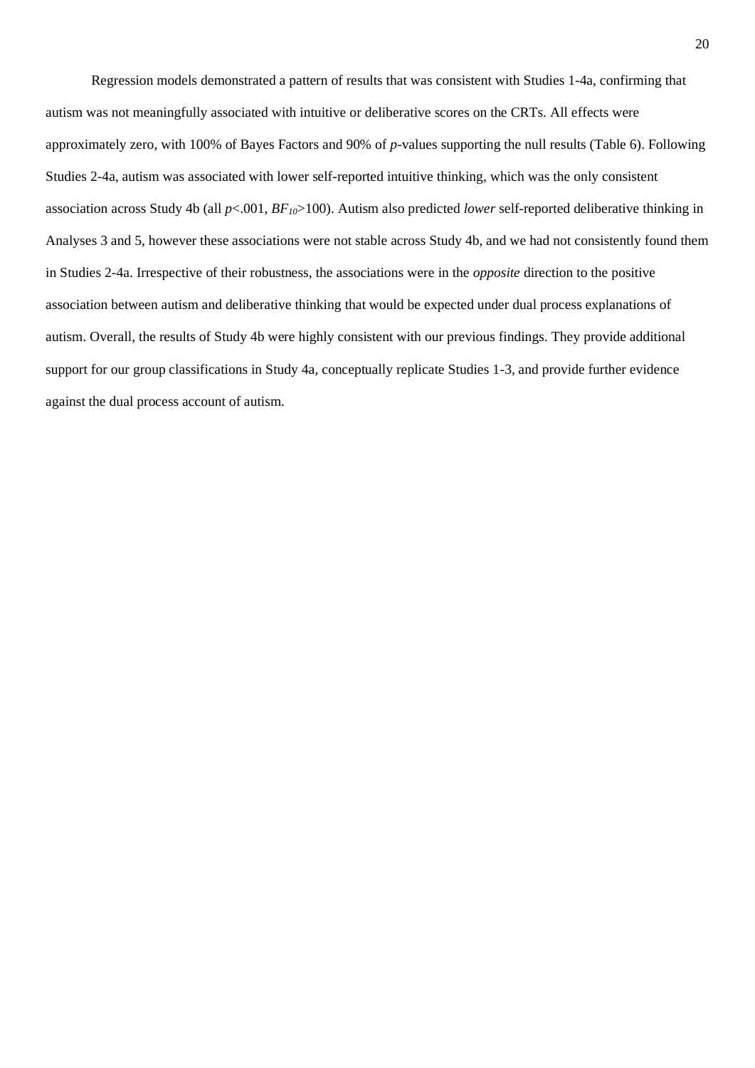Regression models demonstrated a pattern of results that was consistent with Studies 1-4a, confirming that autism was not meaningfully associated with intuitive or deliberative scores on the CRTs. All effects were approximately zero, with 100% of Bayes Factors and 90% of *p*-values supporting the null results (Table 6). Following Studies 2-4a, autism was associated with lower self-reported intuitive thinking, which was the only consistent association across Study 4b (all $p<.001$, $BF_{10}>100$). Autism also predicted *lower* self-reported deliberative thinking in Analyses 3 and 5, however these associations were not stable across Study 4b, and we had not consistently found them in Studies 2-4a. Irrespective of their robustness, the associations were in the *opposite* direction to the positive association between autism and deliberative thinking that would be expected under dual process explanations of autism. Overall, the results of Study 4b were highly consistent with our previous findings. They provide additional support for our group classifications in Study 4a, conceptually replicate Studies 1-3, and provide further evidence against the dual process account of autism.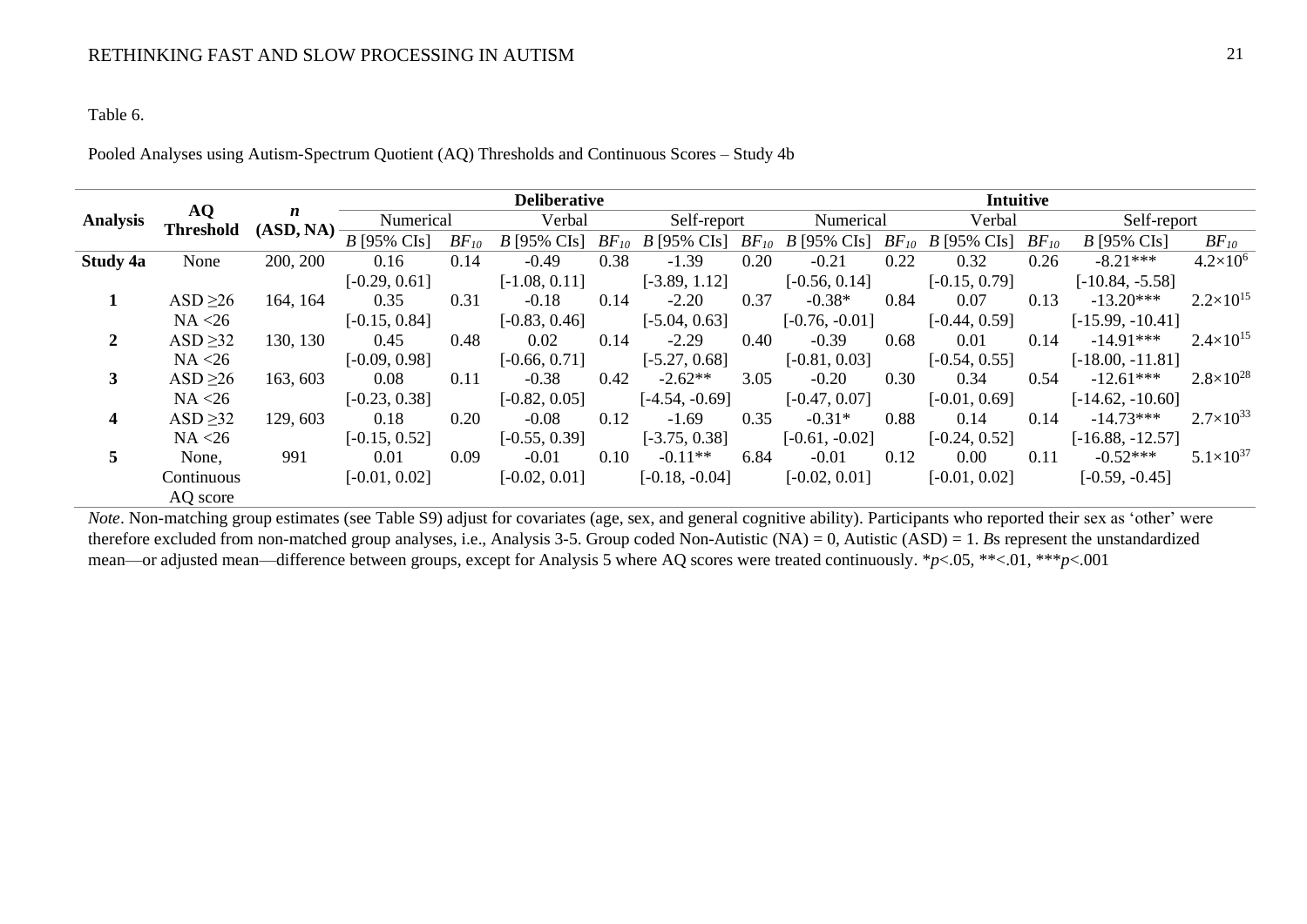Table 6.

Pooled Analyses using Autism-Spectrum Quotient (AQ) Thresholds and Continuous Scores – Study 4b

| Analysis | AQ Threshold | *n* (ASD, NA) | **Deliberative** | | | | | | **Intuitive** | | | | | |
|---|---|---|---|---|---|---|---|---|---|---|---|---|---|---|
| | | | Numerical | | Verbal | | Self-report | | Numerical | | Verbal | | Self-report | |
| | | | *B* [95% CIs] | $BF_{10}$ | *B* [95% CIs] | $BF_{10}$ | *B* [95% CIs] | $BF_{10}$ | *B* [95% CIs] | $BF_{10}$ | *B* [95% CIs] | $BF_{10}$ | *B* [95% CIs] | $BF_{10}$ |
| **Study 4a** | None | 200, 200 | 0.16 [-0.29, 0.61] | 0.14 | -0.49 [-1.08, 0.11] | 0.38 | -1.39 [-3.89, 1.12] | 0.20 | -0.21 [-0.56, 0.14] | 0.22 | 0.32 [-0.15, 0.79] | 0.26 | -8.21*** [-10.84, -5.58] | $4.2\times10^{6}$ |
| **1** | ASD ≥26 NA <26 | 164, 164 | 0.35 [-0.15, 0.84] | 0.31 | -0.18 [-0.83, 0.46] | 0.14 | -2.20 [-5.04, 0.63] | 0.37 | -0.38* [-0.76, -0.01] | 0.84 | 0.07 [-0.44, 0.59] | 0.13 | -13.20*** [-15.99, -10.41] | $2.2\times10^{15}$ |
| **2** | ASD ≥32 NA <26 | 130, 130 | 0.45 [-0.09, 0.98] | 0.48 | 0.02 [-0.66, 0.71] | 0.14 | -2.29 [-5.27, 0.68] | 0.40 | -0.39 [-0.81, 0.03] | 0.68 | 0.01 [-0.54, 0.55] | 0.14 | -14.91*** [-18.00, -11.81] | $2.4\times10^{15}$ |
| **3** | ASD ≥26 NA <26 | 163, 603 | 0.08 [-0.23, 0.38] | 0.11 | -0.38 [-0.82, 0.05] | 0.42 | -2.62** [-4.54, -0.69] | 3.05 | -0.20 [-0.47, 0.07] | 0.30 | 0.34 [-0.01, 0.69] | 0.54 | -12.61*** [-14.62, -10.60] | $2.8\times10^{28}$ |
| **4** | ASD ≥32 NA <26 | 129, 603 | 0.18 [-0.15, 0.52] | 0.20 | -0.08 [-0.55, 0.39] | 0.12 | -1.69 [-3.75, 0.38] | 0.35 | -0.31* [-0.61, -0.02] | 0.88 | 0.14 [-0.24, 0.52] | 0.14 | -14.73*** [-16.88, -12.57] | $2.7\times10^{33}$ |
| **5** | None, Continuous AQ score | 991 | 0.01 [-0.01, 0.02] | 0.09 | -0.01 [-0.02, 0.01] | 0.10 | -0.11** [-0.18, -0.04] | 6.84 | -0.01 [-0.02, 0.01] | 0.12 | 0.00 [-0.01, 0.02] | 0.11 | -0.52*** [-0.59, -0.45] | $5.1\times10^{37}$ |

*Note*. Non-matching group estimates (see Table S9) adjust for covariates (age, sex, and general cognitive ability). Participants who reported their sex as 'other' were therefore excluded from non-matched group analyses, i.e., Analysis 3-5. Group coded Non-Autistic (NA) = 0, Autistic (ASD) = 1. *B*s represent the unstandardized mean—or adjusted mean—difference between groups, except for Analysis 5 where AQ scores were treated continuously. \**p*<.05, \*\*<.01, \*\*\**p*<.001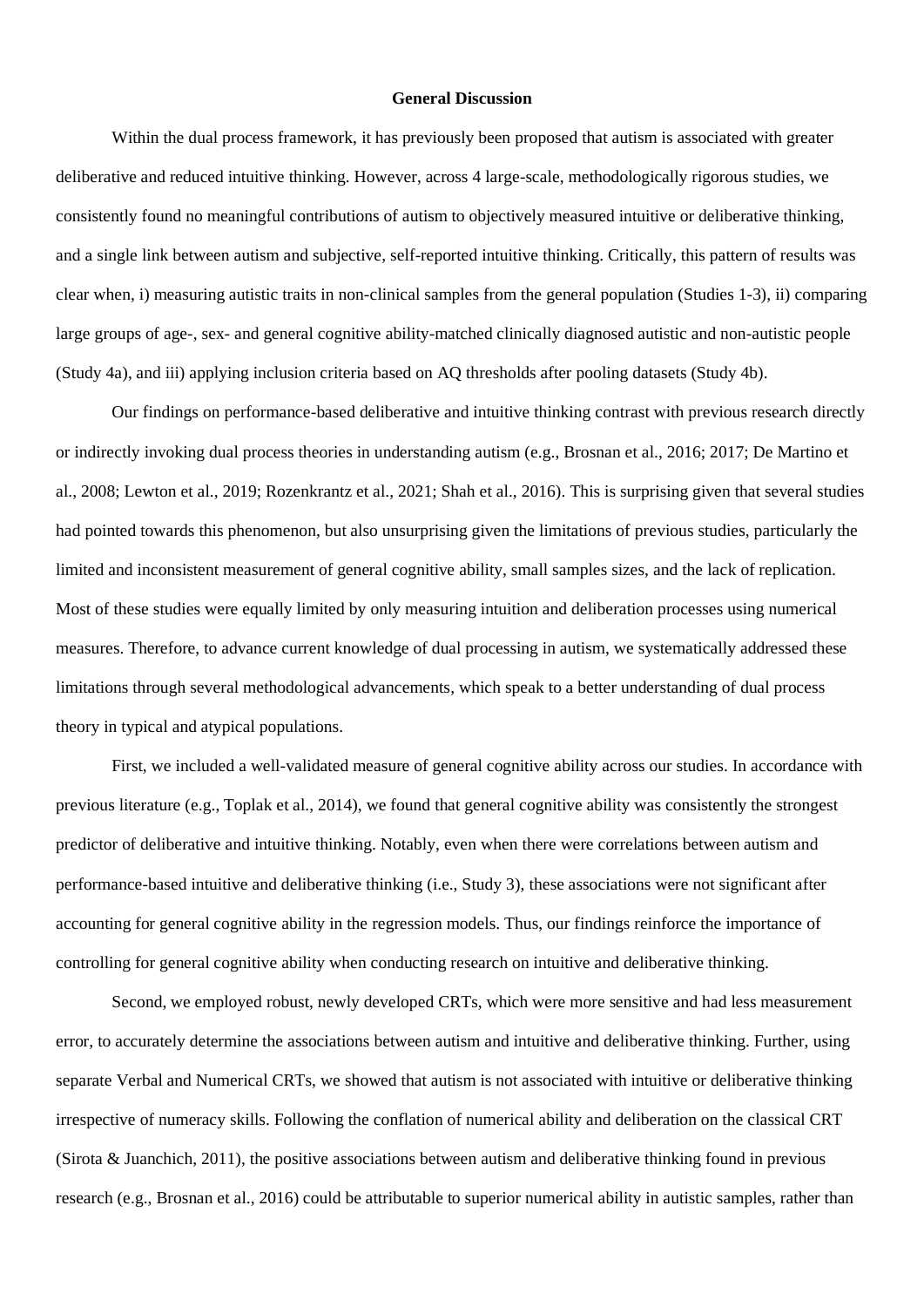**General Discussion**

Within the dual process framework, it has previously been proposed that autism is associated with greater deliberative and reduced intuitive thinking. However, across 4 large-scale, methodologically rigorous studies, we consistently found no meaningful contributions of autism to objectively measured intuitive or deliberative thinking, and a single link between autism and subjective, self-reported intuitive thinking. Critically, this pattern of results was clear when, i) measuring autistic traits in non-clinical samples from the general population (Studies 1-3), ii) comparing large groups of age-, sex- and general cognitive ability-matched clinically diagnosed autistic and non-autistic people (Study 4a), and iii) applying inclusion criteria based on AQ thresholds after pooling datasets (Study 4b).

Our findings on performance-based deliberative and intuitive thinking contrast with previous research directly or indirectly invoking dual process theories in understanding autism (e.g., Brosnan et al., 2016; 2017; De Martino et al., 2008; Lewton et al., 2019; Rozenkrantz et al., 2021; Shah et al., 2016). This is surprising given that several studies had pointed towards this phenomenon, but also unsurprising given the limitations of previous studies, particularly the limited and inconsistent measurement of general cognitive ability, small samples sizes, and the lack of replication. Most of these studies were equally limited by only measuring intuition and deliberation processes using numerical measures. Therefore, to advance current knowledge of dual processing in autism, we systematically addressed these limitations through several methodological advancements, which speak to a better understanding of dual process theory in typical and atypical populations.

First, we included a well-validated measure of general cognitive ability across our studies. In accordance with previous literature (e.g., Toplak et al., 2014), we found that general cognitive ability was consistently the strongest predictor of deliberative and intuitive thinking. Notably, even when there were correlations between autism and performance-based intuitive and deliberative thinking (i.e., Study 3), these associations were not significant after accounting for general cognitive ability in the regression models. Thus, our findings reinforce the importance of controlling for general cognitive ability when conducting research on intuitive and deliberative thinking.

Second, we employed robust, newly developed CRTs, which were more sensitive and had less measurement error, to accurately determine the associations between autism and intuitive and deliberative thinking. Further, using separate Verbal and Numerical CRTs, we showed that autism is not associated with intuitive or deliberative thinking irrespective of numeracy skills. Following the conflation of numerical ability and deliberation on the classical CRT (Sirota & Juanchich, 2011), the positive associations between autism and deliberative thinking found in previous research (e.g., Brosnan et al., 2016) could be attributable to superior numerical ability in autistic samples, rather than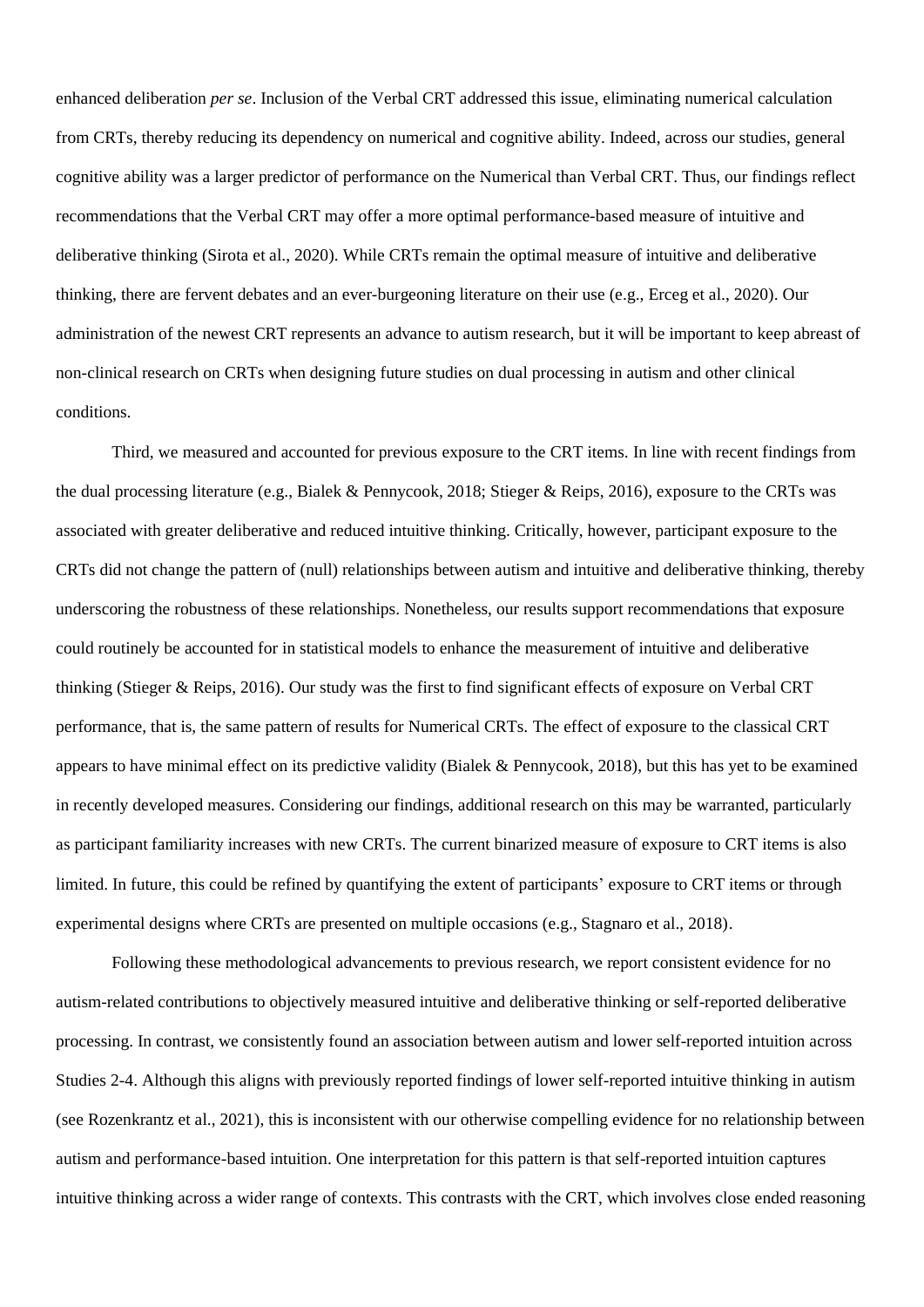enhanced deliberation *per se*. Inclusion of the Verbal CRT addressed this issue, eliminating numerical calculation from CRTs, thereby reducing its dependency on numerical and cognitive ability. Indeed, across our studies, general cognitive ability was a larger predictor of performance on the Numerical than Verbal CRT. Thus, our findings reflect recommendations that the Verbal CRT may offer a more optimal performance-based measure of intuitive and deliberative thinking (Sirota et al., 2020). While CRTs remain the optimal measure of intuitive and deliberative thinking, there are fervent debates and an ever-burgeoning literature on their use (e.g., Erceg et al., 2020). Our administration of the newest CRT represents an advance to autism research, but it will be important to keep abreast of non-clinical research on CRTs when designing future studies on dual processing in autism and other clinical conditions.

Third, we measured and accounted for previous exposure to the CRT items. In line with recent findings from the dual processing literature (e.g., Bialek & Pennycook, 2018; Stieger & Reips, 2016), exposure to the CRTs was associated with greater deliberative and reduced intuitive thinking. Critically, however, participant exposure to the CRTs did not change the pattern of (null) relationships between autism and intuitive and deliberative thinking, thereby underscoring the robustness of these relationships. Nonetheless, our results support recommendations that exposure could routinely be accounted for in statistical models to enhance the measurement of intuitive and deliberative thinking (Stieger & Reips, 2016). Our study was the first to find significant effects of exposure on Verbal CRT performance, that is, the same pattern of results for Numerical CRTs. The effect of exposure to the classical CRT appears to have minimal effect on its predictive validity (Bialek & Pennycook, 2018), but this has yet to be examined in recently developed measures. Considering our findings, additional research on this may be warranted, particularly as participant familiarity increases with new CRTs. The current binarized measure of exposure to CRT items is also limited. In future, this could be refined by quantifying the extent of participants' exposure to CRT items or through experimental designs where CRTs are presented on multiple occasions (e.g., Stagnaro et al., 2018).

Following these methodological advancements to previous research, we report consistent evidence for no autism-related contributions to objectively measured intuitive and deliberative thinking or self-reported deliberative processing. In contrast, we consistently found an association between autism and lower self-reported intuition across Studies 2-4. Although this aligns with previously reported findings of lower self-reported intuitive thinking in autism (see Rozenkrantz et al., 2021), this is inconsistent with our otherwise compelling evidence for no relationship between autism and performance-based intuition. One interpretation for this pattern is that self-reported intuition captures intuitive thinking across a wider range of contexts. This contrasts with the CRT, which involves close ended reasoning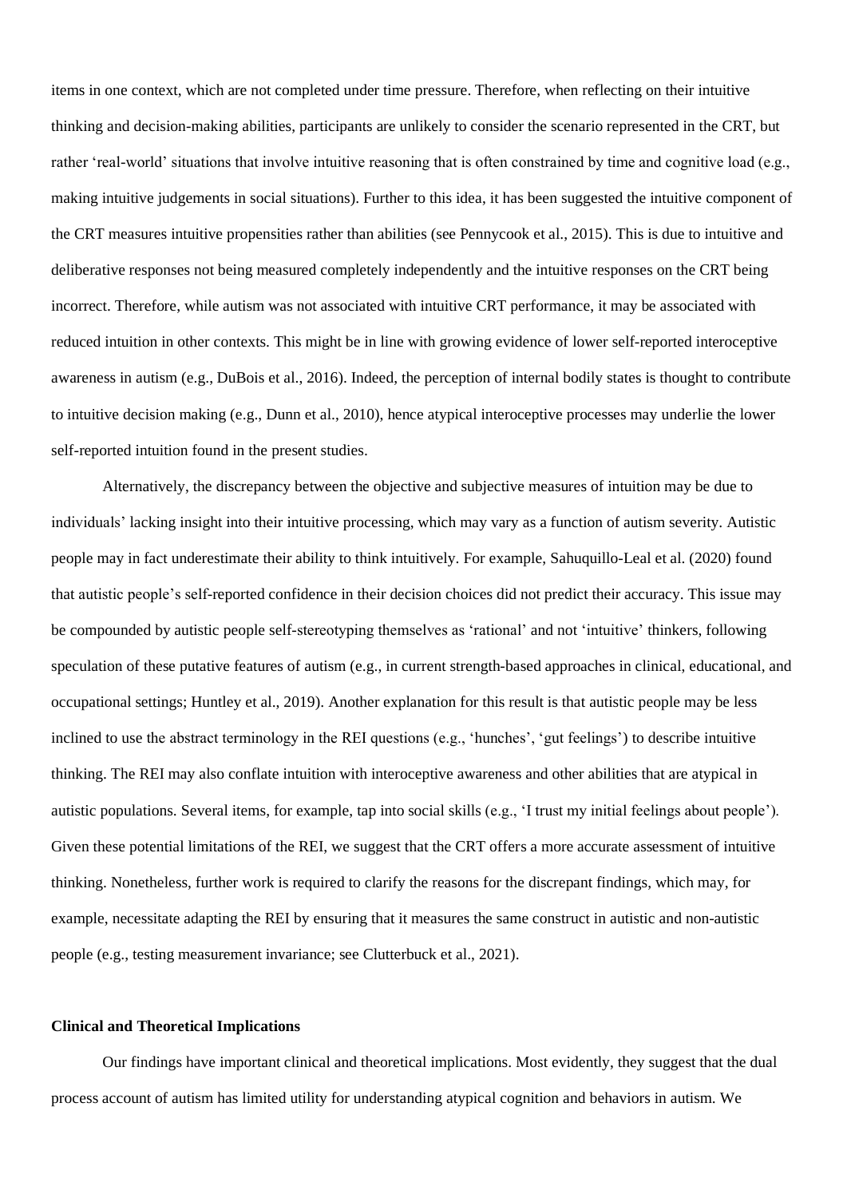items in one context, which are not completed under time pressure. Therefore, when reflecting on their intuitive thinking and decision-making abilities, participants are unlikely to consider the scenario represented in the CRT, but rather 'real-world' situations that involve intuitive reasoning that is often constrained by time and cognitive load (e.g., making intuitive judgements in social situations). Further to this idea, it has been suggested the intuitive component of the CRT measures intuitive propensities rather than abilities (see Pennycook et al., 2015). This is due to intuitive and deliberative responses not being measured completely independently and the intuitive responses on the CRT being incorrect. Therefore, while autism was not associated with intuitive CRT performance, it may be associated with reduced intuition in other contexts. This might be in line with growing evidence of lower self-reported interoceptive awareness in autism (e.g., DuBois et al., 2016). Indeed, the perception of internal bodily states is thought to contribute to intuitive decision making (e.g., Dunn et al., 2010), hence atypical interoceptive processes may underlie the lower self-reported intuition found in the present studies.

Alternatively, the discrepancy between the objective and subjective measures of intuition may be due to individuals' lacking insight into their intuitive processing, which may vary as a function of autism severity. Autistic people may in fact underestimate their ability to think intuitively. For example, Sahuquillo-Leal et al. (2020) found that autistic people's self-reported confidence in their decision choices did not predict their accuracy. This issue may be compounded by autistic people self-stereotyping themselves as 'rational' and not 'intuitive' thinkers, following speculation of these putative features of autism (e.g., in current strength-based approaches in clinical, educational, and occupational settings; Huntley et al., 2019). Another explanation for this result is that autistic people may be less inclined to use the abstract terminology in the REI questions (e.g., 'hunches', 'gut feelings') to describe intuitive thinking. The REI may also conflate intuition with interoceptive awareness and other abilities that are atypical in autistic populations. Several items, for example, tap into social skills (e.g., 'I trust my initial feelings about people'). Given these potential limitations of the REI, we suggest that the CRT offers a more accurate assessment of intuitive thinking. Nonetheless, further work is required to clarify the reasons for the discrepant findings, which may, for example, necessitate adapting the REI by ensuring that it measures the same construct in autistic and non-autistic people (e.g., testing measurement invariance; see Clutterbuck et al., 2021).

**Clinical and Theoretical Implications**

Our findings have important clinical and theoretical implications. Most evidently, they suggest that the dual process account of autism has limited utility for understanding atypical cognition and behaviors in autism. We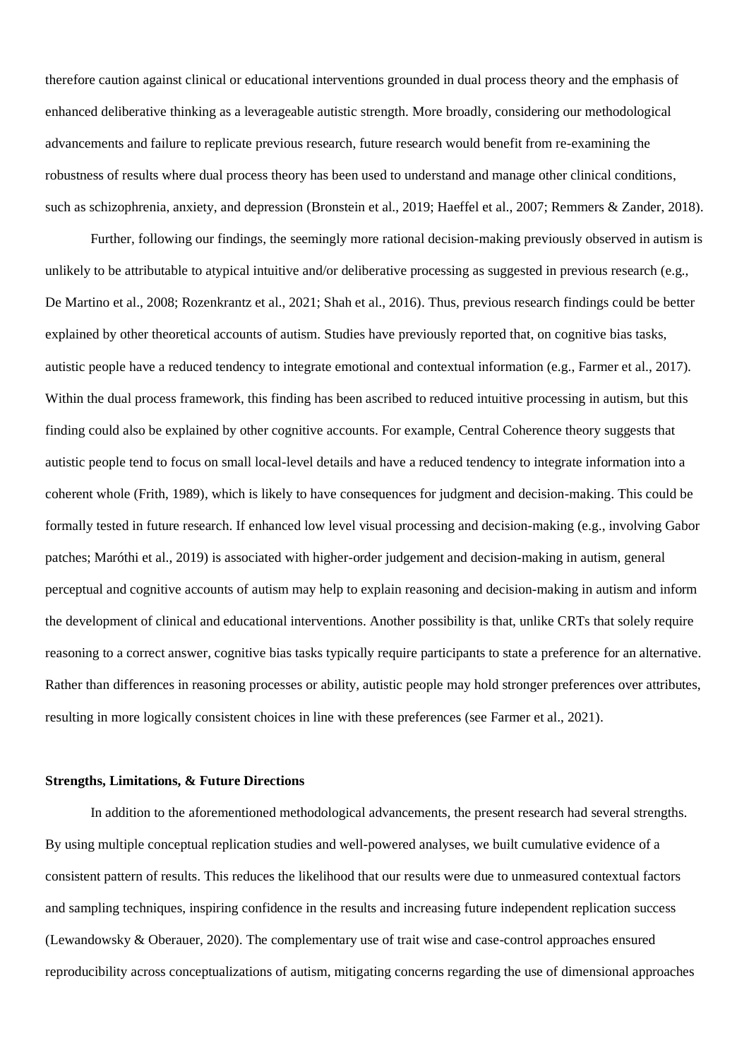therefore caution against clinical or educational interventions grounded in dual process theory and the emphasis of enhanced deliberative thinking as a leverageable autistic strength. More broadly, considering our methodological advancements and failure to replicate previous research, future research would benefit from re-examining the robustness of results where dual process theory has been used to understand and manage other clinical conditions, such as schizophrenia, anxiety, and depression (Bronstein et al., 2019; Haeffel et al., 2007; Remmers & Zander, 2018).

Further, following our findings, the seemingly more rational decision-making previously observed in autism is unlikely to be attributable to atypical intuitive and/or deliberative processing as suggested in previous research (e.g., De Martino et al., 2008; Rozenkrantz et al., 2021; Shah et al., 2016). Thus, previous research findings could be better explained by other theoretical accounts of autism. Studies have previously reported that, on cognitive bias tasks, autistic people have a reduced tendency to integrate emotional and contextual information (e.g., Farmer et al., 2017). Within the dual process framework, this finding has been ascribed to reduced intuitive processing in autism, but this finding could also be explained by other cognitive accounts. For example, Central Coherence theory suggests that autistic people tend to focus on small local-level details and have a reduced tendency to integrate information into a coherent whole (Frith, 1989), which is likely to have consequences for judgment and decision-making. This could be formally tested in future research. If enhanced low level visual processing and decision-making (e.g., involving Gabor patches; Meróthi et al., 2019) is associated with higher-order judgement and decision-making in autism, general perceptual and cognitive accounts of autism may help to explain reasoning and decision-making in autism and inform the development of clinical and educational interventions. Another possibility is that, unlike CRTs that solely require reasoning to a correct answer, cognitive bias tasks typically require participants to state a preference for an alternative. Rather than differences in reasoning processes or ability, autistic people may hold stronger preferences over attributes, resulting in more logically consistent choices in line with these preferences (see Farmer et al., 2021).

### Strengths, Limitations, & Future Directions

In addition to the aforementioned methodological advancements, the present research had several strengths. By using multiple conceptual replication studies and well-powered analyses, we built cumulative evidence of a consistent pattern of results. This reduces the likelihood that our results were due to unmeasured contextual factors and sampling techniques, inspiring confidence in the results and increasing future independent replication success (Lewandowsky & Oberauer, 2020). The complementary use of trait wise and case-control approaches ensured reproducibility across conceptualizations of autism, mitigating concerns regarding the use of dimensional approaches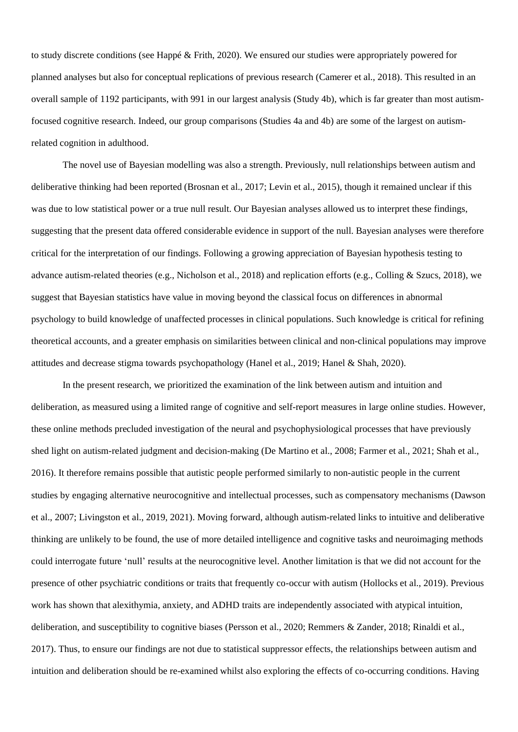to study discrete conditions (see Happé & Frith, 2020). We ensured our studies were appropriately powered for planned analyses but also for conceptual replications of previous research (Camerer et al., 2018). This resulted in an overall sample of 1192 participants, with 991 in our largest analysis (Study 4b), which is far greater than most autism-focused cognitive research. Indeed, our group comparisons (Studies 4a and 4b) are some of the largest on autism-related cognition in adulthood.

The novel use of Bayesian modelling was also a strength. Previously, null relationships between autism and deliberative thinking had been reported (Brosnan et al., 2017; Levin et al., 2015), though it remained unclear if this was due to low statistical power or a true null result. Our Bayesian analyses allowed us to interpret these findings, suggesting that the present data offered considerable evidence in support of the null. Bayesian analyses were therefore critical for the interpretation of our findings. Following a growing appreciation of Bayesian hypothesis testing to advance autism-related theories (e.g., Nicholson et al., 2018) and replication efforts (e.g., Colling & Szucs, 2018), we suggest that Bayesian statistics have value in moving beyond the classical focus on differences in abnormal psychology to build knowledge of unaffected processes in clinical populations. Such knowledge is critical for refining theoretical accounts, and a greater emphasis on similarities between clinical and non-clinical populations may improve attitudes and decrease stigma towards psychopathology (Hanel et al., 2019; Hanel & Shah, 2020).

In the present research, we prioritized the examination of the link between autism and intuition and deliberation, as measured using a limited range of cognitive and self-report measures in large online studies. However, these online methods precluded investigation of the neural and psychophysiological processes that have previously shed light on autism-related judgment and decision-making (De Martino et al., 2008; Farmer et al., 2021; Shah et al., 2016). It therefore remains possible that autistic people performed similarly to non-autistic people in the current studies by engaging alternative neurocognitive and intellectual processes, such as compensatory mechanisms (Dawson et al., 2007; Livingston et al., 2019, 2021). Moving forward, although autism-related links to intuitive and deliberative thinking are unlikely to be found, the use of more detailed intelligence and cognitive tasks and neuroimaging methods could interrogate future 'null' results at the neurocognitive level. Another limitation is that we did not account for the presence of other psychiatric conditions or traits that frequently co-occur with autism (Hollocks et al., 2019). Previous work has shown that alexithymia, anxiety, and ADHD traits are independently associated with atypical intuition, deliberation, and susceptibility to cognitive biases (Persson et al., 2020; Remmers & Zander, 2018; Rinaldi et al., 2017). Thus, to ensure our findings are not due to statistical suppressor effects, the relationships between autism and intuition and deliberation should be re-examined whilst also exploring the effects of co-occurring conditions. Having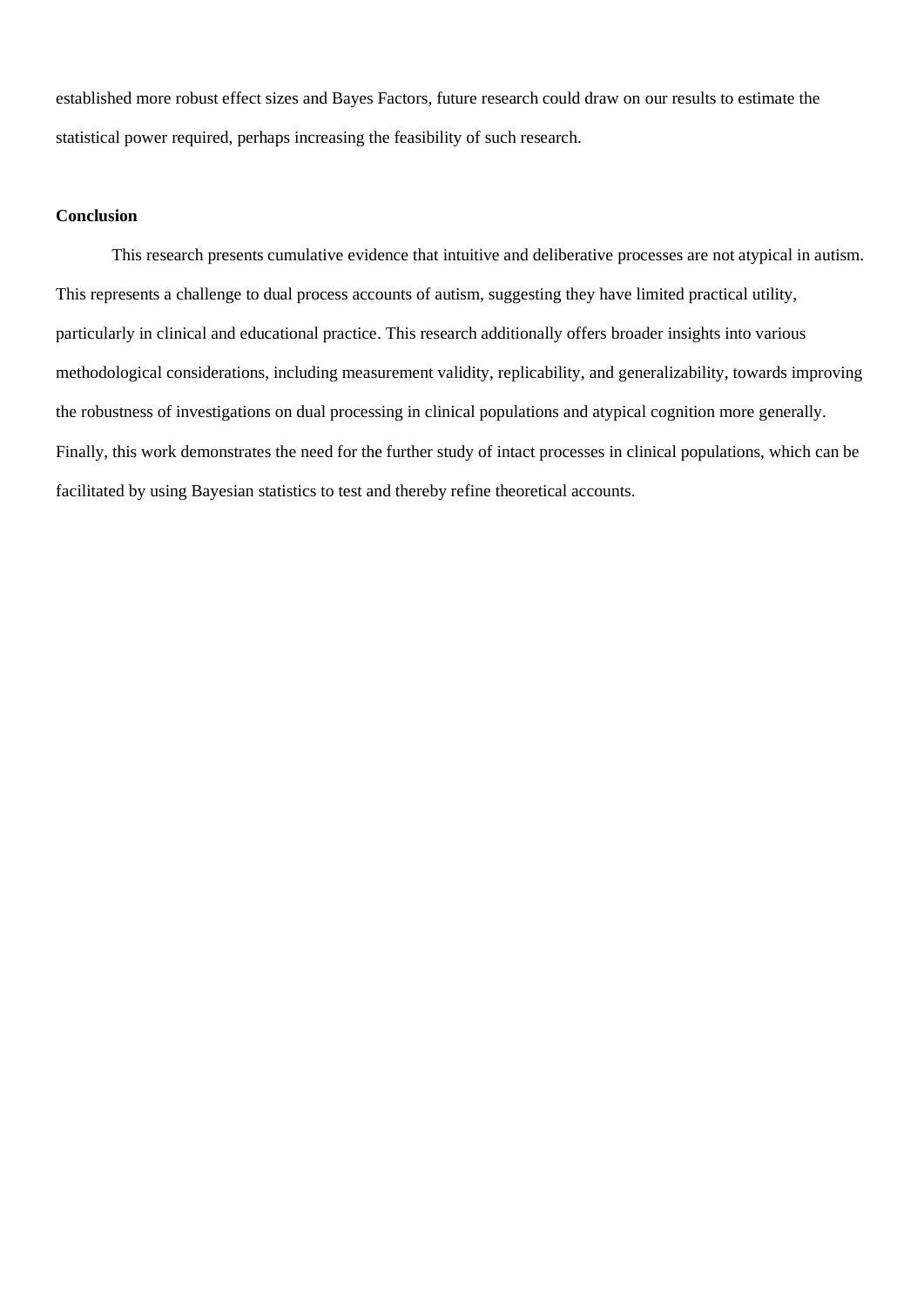established more robust effect sizes and Bayes Factors, future research could draw on our results to estimate the statistical power required, perhaps increasing the feasibility of such research.

## Conclusion

This research presents cumulative evidence that intuitive and deliberative processes are not atypical in autism. This represents a challenge to dual process accounts of autism, suggesting they have limited practical utility, particularly in clinical and educational practice. This research additionally offers broader insights into various methodological considerations, including measurement validity, replicability, and generalizability, towards improving the robustness of investigations on dual processing in clinical populations and atypical cognition more generally. Finally, this work demonstrates the need for the further study of intact processes in clinical populations, which can be facilitated by using Bayesian statistics to test and thereby refine theoretical accounts.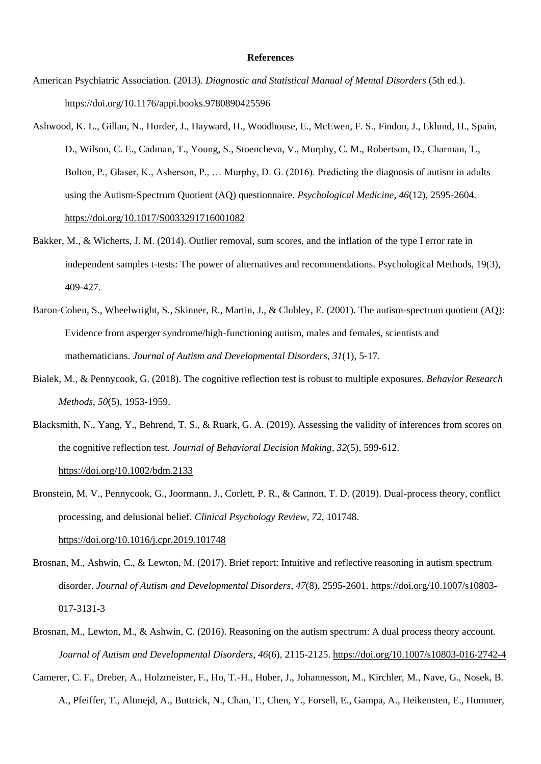**References**

American Psychiatric Association. (2013). *Diagnostic and Statistical Manual of Mental Disorders* (5th ed.). https://doi.org/10.1176/appi.books.9780890425596

Ashwood, K. L., Gillan, N., Horder, J., Hayward, H., Woodhouse, E., McEwen, F. S., Findon, J., Eklund, H., Spain, D., Wilson, C. E., Cadman, T., Young, S., Stoencheva, V., Murphy, C. M., Robertson, D., Charman, T., Bolton, P., Glaser, K., Asherson, P., … Murphy, D. G. (2016). Predicting the diagnosis of autism in adults using the Autism-Spectrum Quotient (AQ) questionnaire. *Psychological Medicine*, *46*(12), 2595-2604. https://doi.org/10.1017/S0033291716001082

Bakker, M., & Wicherts, J. M. (2014). Outlier removal, sum scores, and the inflation of the type I error rate in independent samples t-tests: The power of alternatives and recommendations. Psychological Methods, 19(3), 409-427.

Baron-Cohen, S., Wheelwright, S., Skinner, R., Martin, J., & Clubley, E. (2001). The autism-spectrum quotient (AQ): Evidence from asperger syndrome/high-functioning autism, males and females, scientists and mathematicians. *Journal of Autism and Developmental Disorders*, *31*(1), 5-17.

Bialek, M., & Pennycook, G. (2018). The cognitive reflection test is robust to multiple exposures. *Behavior Research Methods*, *50*(5), 1953-1959.

Blacksmith, N., Yang, Y., Behrend, T. S., & Ruark, G. A. (2019). Assessing the validity of inferences from scores on the cognitive reflection test. *Journal of Behavioral Decision Making*, *32*(5), 599-612. https://doi.org/10.1002/bdm.2133

Bronstein, M. V., Pennycook, G., Joormann, J., Corlett, P. R., & Cannon, T. D. (2019). Dual-process theory, conflict processing, and delusional belief. *Clinical Psychology Review*, *72*, 101748. https://doi.org/10.1016/j.cpr.2019.101748

Brosnan, M., Ashwin, C., & Lewton, M. (2017). Brief report: Intuitive and reflective reasoning in autism spectrum disorder. *Journal of Autism and Developmental Disorders*, *47*(8), 2595-2601. https://doi.org/10.1007/s10803-017-3131-3

Brosnan, M., Lewton, M., & Ashwin, C. (2016). Reasoning on the autism spectrum: A dual process theory account. *Journal of Autism and Developmental Disorders*, *46*(6), 2115-2125. https://doi.org/10.1007/s10803-016-2742-4

Camerer, C. F., Dreber, A., Holzmeister, F., Ho, T.-H., Huber, J., Johannesson, M., Kirchler, M., Nave, G., Nosek, B. A., Pfeiffer, T., Altmejd, A., Buttrick, N., Chan, T., Chen, Y., Forsell, E., Gampa, A., Heikensten, E., Hummer,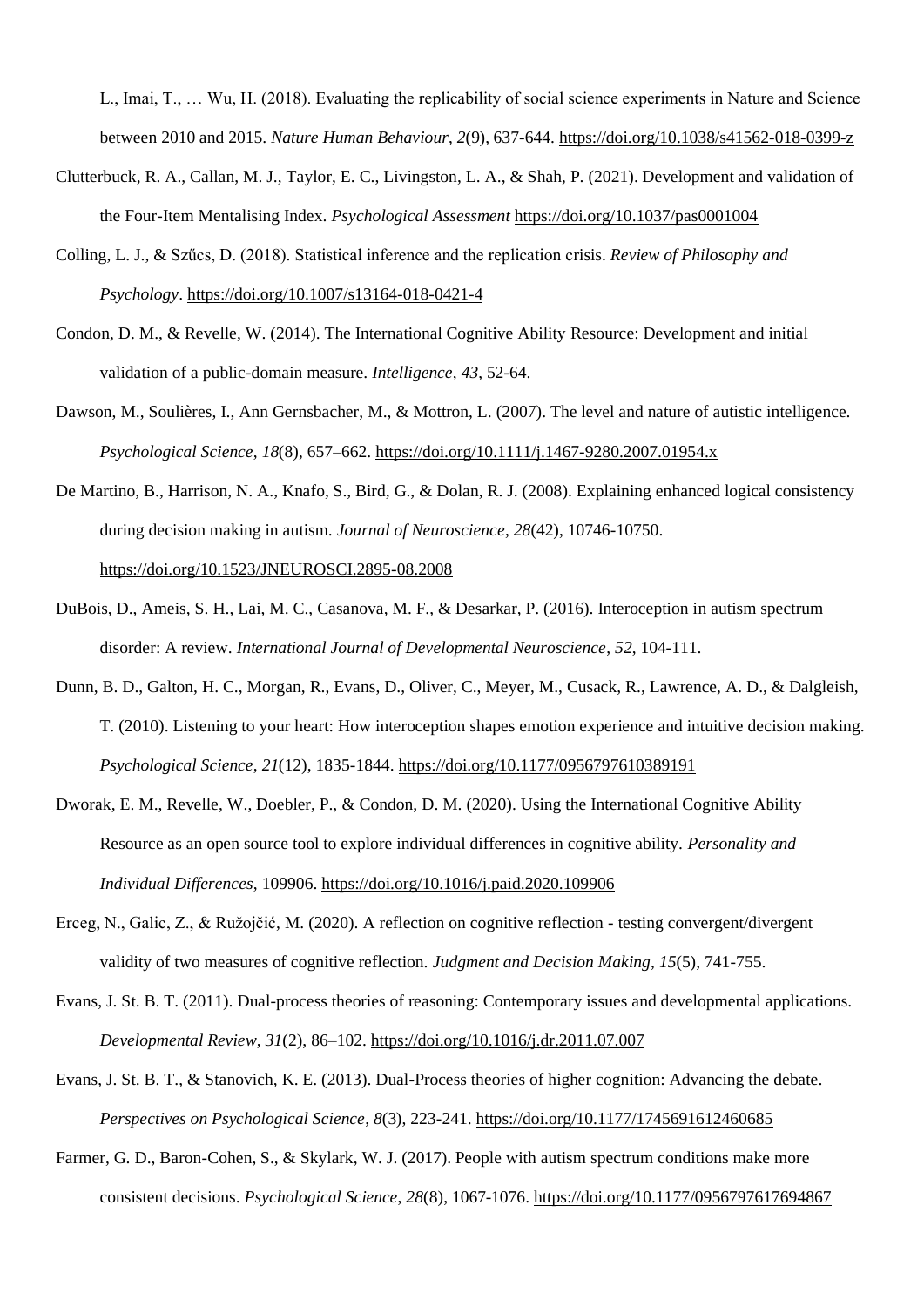L., Imai, T., … Wu, H. (2018). Evaluating the replicability of social science experiments in Nature and Science between 2010 and 2015. *Nature Human Behaviour*, *2*(9), 637-644. https://doi.org/10.1038/s41562-018-0399-z

Clutterbuck, R. A., Callan, M. J., Taylor, E. C., Livingston, L. A., & Shah, P. (2021). Development and validation of the Four-Item Mentalising Index. *Psychological Assessment* https://doi.org/10.1037/pas0001004

Colling, L. J., & Szűcs, D. (2018). Statistical inference and the replication crisis. *Review of Philosophy and Psychology*. https://doi.org/10.1007/s13164-018-0421-4

Condon, D. M., & Revelle, W. (2014). The International Cognitive Ability Resource: Development and initial validation of a public-domain measure. *Intelligence*, *43*, 52-64.

Dawson, M., Soulières, I., Ann Gernsbacher, M., & Mottron, L. (2007). The level and nature of autistic intelligence. *Psychological Science*, *18*(8), 657–662. https://doi.org/10.1111/j.1467-9280.2007.01954.x

De Martino, B., Harrison, N. A., Knafo, S., Bird, G., & Dolan, R. J. (2008). Explaining enhanced logical consistency during decision making in autism. *Journal of Neuroscience*, *28*(42), 10746-10750. https://doi.org/10.1523/JNEUROSCI.2895-08.2008

DuBois, D., Ameis, S. H., Lai, M. C., Casanova, M. F., & Desarkar, P. (2016). Interoception in autism spectrum disorder: A review. *International Journal of Developmental Neuroscience*, *52*, 104-111.

Dunn, B. D., Galton, H. C., Morgan, R., Evans, D., Oliver, C., Meyer, M., Cusack, R., Lawrence, A. D., & Dalgleish, T. (2010). Listening to your heart: How interoception shapes emotion experience and intuitive decision making. *Psychological Science*, *21*(12), 1835-1844. https://doi.org/10.1177/0956797610389191

Dworak, E. M., Revelle, W., Doebler, P., & Condon, D. M. (2020). Using the International Cognitive Ability Resource as an open source tool to explore individual differences in cognitive ability. *Personality and Individual Differences*, 109906. https://doi.org/10.1016/j.paid.2020.109906

Erceg, N., Galic, Z., & Ružojčić, M. (2020). A reflection on cognitive reflection - testing convergent/divergent validity of two measures of cognitive reflection. *Judgment and Decision Making*, *15*(5), 741-755.

Evans, J. St. B. T. (2011). Dual-process theories of reasoning: Contemporary issues and developmental applications. *Developmental Review*, *31*(2), 86–102. https://doi.org/10.1016/j.dr.2011.07.007

Evans, J. St. B. T., & Stanovich, K. E. (2013). Dual-Process theories of higher cognition: Advancing the debate. *Perspectives on Psychological Science*, *8*(3), 223-241. https://doi.org/10.1177/1745691612460685

Farmer, G. D., Baron-Cohen, S., & Skylark, W. J. (2017). People with autism spectrum conditions make more consistent decisions. *Psychological Science*, *28*(8), 1067-1076. https://doi.org/10.1177/0956797617694867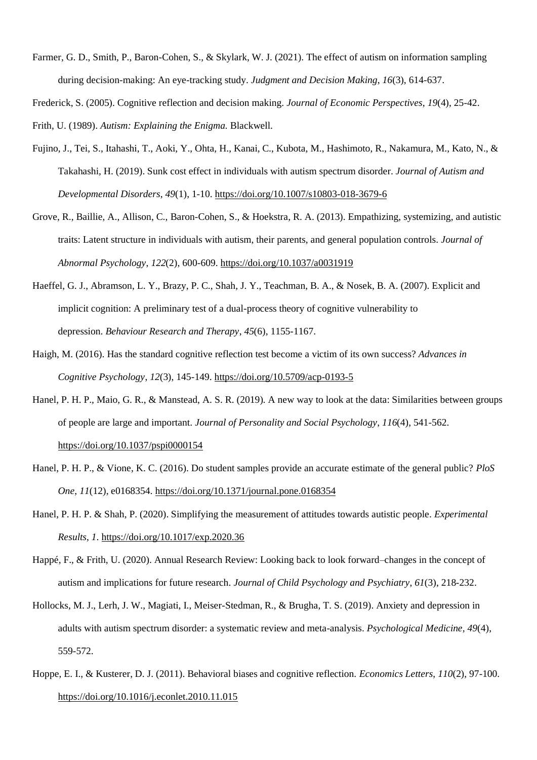Farmer, G. D., Smith, P., Baron-Cohen, S., & Skylark, W. J. (2021). The effect of autism on information sampling during decision-making: An eye-tracking study. *Judgment and Decision Making*, *16*(3), 614-637.

Frederick, S. (2005). Cognitive reflection and decision making. *Journal of Economic Perspectives*, *19*(4), 25-42.

Frith, U. (1989). *Autism: Explaining the Enigma.* Blackwell.

Fujino, J., Tei, S., Itahashi, T., Aoki, Y., Ohta, H., Kanai, C., Kubota, M., Hashimoto, R., Nakamura, M., Kato, N., & Takahashi, H. (2019). Sunk cost effect in individuals with autism spectrum disorder. *Journal of Autism and Developmental Disorders*, *49*(1), 1-10. https://doi.org/10.1007/s10803-018-3679-6

Grove, R., Baillie, A., Allison, C., Baron-Cohen, S., & Hoekstra, R. A. (2013). Empathizing, systemizing, and autistic traits: Latent structure in individuals with autism, their parents, and general population controls. *Journal of Abnormal Psychology*, *122*(2), 600-609. https://doi.org/10.1037/a0031919

Haeffel, G. J., Abramson, L. Y., Brazy, P. C., Shah, J. Y., Teachman, B. A., & Nosek, B. A. (2007). Explicit and implicit cognition: A preliminary test of a dual-process theory of cognitive vulnerability to depression. *Behaviour Research and Therapy*, *45*(6), 1155-1167.

Haigh, M. (2016). Has the standard cognitive reflection test become a victim of its own success? *Advances in Cognitive Psychology*, *12*(3), 145-149. https://doi.org/10.5709/acp-0193-5

Hanel, P. H. P., Maio, G. R., & Manstead, A. S. R. (2019). A new way to look at the data: Similarities between groups of people are large and important. *Journal of Personality and Social Psychology*, *116*(4), 541-562. https://doi.org/10.1037/pspi0000154

Hanel, P. H. P., & Vione, K. C. (2016). Do student samples provide an accurate estimate of the general public? *PloS One*, *11*(12), e0168354. https://doi.org/10.1371/journal.pone.0168354

Hanel, P. H. P. & Shah, P. (2020). Simplifying the measurement of attitudes towards autistic people. *Experimental Results*, *1*. https://doi.org/10.1017/exp.2020.36

Happé, F., & Frith, U. (2020). Annual Research Review: Looking back to look forward–changes in the concept of autism and implications for future research. *Journal of Child Psychology and Psychiatry*, *61*(3), 218-232.

Hollocks, M. J., Lerh, J. W., Magiati, I., Meiser-Stedman, R., & Brugha, T. S. (2019). Anxiety and depression in adults with autism spectrum disorder: a systematic review and meta-analysis. *Psychological Medicine*, *49*(4), 559-572.

Hoppe, E. I., & Kusterer, D. J. (2011). Behavioral biases and cognitive reflection. *Economics Letters*, *110*(2), 97-100. https://doi.org/10.1016/j.econlet.2010.11.015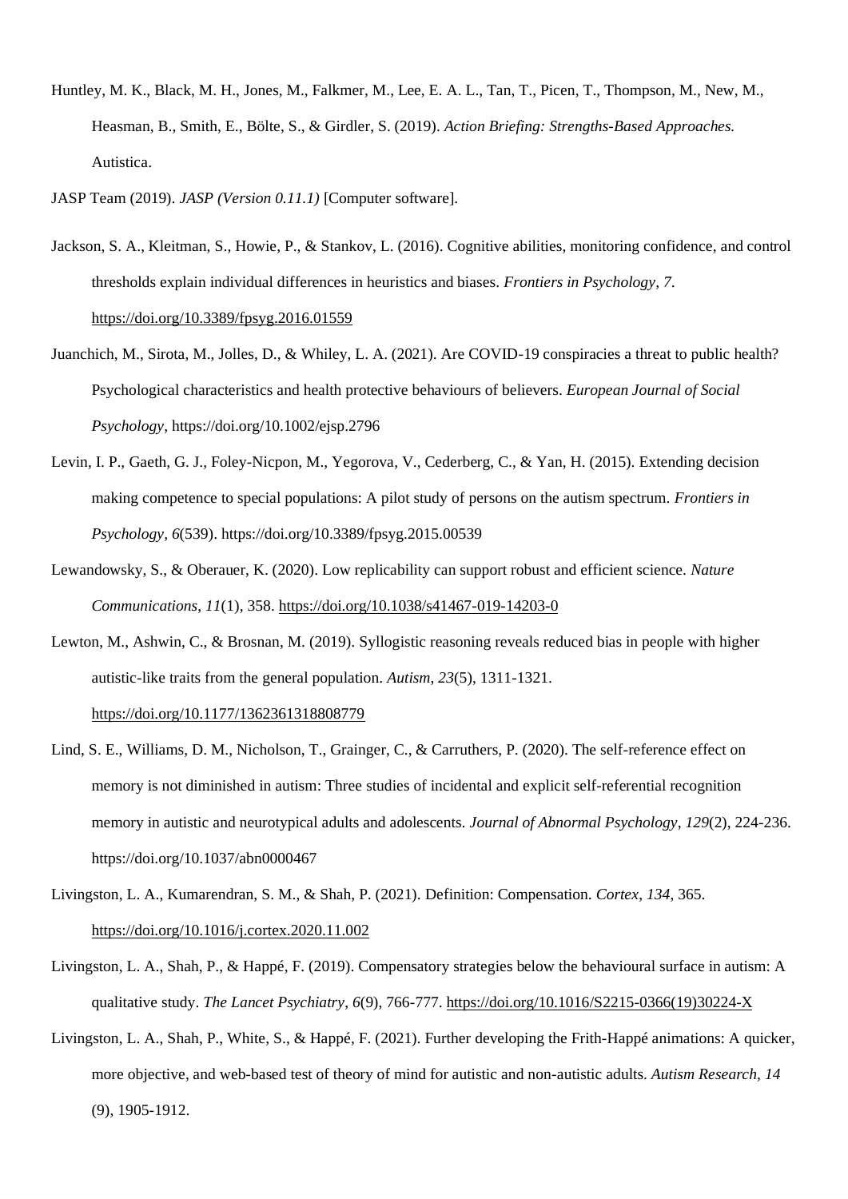Huntley, M. K., Black, M. H., Jones, M., Falkmer, M., Lee, E. A. L., Tan, T., Picen, T., Thompson, M., New, M., Heasman, B., Smith, E., Bölte, S., & Girdler, S. (2019). *Action Briefing: Strengths-Based Approaches.* Autistica.

JASP Team (2019). *JASP (Version 0.11.1)* [Computer software].

Jackson, S. A., Kleitman, S., Howie, P., & Stankov, L. (2016). Cognitive abilities, monitoring confidence, and control thresholds explain individual differences in heuristics and biases. *Frontiers in Psychology*, *7*. https://doi.org/10.3389/fpsyg.2016.01559

Juanchich, M., Sirota, M., Jolles, D., & Whiley, L. A. (2021). Are COVID-19 conspiracies a threat to public health? Psychological characteristics and health protective behaviours of believers. *European Journal of Social Psychology*, https://doi.org/10.1002/ejsp.2796

Levin, I. P., Gaeth, G. J., Foley-Nicpon, M., Yegorova, V., Cederberg, C., & Yan, H. (2015). Extending decision making competence to special populations: A pilot study of persons on the autism spectrum. *Frontiers in Psychology*, *6*(539). https://doi.org/10.3389/fpsyg.2015.00539

Lewandowsky, S., & Oberauer, K. (2020). Low replicability can support robust and efficient science. *Nature Communications*, *11*(1), 358. https://doi.org/10.1038/s41467-019-14203-0

Lewton, M., Ashwin, C., & Brosnan, M. (2019). Syllogistic reasoning reveals reduced bias in people with higher autistic-like traits from the general population. *Autism*, *23*(5), 1311-1321. https://doi.org/10.1177/1362361318808779

Lind, S. E., Williams, D. M., Nicholson, T., Grainger, C., & Carruthers, P. (2020). The self-reference effect on memory is not diminished in autism: Three studies of incidental and explicit self-referential recognition memory in autistic and neurotypical adults and adolescents. *Journal of Abnormal Psychology*, *129*(2), 224-236. https://doi.org/10.1037/abn0000467

Livingston, L. A., Kumarendran, S. M., & Shah, P. (2021). Definition: Compensation. *Cortex*, *134*, 365. https://doi.org/10.1016/j.cortex.2020.11.002

Livingston, L. A., Shah, P., & Happé, F. (2019). Compensatory strategies below the behavioural surface in autism: A qualitative study. *The Lancet Psychiatry*, *6*(9), 766-777. https://doi.org/10.1016/S2215-0366(19)30224-X

Livingston, L. A., Shah, P., White, S., & Happé, F. (2021). Further developing the Frith-Happé animations: A quicker, more objective, and web-based test of theory of mind for autistic and non-autistic adults. *Autism Research*, *14* (9), 1905-1912.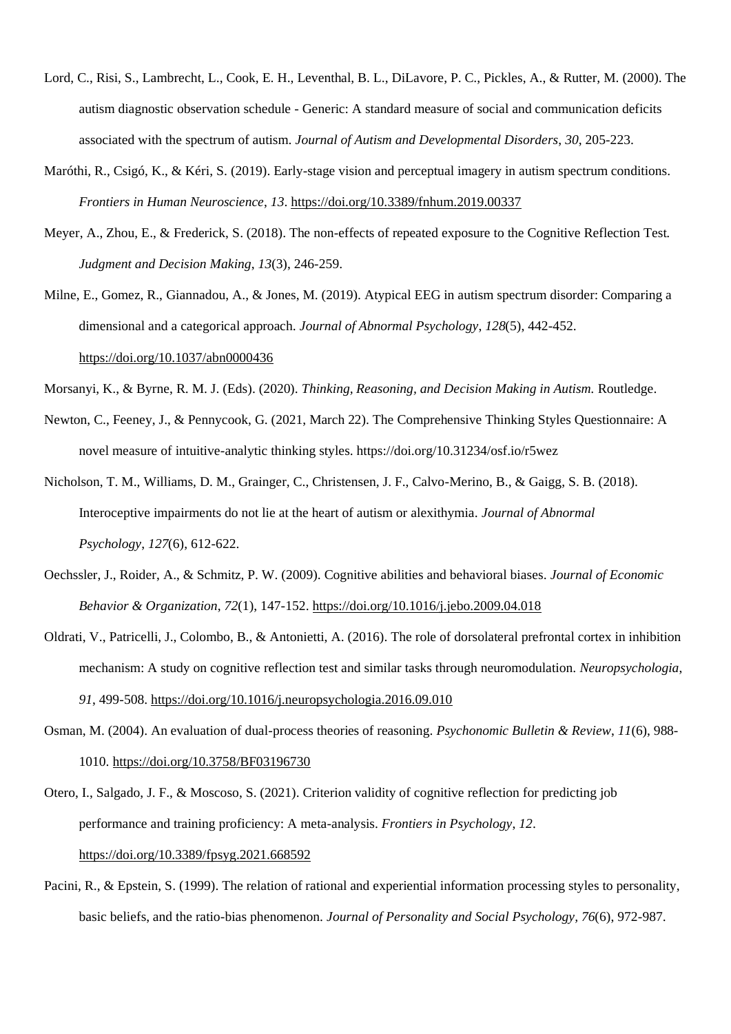Lord, C., Risi, S., Lambrecht, L., Cook, E. H., Leventhal, B. L., DiLavore, P. C., Pickles, A., & Rutter, M. (2000). The autism diagnostic observation schedule - Generic: A standard measure of social and communication deficits associated with the spectrum of autism. *Journal of Autism and Developmental Disorders*, *30*, 205-223.

Maróthi, R., Csigó, K., & Kéri, S. (2019). Early-stage vision and perceptual imagery in autism spectrum conditions. *Frontiers in Human Neuroscience*, *13*. https://doi.org/10.3389/fnhum.2019.00337

Meyer, A., Zhou, E., & Frederick, S. (2018). The non-effects of repeated exposure to the Cognitive Reflection Test. *Judgment and Decision Making*, *13*(3), 246-259.

Milne, E., Gomez, R., Giannadou, A., & Jones, M. (2019). Atypical EEG in autism spectrum disorder: Comparing a dimensional and a categorical approach. *Journal of Abnormal Psychology*, *128*(5), 442-452. https://doi.org/10.1037/abn0000436

Morsanyi, K., & Byrne, R. M. J. (Eds). (2020). *Thinking, Reasoning, and Decision Making in Autism.* Routledge.

Newton, C., Feeney, J., & Pennycook, G. (2021, March 22). The Comprehensive Thinking Styles Questionnaire: A novel measure of intuitive-analytic thinking styles. https://doi.org/10.31234/osf.io/r5wez

Nicholson, T. M., Williams, D. M., Grainger, C., Christensen, J. F., Calvo-Merino, B., & Gaigg, S. B. (2018). Interoceptive impairments do not lie at the heart of autism or alexithymia. *Journal of Abnormal Psychology*, *127*(6), 612-622.

Oechssler, J., Roider, A., & Schmitz, P. W. (2009). Cognitive abilities and behavioral biases. *Journal of Economic Behavior & Organization*, *72*(1), 147-152. https://doi.org/10.1016/j.jebo.2009.04.018

Oldrati, V., Patricelli, J., Colombo, B., & Antonietti, A. (2016). The role of dorsolateral prefrontal cortex in inhibition mechanism: A study on cognitive reflection test and similar tasks through neuromodulation. *Neuropsychologia*, *91*, 499-508. https://doi.org/10.1016/j.neuropsychologia.2016.09.010

Osman, M. (2004). An evaluation of dual-process theories of reasoning. *Psychonomic Bulletin & Review*, *11*(6), 988-1010. https://doi.org/10.3758/BF03196730

Otero, I., Salgado, J. F., & Moscoso, S. (2021). Criterion validity of cognitive reflection for predicting job performance and training proficiency: A meta-analysis. *Frontiers in Psychology*, *12*. https://doi.org/10.3389/fpsyg.2021.668592

Pacini, R., & Epstein, S. (1999). The relation of rational and experiential information processing styles to personality, basic beliefs, and the ratio-bias phenomenon. *Journal of Personality and Social Psychology, 76*(6), 972-987.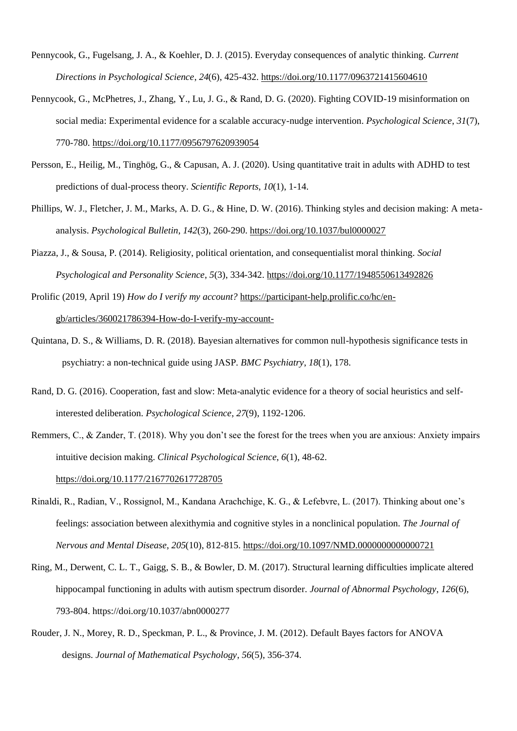Pennycook, G., Fugelsang, J. A., & Koehler, D. J. (2015). Everyday consequences of analytic thinking. *Current Directions in Psychological Science*, *24*(6), 425-432. https://doi.org/10.1177/0963721415604610

Pennycook, G., McPhetres, J., Zhang, Y., Lu, J. G., & Rand, D. G. (2020). Fighting COVID-19 misinformation on social media: Experimental evidence for a scalable accuracy-nudge intervention. *Psychological Science*, *31*(7), 770-780. https://doi.org/10.1177/0956797620939054

Persson, E., Heilig, M., Tinghög, G., & Capusan, A. J. (2020). Using quantitative trait in adults with ADHD to test predictions of dual-process theory. *Scientific Reports*, *10*(1), 1-14.

Phillips, W. J., Fletcher, J. M., Marks, A. D. G., & Hine, D. W. (2016). Thinking styles and decision making: A meta-analysis. *Psychological Bulletin*, *142*(3), 260-290. https://doi.org/10.1037/bul0000027

Piazza, J., & Sousa, P. (2014). Religiosity, political orientation, and consequentialist moral thinking. *Social Psychological and Personality Science*, *5*(3), 334-342. https://doi.org/10.1177/1948550613492826

Prolific (2019, April 19) *How do I verify my account?* https://participant-help.prolific.co/hc/en-gb/articles/360021786394-How-do-I-verify-my-account-

Quintana, D. S., & Williams, D. R. (2018). Bayesian alternatives for common null-hypothesis significance tests in psychiatry: a non-technical guide using JASP. *BMC Psychiatry*, *18*(1), 178.

Rand, D. G. (2016). Cooperation, fast and slow: Meta-analytic evidence for a theory of social heuristics and self-interested deliberation. *Psychological Science*, *27*(9), 1192-1206.

Remmers, C., & Zander, T. (2018). Why you don't see the forest for the trees when you are anxious: Anxiety impairs intuitive decision making. *Clinical Psychological Science*, *6*(1), 48-62. https://doi.org/10.1177/2167702617728705

Rinaldi, R., Radian, V., Rossignol, M., Kandana Arachchige, K. G., & Lefebvre, L. (2017). Thinking about one's feelings: association between alexithymia and cognitive styles in a nonclinical population. *The Journal of Nervous and Mental Disease*, *205*(10), 812-815. https://doi.org/10.1097/NMD.0000000000000721

Ring, M., Derwent, C. L. T., Gaigg, S. B., & Bowler, D. M. (2017). Structural learning difficulties implicate altered hippocampal functioning in adults with autism spectrum disorder. *Journal of Abnormal Psychology*, *126*(6), 793-804. https://doi.org/10.1037/abn0000277

Rouder, J. N., Morey, R. D., Speckman, P. L., & Province, J. M. (2012). Default Bayes factors for ANOVA designs. *Journal of Mathematical Psychology*, *56*(5), 356-374.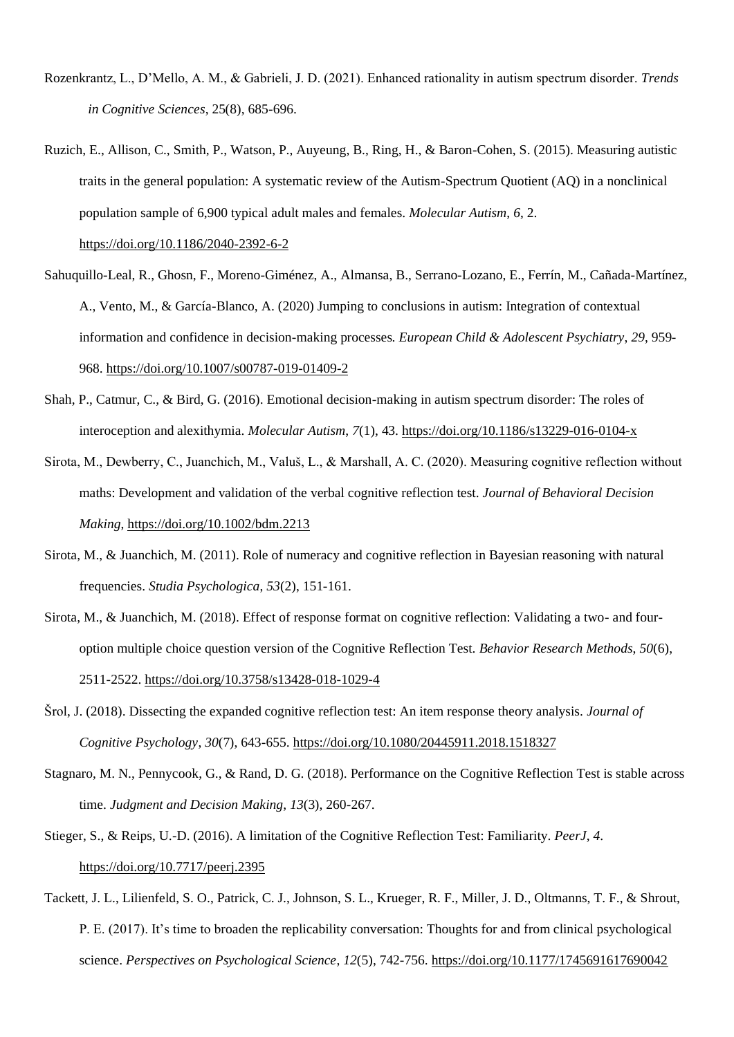Rozenkrantz, L., D'Mello, A. M., & Gabrieli, J. D. (2021). Enhanced rationality in autism spectrum disorder. *Trends in Cognitive Sciences*, 25(8), 685-696.

Ruzich, E., Allison, C., Smith, P., Watson, P., Auyeung, B., Ring, H., & Baron-Cohen, S. (2015). Measuring autistic traits in the general population: A systematic review of the Autism-Spectrum Quotient (AQ) in a nonclinical population sample of 6,900 typical adult males and females. *Molecular Autism*, *6*, 2. https://doi.org/10.1186/2040-2392-6-2

Sahuquillo-Leal, R., Ghosn, F., Moreno-Giménez, A., Almansa, B., Serrano-Lozano, E., Ferrín, M., Cañada-Martínez, A., Vento, M., & García-Blanco, A. (2020) Jumping to conclusions in autism: Integration of contextual information and confidence in decision-making processes. *European Child & Adolescent Psychiatry*, *29*, 959-968. https://doi.org/10.1007/s00787-019-01409-2

Shah, P., Catmur, C., & Bird, G. (2016). Emotional decision-making in autism spectrum disorder: The roles of interoception and alexithymia. *Molecular Autism*, *7*(1), 43. https://doi.org/10.1186/s13229-016-0104-x

Sirota, M., Dewberry, C., Juanchich, M., Valuš, L., & Marshall, A. C. (2020). Measuring cognitive reflection without maths: Development and validation of the verbal cognitive reflection test. *Journal of Behavioral Decision Making*, https://doi.org/10.1002/bdm.2213

Sirota, M., & Juanchich, M. (2011). Role of numeracy and cognitive reflection in Bayesian reasoning with natural frequencies. *Studia Psychologica*, *53*(2), 151-161.

Sirota, M., & Juanchich, M. (2018). Effect of response format on cognitive reflection: Validating a two- and four-option multiple choice question version of the Cognitive Reflection Test. *Behavior Research Methods*, *50*(6), 2511-2522. https://doi.org/10.3758/s13428-018-1029-4

Šrol, J. (2018). Dissecting the expanded cognitive reflection test: An item response theory analysis. *Journal of Cognitive Psychology*, *30*(7), 643-655. https://doi.org/10.1080/20445911.2018.1518327

Stagnaro, M. N., Pennycook, G., & Rand, D. G. (2018). Performance on the Cognitive Reflection Test is stable across time. *Judgment and Decision Making*, *13*(3), 260-267.

Stieger, S., & Reips, U.-D. (2016). A limitation of the Cognitive Reflection Test: Familiarity. *PeerJ*, *4*. https://doi.org/10.7717/peerj.2395

Tackett, J. L., Lilienfeld, S. O., Patrick, C. J., Johnson, S. L., Krueger, R. F., Miller, J. D., Oltmanns, T. F., & Shrout, P. E. (2017). It's time to broaden the replicability conversation: Thoughts for and from clinical psychological science. *Perspectives on Psychological Science*, *12*(5), 742-756. https://doi.org/10.1177/1745691617690042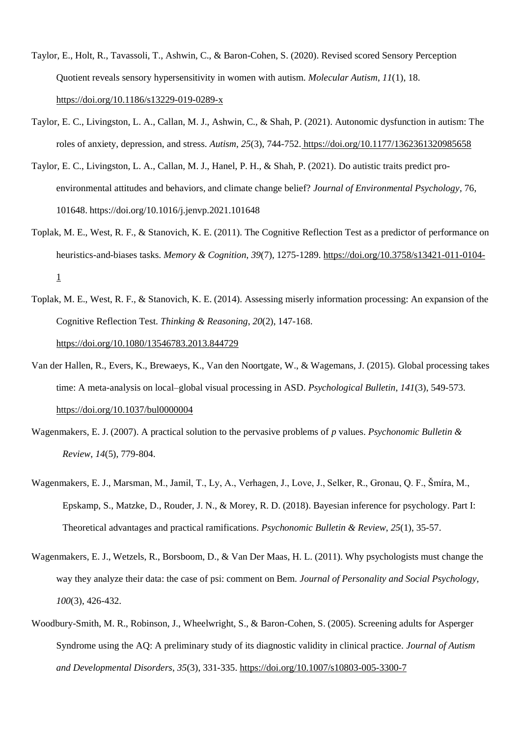Taylor, E., Holt, R., Tavassoli, T., Ashwin, C., & Baron-Cohen, S. (2020). Revised scored Sensory Perception Quotient reveals sensory hypersensitivity in women with autism. *Molecular Autism*, *11*(1), 18. https://doi.org/10.1186/s13229-019-0289-x

Taylor, E. C., Livingston, L. A., Callan, M. J., Ashwin, C., & Shah, P. (2021). Autonomic dysfunction in autism: The roles of anxiety, depression, and stress. *Autism*, *25*(3), 744-752. https://doi.org/10.1177/1362361320985658

Taylor, E. C., Livingston, L. A., Callan, M. J., Hanel, P. H., & Shah, P. (2021). Do autistic traits predict pro-environmental attitudes and behaviors, and climate change belief? *Journal of Environmental Psychology*, 76, 101648. https://doi.org/10.1016/j.jenvp.2021.101648

Toplak, M. E., West, R. F., & Stanovich, K. E. (2011). The Cognitive Reflection Test as a predictor of performance on heuristics-and-biases tasks. *Memory & Cognition*, *39*(7), 1275-1289. https://doi.org/10.3758/s13421-011-0104-1

Toplak, M. E., West, R. F., & Stanovich, K. E. (2014). Assessing miserly information processing: An expansion of the Cognitive Reflection Test. *Thinking & Reasoning*, *20*(2), 147-168. https://doi.org/10.1080/13546783.2013.844729

Van der Hallen, R., Evers, K., Brewaeys, K., Van den Noortgate, W., & Wagemans, J. (2015). Global processing takes time: A meta-analysis on local–global visual processing in ASD. *Psychological Bulletin*, *141*(3), 549-573. https://doi.org/10.1037/bul0000004

Wagenmakers, E. J. (2007). A practical solution to the pervasive problems of *p* values. *Psychonomic Bulletin & Review*, *14*(5), 779-804.

Wagenmakers, E. J., Marsman, M., Jamil, T., Ly, A., Verhagen, J., Love, J., Selker, R., Gronau, Q. F., Šmíra, M., Epskamp, S., Matzke, D., Rouder, J. N., & Morey, R. D. (2018). Bayesian inference for psychology. Part I: Theoretical advantages and practical ramifications. *Psychonomic Bulletin & Review*, *25*(1), 35-57.

Wagenmakers, E. J., Wetzels, R., Borsboom, D., & Van Der Maas, H. L. (2011). Why psychologists must change the way they analyze their data: the case of psi: comment on Bem. *Journal of Personality and Social Psychology, 100*(3), 426-432.

Woodbury-Smith, M. R., Robinson, J., Wheelwright, S., & Baron-Cohen, S. (2005). Screening adults for Asperger Syndrome using the AQ: A preliminary study of its diagnostic validity in clinical practice. *Journal of Autism and Developmental Disorders*, *35*(3), 331-335. https://doi.org/10.1007/s10803-005-3300-7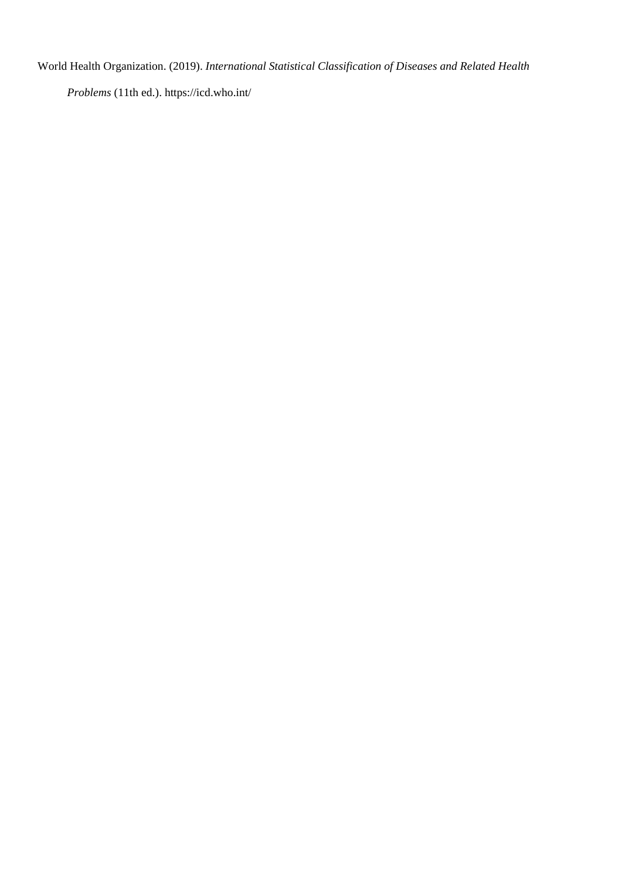World Health Organization. (2019). *International Statistical Classification of Diseases and Related Health Problems* (11th ed.). https://icd.who.int/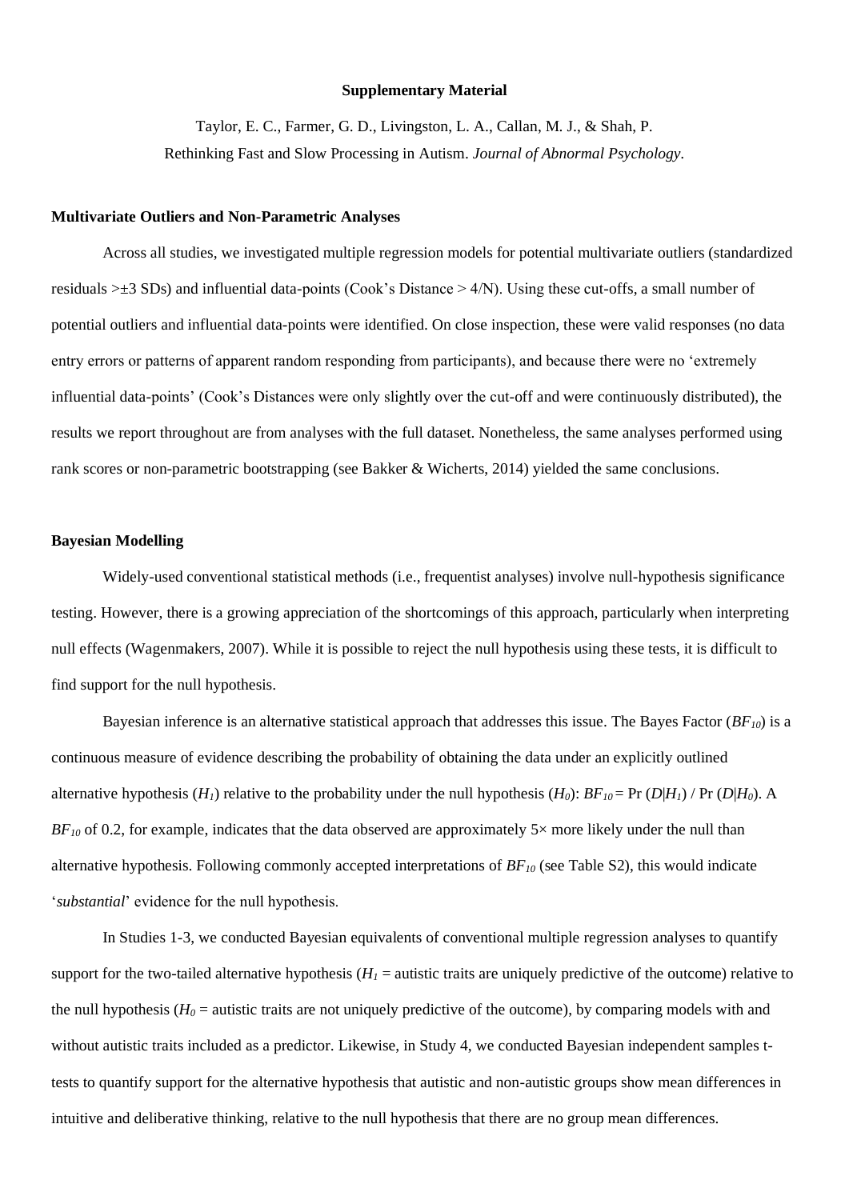**Supplementary Material**

Taylor, E. C., Farmer, G. D., Livingston, L. A., Callan, M. J., & Shah, P.
Rethinking Fast and Slow Processing in Autism. *Journal of Abnormal Psychology*.

**Multivariate Outliers and Non-Parametric Analyses**

Across all studies, we investigated multiple regression models for potential multivariate outliers (standardized residuals >±3 SDs) and influential data-points (Cook's Distance > 4/N). Using these cut-offs, a small number of potential outliers and influential data-points were identified. On close inspection, these were valid responses (no data entry errors or patterns of apparent random responding from participants), and because there were no 'extremely influential data-points' (Cook's Distances were only slightly over the cut-off and were continuously distributed), the results we report throughout are from analyses with the full dataset. Nonetheless, the same analyses performed using rank scores or non-parametric bootstrapping (see Bakker & Wicherts, 2014) yielded the same conclusions.

**Bayesian Modelling**

Widely-used conventional statistical methods (i.e., frequentist analyses) involve null-hypothesis significance testing. However, there is a growing appreciation of the shortcomings of this approach, particularly when interpreting null effects (Wagenmakers, 2007). While it is possible to reject the null hypothesis using these tests, it is difficult to find support for the null hypothesis.

Bayesian inference is an alternative statistical approach that addresses this issue. The Bayes Factor ($BF_{10}$) is a continuous measure of evidence describing the probability of obtaining the data under an explicitly outlined alternative hypothesis ($H_1$) relative to the probability under the null hypothesis ($H_0$): $BF_{10} = \Pr(D|H_1) / \Pr(D|H_0)$. A $BF_{10}$ of 0.2, for example, indicates that the data observed are approximately 5× more likely under the null than alternative hypothesis. Following commonly accepted interpretations of $BF_{10}$ (see Table S2), this would indicate '*substantial*' evidence for the null hypothesis.

In Studies 1-3, we conducted Bayesian equivalents of conventional multiple regression analyses to quantify support for the two-tailed alternative hypothesis ($H_1$ = autistic traits are uniquely predictive of the outcome) relative to the null hypothesis ($H_0$ = autistic traits are not uniquely predictive of the outcome), by comparing models with and without autistic traits included as a predictor. Likewise, in Study 4, we conducted Bayesian independent samples t-tests to quantify support for the alternative hypothesis that autistic and non-autistic groups show mean differences in intuitive and deliberative thinking, relative to the null hypothesis that there are no group mean differences.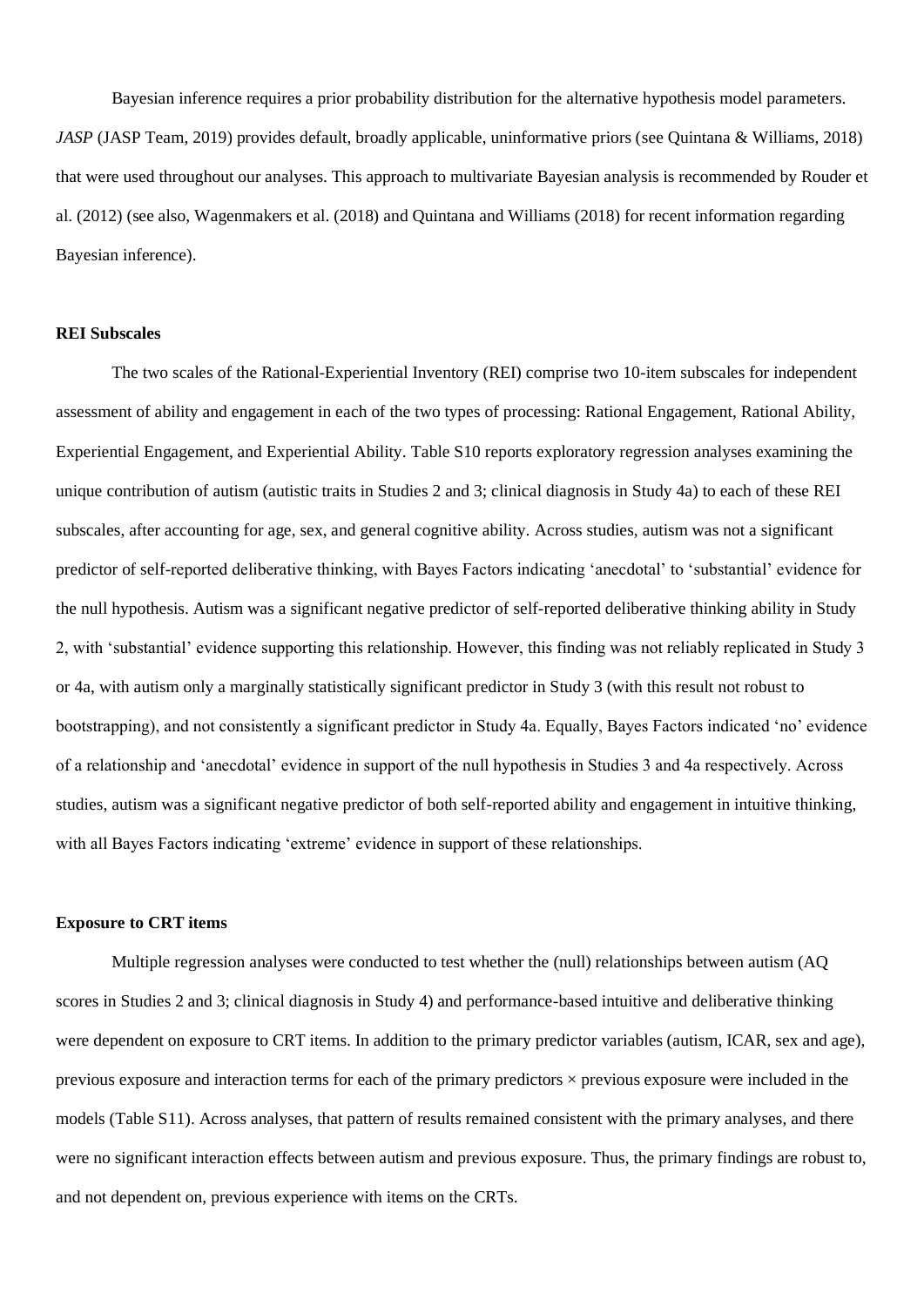Bayesian inference requires a prior probability distribution for the alternative hypothesis model parameters. *JASP* (JASP Team, 2019) provides default, broadly applicable, uninformative priors (see Quintana & Williams, 2018) that were used throughout our analyses. This approach to multivariate Bayesian analysis is recommended by Rouder et al. (2012) (see also, Wagenmakers et al. (2018) and Quintana and Williams (2018) for recent information regarding Bayesian inference).

**REI Subscales**

The two scales of the Rational-Experiential Inventory (REI) comprise two 10-item subscales for independent assessment of ability and engagement in each of the two types of processing: Rational Engagement, Rational Ability, Experiential Engagement, and Experiential Ability. Table S10 reports exploratory regression analyses examining the unique contribution of autism (autistic traits in Studies 2 and 3; clinical diagnosis in Study 4a) to each of these REI subscales, after accounting for age, sex, and general cognitive ability. Across studies, autism was not a significant predictor of self-reported deliberative thinking, with Bayes Factors indicating 'anecdotal' to 'substantial' evidence for the null hypothesis. Autism was a significant negative predictor of self-reported deliberative thinking ability in Study 2, with 'substantial' evidence supporting this relationship. However, this finding was not reliably replicated in Study 3 or 4a, with autism only a marginally statistically significant predictor in Study 3 (with this result not robust to bootstrapping), and not consistently a significant predictor in Study 4a. Equally, Bayes Factors indicated 'no' evidence of a relationship and 'anecdotal' evidence in support of the null hypothesis in Studies 3 and 4a respectively. Across studies, autism was a significant negative predictor of both self-reported ability and engagement in intuitive thinking, with all Bayes Factors indicating 'extreme' evidence in support of these relationships.

**Exposure to CRT items**

Multiple regression analyses were conducted to test whether the (null) relationships between autism (AQ scores in Studies 2 and 3; clinical diagnosis in Study 4) and performance-based intuitive and deliberative thinking were dependent on exposure to CRT items. In addition to the primary predictor variables (autism, ICAR, sex and age), previous exposure and interaction terms for each of the primary predictors × previous exposure were included in the models (Table S11). Across analyses, that pattern of results remained consistent with the primary analyses, and there were no significant interaction effects between autism and previous exposure. Thus, the primary findings are robust to, and not dependent on, previous experience with items on the CRTs.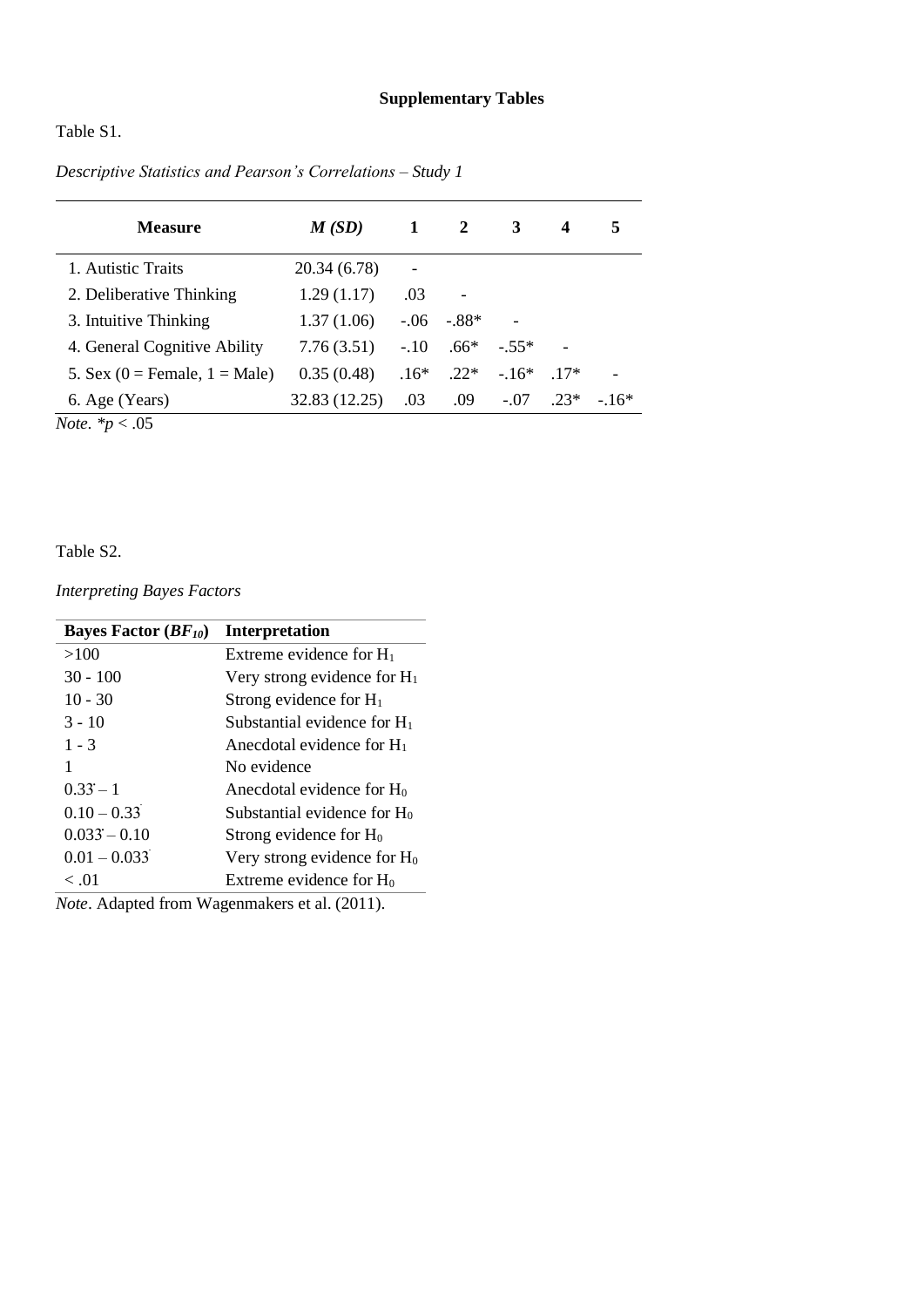## Supplementary Tables

Table S1.

*Descriptive Statistics and Pearson's Correlations – Study 1*

| Measure | *M (SD)* | 1 | 2 | 3 | 4 | 5 |
|---|---|---|---|---|---|---|
| 1. Autistic Traits | 20.34 (6.78) | - | | | | |
| 2. Deliberative Thinking | 1.29 (1.17) | .03 | - | | | |
| 3. Intuitive Thinking | 1.37 (1.06) | -.06 | -.88* | - | | |
| 4. General Cognitive Ability | 7.76 (3.51) | -.10 | .66* | -.55* | - | |
| 5. Sex (0 = Female, 1 = Male) | 0.35 (0.48) | .16* | .22* | -.16* | .17* | - |
| 6. Age (Years) | 32.83 (12.25) | .03 | .09 | -.07 | .23* | -.16* |

*Note*. $^*p < .05$

Table S2.

*Interpreting Bayes Factors*

| Bayes Factor ($BF_{10}$) | Interpretation |
|---|---|
| >100 | Extreme evidence for $H_1$ |
| 30 - 100 | Very strong evidence for $H_1$ |
| 10 - 30 | Strong evidence for $H_1$ |
| 3 - 10 | Substantial evidence for $H_1$ |
| 1 - 3 | Anecdotal evidence for $H_1$ |
| 1 | No evidence |
| $0.3\dot{3} – 1$ | Anecdotal evidence for $H_0$ |
| $0.10 – 0.3\dot{3}$ | Substantial evidence for $H_0$ |
| $0.03\dot{3} – 0.10$ | Strong evidence for $H_0$ |
| $0.01 – 0.03\dot{3}$ | Very strong evidence for $H_0$ |
| < .01 | Extreme evidence for $H_0$ |

*Note*. Adapted from Wagenmakers et al. (2011).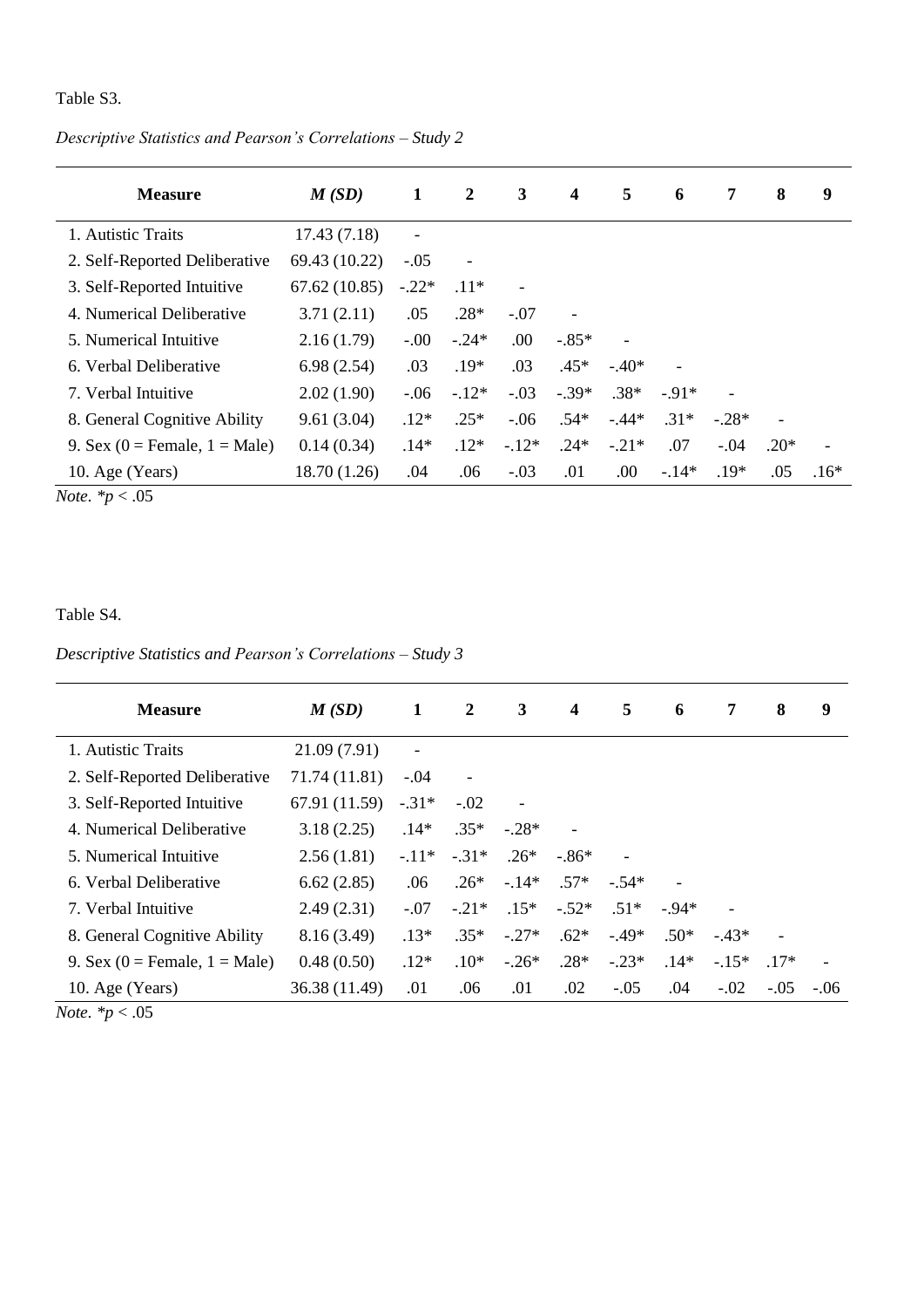Table S3.

*Descriptive Statistics and Pearson's Correlations – Study 2*

| **Measure** | ***M (SD)*** | **1** | **2** | **3** | **4** | **5** | **6** | **7** | **8** | **9** |
|---|---|---|---|---|---|---|---|---|---|---|
| 1. Autistic Traits | 17.43 (7.18) | - | | | | | | | | |
| 2. Self-Reported Deliberative | 69.43 (10.22) | -.05 | - | | | | | | | |
| 3. Self-Reported Intuitive | 67.62 (10.85) | -.22* | .11* | - | | | | | | |
| 4. Numerical Deliberative | 3.71 (2.11) | .05 | .28* | -.07 | - | | | | | |
| 5. Numerical Intuitive | 2.16 (1.79) | -.00 | -.24* | .00 | -.85* | - | | | | |
| 6. Verbal Deliberative | 6.98 (2.54) | .03 | .19* | .03 | .45* | -.40* | - | | | |
| 7. Verbal Intuitive | 2.02 (1.90) | -.06 | -.12* | -.03 | -.39* | .38* | -.91* | - | | |
| 8. General Cognitive Ability | 9.61 (3.04) | .12* | .25* | -.06 | .54* | -.44* | .31* | -.28* | - | |
| 9. Sex (0 = Female, 1 = Male) | 0.14 (0.34) | .14* | .12* | -.12* | .24* | -.21* | .07 | -.04 | .20* | - |
| 10. Age (Years) | 18.70 (1.26) | .04 | .06 | -.03 | .01 | .00 | -.14* | .19* | .05 | .16* |

*Note.* *$p < .05$

Table S4.

*Descriptive Statistics and Pearson's Correlations – Study 3*

| **Measure** | ***M (SD)*** | **1** | **2** | **3** | **4** | **5** | **6** | **7** | **8** | **9** |
|---|---|---|---|---|---|---|---|---|---|---|
| 1. Autistic Traits | 21.09 (7.91) | - | | | | | | | | |
| 2. Self-Reported Deliberative | 71.74 (11.81) | -.04 | - | | | | | | | |
| 3. Self-Reported Intuitive | 67.91 (11.59) | -.31* | -.02 | - | | | | | | |
| 4. Numerical Deliberative | 3.18 (2.25) | .14* | .35* | -.28* | - | | | | | |
| 5. Numerical Intuitive | 2.56 (1.81) | -.11* | -.31* | .26* | -.86* | - | | | | |
| 6. Verbal Deliberative | 6.62 (2.85) | .06 | .26* | -.14* | .57* | -.54* | - | | | |
| 7. Verbal Intuitive | 2.49 (2.31) | -.07 | -.21* | .15* | -.52* | .51* | -.94* | - | | |
| 8. General Cognitive Ability | 8.16 (3.49) | .13* | .35* | -.27* | .62* | -.49* | .50* | -.43* | - | |
| 9. Sex (0 = Female, 1 = Male) | 0.48 (0.50) | .12* | .10* | -.26* | .28* | -.23* | .14* | -.15* | .17* | - |
| 10. Age (Years) | 36.38 (11.49) | .01 | .06 | .01 | .02 | -.05 | .04 | -.02 | -.05 | -.06 |

*Note.* *$p < .05$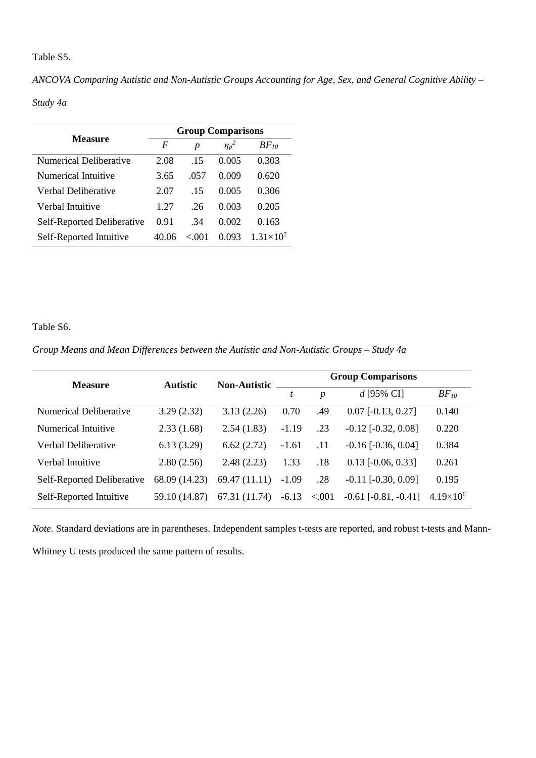Table S5.

*ANCOVA Comparing Autistic and Non-Autistic Groups Accounting for Age, Sex, and General Cognitive Ability – Study 4a*

| Measure | Group Comparisons | | | |
|---|---|---|---|---|
| | $F$ | $p$ | $\eta_p^2$ | $BF_{10}$ |
| Numerical Deliberative | 2.08 | .15 | 0.005 | 0.303 |
| Numerical Intuitive | 3.65 | .057 | 0.009 | 0.620 |
| Verbal Deliberative | 2.07 | .15 | 0.005 | 0.306 |
| Verbal Intuitive | 1.27 | .26 | 0.003 | 0.205 |
| Self-Reported Deliberative | 0.91 | .34 | 0.002 | 0.163 |
| Self-Reported Intuitive | 40.06 | <.001 | 0.093 | $1.31 \times 10^7$ |

Table S6.

*Group Means and Mean Differences between the Autistic and Non-Autistic Groups – Study 4a*

| Measure | Autistic | Non-Autistic | Group Comparisons | | | |
|---|---|---|---|---|---|---|
| | | | $t$ | $p$ | $d$ [95% CI] | $BF_{10}$ |
| Numerical Deliberative | 3.29 (2.32) | 3.13 (2.26) | 0.70 | .49 | 0.07 [-0.13, 0.27] | 0.140 |
| Numerical Intuitive | 2.33 (1.68) | 2.54 (1.83) | -1.19 | .23 | -0.12 [-0.32, 0.08] | 0.220 |
| Verbal Deliberative | 6.13 (3.29) | 6.62 (2.72) | -1.61 | .11 | -0.16 [-0.36, 0.04] | 0.384 |
| Verbal Intuitive | 2.80 (2.56) | 2.48 (2.23) | 1.33 | .18 | 0.13 [-0.06, 0.33] | 0.261 |
| Self-Reported Deliberative | 68.09 (14.23) | 69.47 (11.11) | -1.09 | .28 | -0.11 [-0.30, 0.09] | 0.195 |
| Self-Reported Intuitive | 59.10 (14.87) | 67.31 (11.74) | -6.13 | <.001 | -0.61 [-0.81, -0.41] | $4.19 \times 10^6$ |

*Note.* Standard deviations are in parentheses. Independent samples t-tests are reported, and robust t-tests and Mann-Whitney U tests produced the same pattern of results.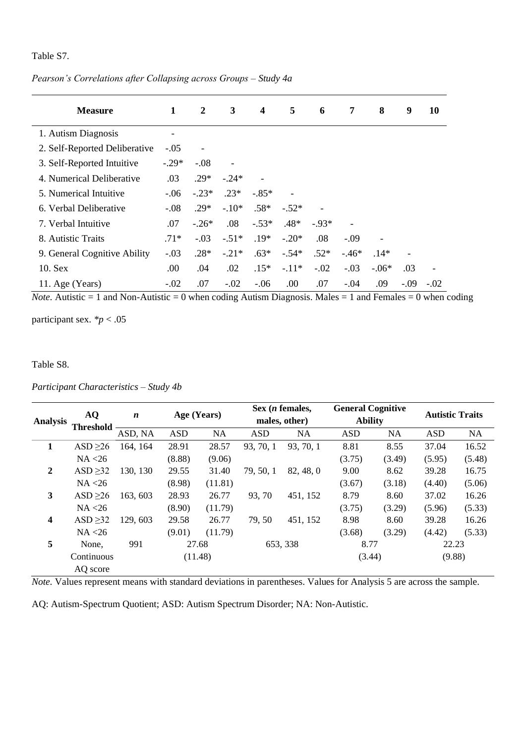Table S7.

*Pearson's Correlations after Collapsing across Groups – Study 4a*

| Measure | 1 | 2 | 3 | 4 | 5 | 6 | 7 | 8 | 9 | 10 |
|---|---|---|---|---|---|---|---|---|---|---|
| 1. Autism Diagnosis | - | | | | | | | | | |
| 2. Self-Reported Deliberative | -.05 | - | | | | | | | | |
| 3. Self-Reported Intuitive | -.29* | -.08 | - | | | | | | | |
| 4. Numerical Deliberative | .03 | .29* | -.24* | - | | | | | | |
| 5. Numerical Intuitive | -.06 | -.23* | .23* | -.85* | - | | | | | |
| 6. Verbal Deliberative | -.08 | .29* | -.10* | .58* | -.52* | - | | | | |
| 7. Verbal Intuitive | .07 | -.26* | .08 | -.53* | .48* | -.93* | - | | | |
| 8. Autistic Traits | .71* | -.03 | -.51* | .19* | -.20* | .08 | -.09 | - | | |
| 9. General Cognitive Ability | -.03 | .28* | -.21* | .63* | -.54* | .52* | -.46* | .14* | - | |
| 10. Sex | .00 | .04 | .02 | .15* | -.11* | -.02 | -.03 | -.06* | .03 | - |
| 11. Age (Years) | -.02 | .07 | -.02 | -.06 | .00 | .07 | -.04 | .09 | -.09 | -.02 |

*Note.* Autistic = 1 and Non-Autistic = 0 when coding Autism Diagnosis. Males = 1 and Females = 0 when coding participant sex. *$p < .05$

Table S8.

*Participant Characteristics – Study 4b*

| Analysis | AQ Threshold | *n* | Age (Years) | | Sex (*n* females, males, other) | | General Cognitive Ability | | Autistic Traits | |
|---|---|---|---|---|---|---|---|---|---|---|
| | | ASD, NA | ASD | NA | ASD | NA | ASD | NA | ASD | NA |
| **1** | ASD ≥26 NA <26 | 164, 164 | 28.91 (8.88) | 28.57 (9.06) | 93, 70, 1 | 93, 70, 1 | 8.81 (3.75) | 8.55 (3.49) | 37.04 (5.95) | 16.52 (5.48) |
| **2** | ASD ≥32 NA <26 | 130, 130 | 29.55 (8.98) | 31.40 (11.81) | 79, 50, 1 | 82, 48, 0 | 9.00 (3.67) | 8.62 (3.18) | 39.28 (4.40) | 16.75 (5.06) |
| **3** | ASD ≥26 NA <26 | 163, 603 | 28.93 (8.90) | 26.77 (11.79) | 93, 70 | 451, 152 | 8.79 (3.75) | 8.60 (3.29) | 37.02 (5.96) | 16.26 (5.33) |
| **4** | ASD ≥32 NA <26 | 129, 603 | 29.58 (9.01) | 26.77 (11.79) | 79, 50 | 451, 152 | 8.98 (3.68) | 8.60 (3.29) | 39.28 (4.42) | 16.26 (5.33) |
| **5** | None, Continuous AQ score | 991 | 27.68 (11.48) | | 653, 338 | | 8.77 (3.44) | | 22.23 (9.88) | |

*Note.* Values represent means with standard deviations in parentheses. Values for Analysis 5 are across the sample.

AQ: Autism-Spectrum Quotient; ASD: Autism Spectrum Disorder; NA: Non-Autistic.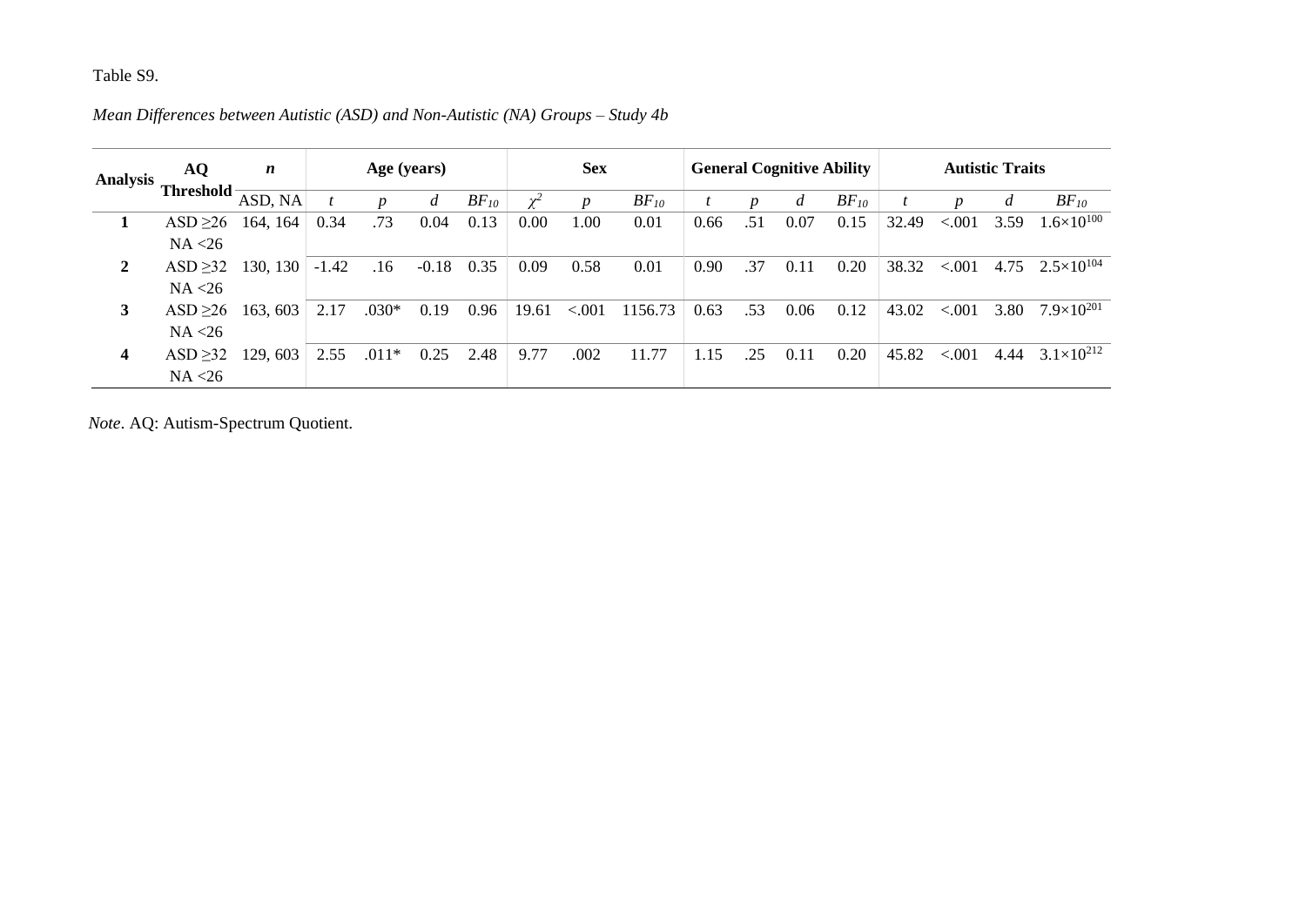Table S9.

*Mean Differences between Autistic (ASD) and Non-Autistic (NA) Groups – Study 4b*

| Analysis | AQ Threshold | *n* | Age (years) | | | | Sex | | | General Cognitive Ability | | | | Autistic Traits | | | |
|---|---|---|---|---|---|---|---|---|---|---|---|---|---|---|---|---|---|
| | | ASD, NA | *t* | *p* | *d* | $BF_{10}$ | $\chi^2$ | *p* | $BF_{10}$ | *t* | *p* | *d* | $BF_{10}$ | *t* | *p* | *d* | $BF_{10}$ |
| **1** | ASD ≥26<br>NA <26 | 164, 164 | 0.34 | .73 | 0.04 | 0.13 | 0.00 | 1.00 | 0.01 | 0.66 | .51 | 0.07 | 0.15 | 32.49 | <.001 | 3.59 | $1.6 \times 10^{100}$ |
| **2** | ASD ≥32<br>NA <26 | 130, 130 | -1.42 | .16 | -0.18 | 0.35 | 0.09 | 0.58 | 0.01 | 0.90 | .37 | 0.11 | 0.20 | 38.32 | <.001 | 4.75 | $2.5 \times 10^{104}$ |
| **3** | ASD ≥26<br>NA <26 | 163, 603 | 2.17 | .030* | 0.19 | 0.96 | 19.61 | <.001 | 1156.73 | 0.63 | .53 | 0.06 | 0.12 | 43.02 | <.001 | 3.80 | $7.9 \times 10^{201}$ |
| **4** | ASD ≥32<br>NA <26 | 129, 603 | 2.55 | .011* | 0.25 | 2.48 | 9.77 | .002 | 11.77 | 1.15 | .25 | 0.11 | 0.20 | 45.82 | <.001 | 4.44 | $3.1 \times 10^{212}$ |

*Note*. AQ: Autism-Spectrum Quotient.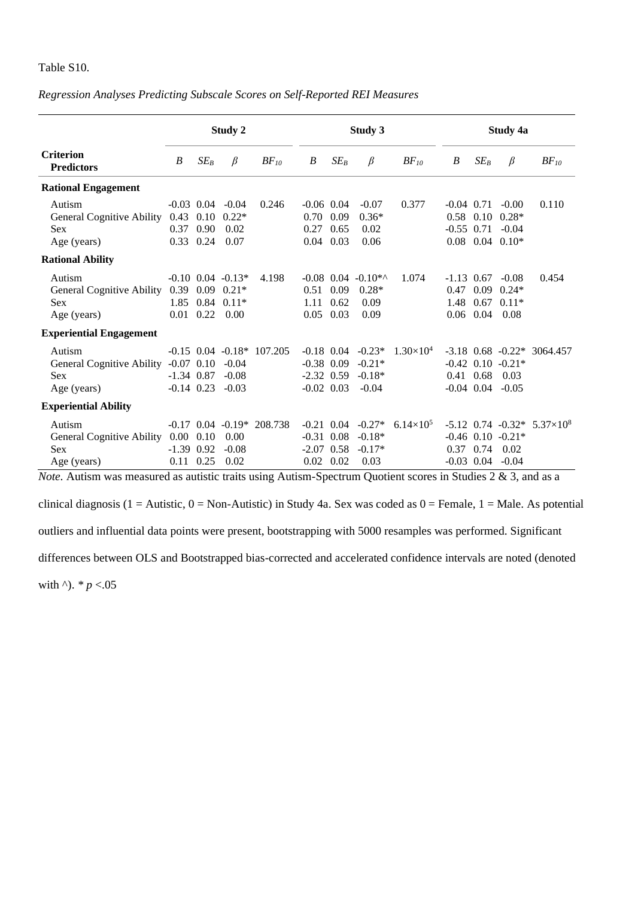Table S10.

*Regression Analyses Predicting Subscale Scores on Self-Reported REI Measures*

| Criterion / Predictors | Study 2 | | | | Study 3 | | | | Study 4a | | | |
|---|---|---|---|---|---|---|---|---|---|---|---|---|
| | *B* | $SE_B$ | *β* | $BF_{10}$ | *B* | $SE_B$ | *β* | $BF_{10}$ | *B* | $SE_B$ | *β* | $BF_{10}$ |
| **Rational Engagement** | | | | | | | | | | | | |
| Autism | -0.03 | 0.04 | -0.04 | 0.246 | -0.06 | 0.04 | -0.07 | 0.377 | -0.04 | 0.71 | -0.00 | 0.110 |
| General Cognitive Ability | 0.43 | 0.10 | 0.22* | | 0.70 | 0.09 | 0.36* | | 0.58 | 0.10 | 0.28* | |
| Sex | 0.37 | 0.90 | 0.02 | | 0.27 | 0.65 | 0.02 | | -0.55 | 0.71 | -0.04 | |
| Age (years) | 0.33 | 0.24 | 0.07 | | 0.04 | 0.03 | 0.06 | | 0.08 | 0.04 | 0.10* | |
| **Rational Ability** | | | | | | | | | | | | |
| Autism | -0.10 | 0.04 | -0.13* | 4.198 | -0.08 | 0.04 | -0.10*^ | 1.074 | -1.13 | 0.67 | -0.08 | 0.454 |
| General Cognitive Ability | 0.39 | 0.09 | 0.21* | | 0.51 | 0.09 | 0.28* | | 0.47 | 0.09 | 0.24* | |
| Sex | 1.85 | 0.84 | 0.11* | | 1.11 | 0.62 | 0.09 | | 1.48 | 0.67 | 0.11* | |
| Age (years) | 0.01 | 0.22 | 0.00 | | 0.05 | 0.03 | 0.09 | | 0.06 | 0.04 | 0.08 | |
| **Experiential Engagement** | | | | | | | | | | | | |
| Autism | -0.15 | 0.04 | -0.18* | 107.205 | -0.18 | 0.04 | -0.23* | $1.30\times10^{4}$ | -3.18 | 0.68 | -0.22* | 3064.457 |
| General Cognitive Ability | -0.07 | 0.10 | -0.04 | | -0.38 | 0.09 | -0.21* | | -0.42 | 0.10 | -0.21* | |
| Sex | -1.34 | 0.87 | -0.08 | | -2.32 | 0.59 | -0.18* | | 0.41 | 0.68 | 0.03 | |
| Age (years) | -0.14 | 0.23 | -0.03 | | -0.02 | 0.03 | -0.04 | | -0.04 | 0.04 | -0.05 | |
| **Experiential Ability** | | | | | | | | | | | | |
| Autism | -0.17 | 0.04 | -0.19* | 208.738 | -0.21 | 0.04 | -0.27* | $6.14\times10^{5}$ | -5.12 | 0.74 | -0.32* | $5.37\times10^{8}$ |
| General Cognitive Ability | 0.00 | 0.10 | 0.00 | | -0.31 | 0.08 | -0.18* | | -0.46 | 0.10 | -0.21* | |
| Sex | -1.39 | 0.92 | -0.08 | | -2.07 | 0.58 | -0.17* | | 0.37 | 0.74 | 0.02 | |
| Age (years) | 0.11 | 0.25 | 0.02 | | 0.02 | 0.02 | 0.03 | | -0.03 | 0.04 | -0.04 | |

*Note.* Autism was measured as autistic traits using Autism-Spectrum Quotient scores in Studies 2 & 3, and as a clinical diagnosis (1 = Autistic, 0 = Non-Autistic) in Study 4a. Sex was coded as 0 = Female, 1 = Male. As potential outliers and influential data points were present, bootstrapping with 5000 resamples was performed. Significant differences between OLS and Bootstrapped bias-corrected and accelerated confidence intervals are noted (denoted with ^). * $p$ <.05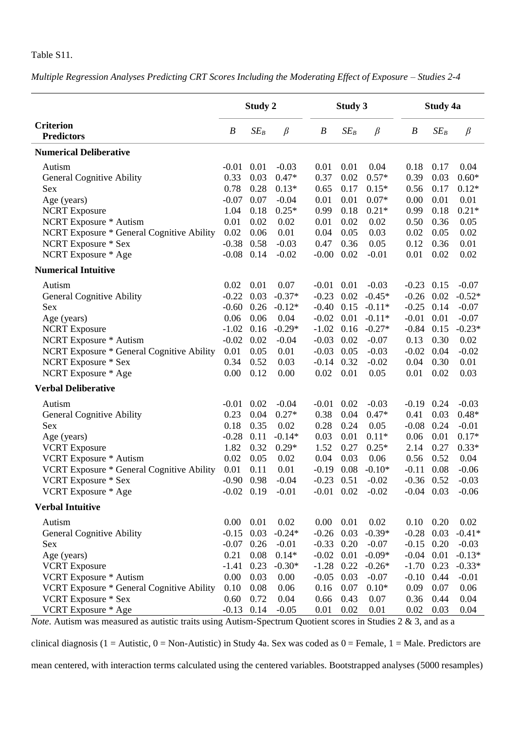Table S11.

*Multiple Regression Analyses Predicting CRT Scores Including the Moderating Effect of Exposure – Studies 2-4*

| Criterion / Predictors | Study 2 | | | Study 3 | | | Study 4a | | |
|---|---|---|---|---|---|---|---|---|---|
| | *B* | $SE_B$ | *β* | *B* | $SE_B$ | *β* | *B* | $SE_B$ | *β* |
| **Numerical Deliberative** | | | | | | | | | |
| Autism | -0.01 | 0.01 | -0.03 | 0.01 | 0.01 | 0.04 | 0.18 | 0.17 | 0.04 |
| General Cognitive Ability | 0.33 | 0.03 | 0.47* | 0.37 | 0.02 | 0.57* | 0.39 | 0.03 | 0.60* |
| Sex | 0.78 | 0.28 | 0.13* | 0.65 | 0.17 | 0.15* | 0.56 | 0.17 | 0.12* |
| Age (years) | -0.07 | 0.07 | -0.04 | 0.01 | 0.01 | 0.07* | 0.00 | 0.01 | 0.01 |
| NCRT Exposure | 1.04 | 0.18 | 0.25* | 0.99 | 0.18 | 0.21* | 0.99 | 0.18 | 0.21* |
| NCRT Exposure * Autism | 0.01 | 0.02 | 0.02 | 0.01 | 0.02 | 0.02 | 0.50 | 0.36 | 0.05 |
| NCRT Exposure * General Cognitive Ability | 0.02 | 0.06 | 0.01 | 0.04 | 0.05 | 0.03 | 0.02 | 0.05 | 0.02 |
| NCRT Exposure * Sex | -0.38 | 0.58 | -0.03 | 0.47 | 0.36 | 0.05 | 0.12 | 0.36 | 0.01 |
| NCRT Exposure * Age | -0.08 | 0.14 | -0.02 | -0.00 | 0.02 | -0.01 | 0.01 | 0.02 | 0.02 |
| **Numerical Intuitive** | | | | | | | | | |
| Autism | 0.02 | 0.01 | 0.07 | -0.01 | 0.01 | -0.03 | -0.23 | 0.15 | -0.07 |
| General Cognitive Ability | -0.22 | 0.03 | -0.37* | -0.23 | 0.02 | -0.45* | -0.26 | 0.02 | -0.52* |
| Sex | -0.60 | 0.26 | -0.12* | -0.40 | 0.15 | -0.11* | -0.25 | 0.14 | -0.07 |
| Age (years) | 0.06 | 0.06 | 0.04 | -0.02 | 0.01 | -0.11* | -0.01 | 0.01 | -0.07 |
| NCRT Exposure | -1.02 | 0.16 | -0.29* | -1.02 | 0.16 | -0.27* | -0.84 | 0.15 | -0.23* |
| NCRT Exposure * Autism | -0.02 | 0.02 | -0.04 | -0.03 | 0.02 | -0.07 | 0.13 | 0.30 | 0.02 |
| NCRT Exposure * General Cognitive Ability | 0.01 | 0.05 | 0.01 | -0.03 | 0.05 | -0.03 | -0.02 | 0.04 | -0.02 |
| NCRT Exposure * Sex | 0.34 | 0.52 | 0.03 | -0.14 | 0.32 | -0.02 | 0.04 | 0.30 | 0.01 |
| NCRT Exposure * Age | 0.00 | 0.12 | 0.00 | 0.02 | 0.01 | 0.05 | 0.01 | 0.02 | 0.03 |
| **Verbal Deliberative** | | | | | | | | | |
| Autism | -0.01 | 0.02 | -0.04 | -0.01 | 0.02 | -0.03 | -0.19 | 0.24 | -0.03 |
| General Cognitive Ability | 0.23 | 0.04 | 0.27* | 0.38 | 0.04 | 0.47* | 0.41 | 0.03 | 0.48* |
| Sex | 0.18 | 0.35 | 0.02 | 0.28 | 0.24 | 0.05 | -0.08 | 0.24 | -0.01 |
| Age (years) | -0.28 | 0.11 | -0.14* | 0.03 | 0.01 | 0.11* | 0.06 | 0.01 | 0.17* |
| VCRT Exposure | 1.82 | 0.32 | 0.29* | 1.52 | 0.27 | 0.25* | 2.14 | 0.27 | 0.33* |
| VCRT Exposure * Autism | 0.02 | 0.05 | 0.02 | 0.04 | 0.03 | 0.06 | 0.56 | 0.52 | 0.04 |
| VCRT Exposure * General Cognitive Ability | 0.01 | 0.11 | 0.01 | -0.19 | 0.08 | -0.10* | -0.11 | 0.08 | -0.06 |
| VCRT Exposure * Sex | -0.90 | 0.98 | -0.04 | -0.23 | 0.51 | -0.02 | -0.36 | 0.52 | -0.03 |
| VCRT Exposure * Age | -0.02 | 0.19 | -0.01 | -0.01 | 0.02 | -0.02 | -0.04 | 0.03 | -0.06 |
| **Verbal Intuitive** | | | | | | | | | |
| Autism | 0.00 | 0.01 | 0.02 | 0.00 | 0.01 | 0.02 | 0.10 | 0.20 | 0.02 |
| General Cognitive Ability | -0.15 | 0.03 | -0.24* | -0.26 | 0.03 | -0.39* | -0.28 | 0.03 | -0.41* |
| Sex | -0.07 | 0.26 | -0.01 | -0.33 | 0.20 | -0.07 | -0.15 | 0.20 | -0.03 |
| Age (years) | 0.21 | 0.08 | 0.14* | -0.02 | 0.01 | -0.09* | -0.04 | 0.01 | -0.13* |
| VCRT Exposure | -1.41 | 0.23 | -0.30* | -1.28 | 0.22 | -0.26* | -1.70 | 0.23 | -0.33* |
| VCRT Exposure * Autism | 0.00 | 0.03 | 0.00 | -0.05 | 0.03 | -0.07 | -0.10 | 0.44 | -0.01 |
| VCRT Exposure * General Cognitive Ability | 0.10 | 0.08 | 0.06 | 0.16 | 0.07 | 0.10* | 0.09 | 0.07 | 0.06 |
| VCRT Exposure * Sex | 0.60 | 0.72 | 0.04 | 0.66 | 0.43 | 0.07 | 0.36 | 0.44 | 0.04 |
| VCRT Exposure * Age | -0.13 | 0.14 | -0.05 | 0.01 | 0.02 | 0.01 | 0.02 | 0.03 | 0.04 |

*Note.* Autism was measured as autistic traits using Autism-Spectrum Quotient scores in Studies 2 & 3, and as a clinical diagnosis (1 = Autistic, 0 = Non-Autistic) in Study 4a. Sex was coded as 0 = Female, 1 = Male. Predictors are mean centered, with interaction terms calculated using the centered variables. Bootstrapped analyses (5000 resamples)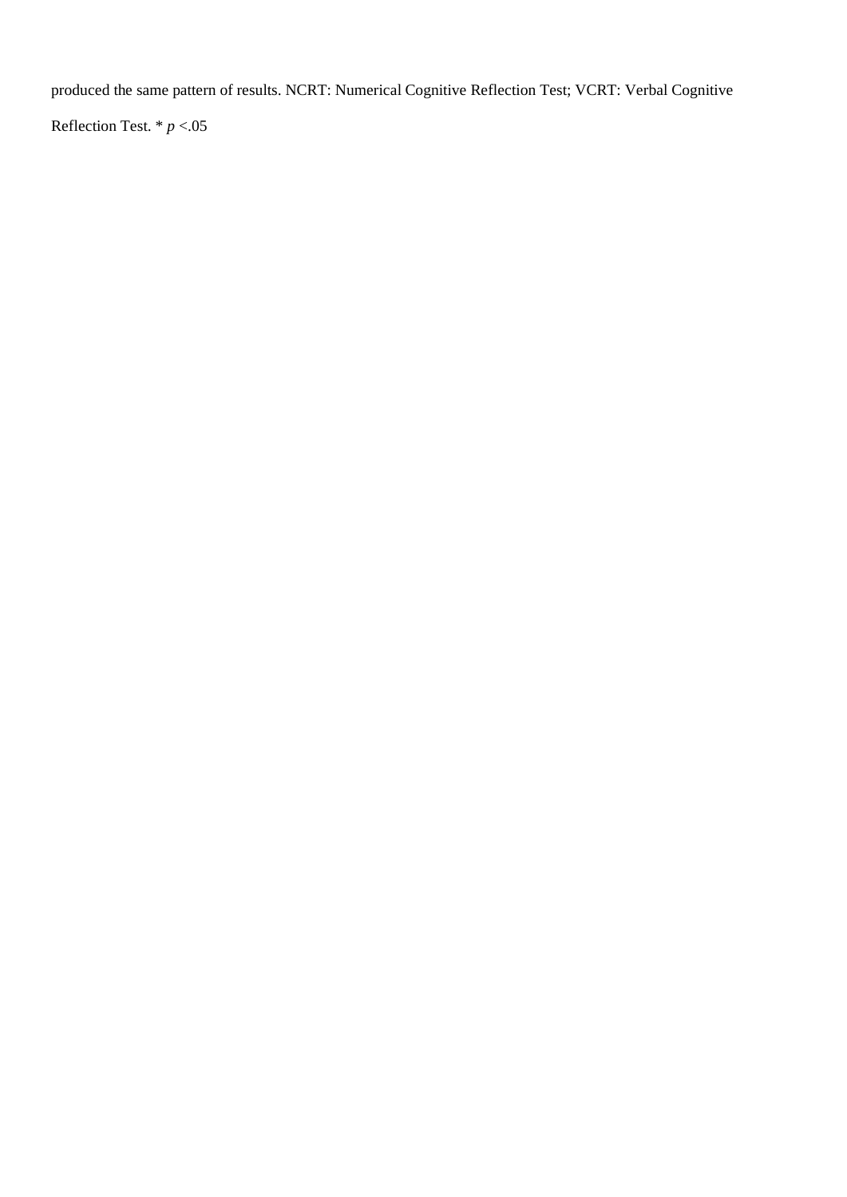produced the same pattern of results. NCRT: Numerical Cognitive Reflection Test; VCRT: Verbal Cognitive Reflection Test. * $p < .05$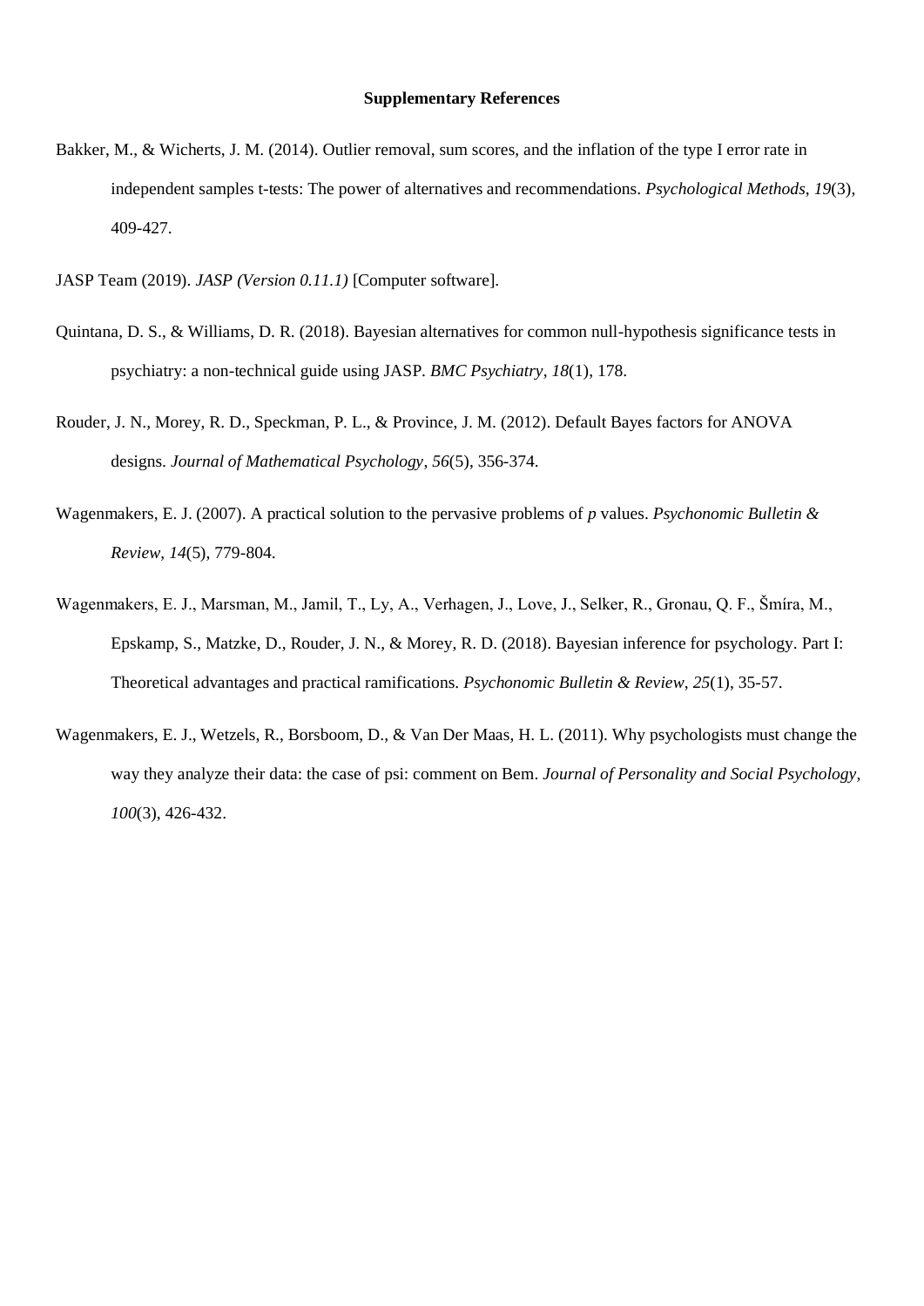**Supplementary References**

Bakker, M., & Wicherts, J. M. (2014). Outlier removal, sum scores, and the inflation of the type I error rate in independent samples t-tests: The power of alternatives and recommendations. *Psychological Methods*, *19*(3), 409-427.

JASP Team (2019). *JASP (Version 0.11.1)* [Computer software].

Quintana, D. S., & Williams, D. R. (2018). Bayesian alternatives for common null-hypothesis significance tests in psychiatry: a non-technical guide using JASP. *BMC Psychiatry*, *18*(1), 178.

Rouder, J. N., Morey, R. D., Speckman, P. L., & Province, J. M. (2012). Default Bayes factors for ANOVA designs. *Journal of Mathematical Psychology*, *56*(5), 356-374.

Wagenmakers, E. J. (2007). A practical solution to the pervasive problems of *p* values. *Psychonomic Bulletin & Review*, *14*(5), 779-804.

Wagenmakers, E. J., Marsman, M., Jamil, T., Ly, A., Verhagen, J., Love, J., Selker, R., Gronau, Q. F., Šmíra, M., Epskamp, S., Matzke, D., Rouder, J. N., & Morey, R. D. (2018). Bayesian inference for psychology. Part I: Theoretical advantages and practical ramifications. *Psychonomic Bulletin & Review*, *25*(1), 35-57.

Wagenmakers, E. J., Wetzels, R., Borsboom, D., & Van Der Maas, H. L. (2011). Why psychologists must change the way they analyze their data: the case of psi: comment on Bem. *Journal of Personality and Social Psychology, 100*(3), 426-432.